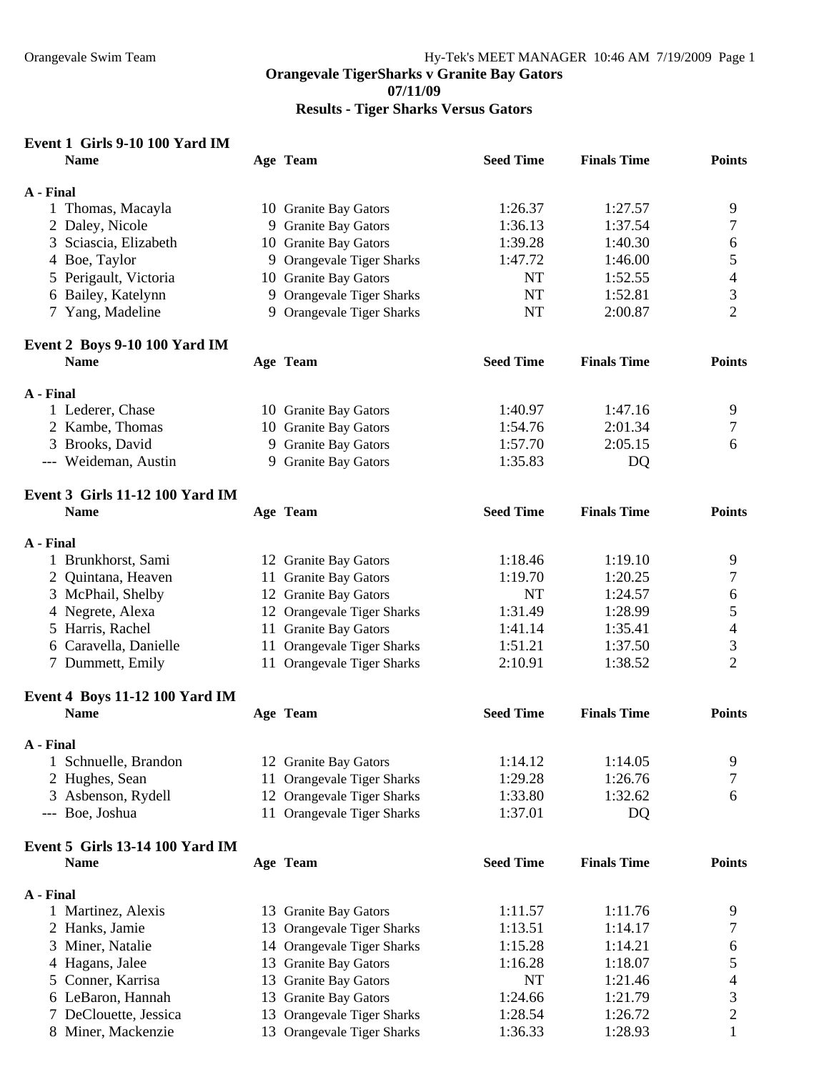**Orangevale TigerSharks v Granite Bay Gators**
**07/11/09**
**Results - Tiger Sharks Versus Gators**

### Event 1 Girls 9-10 100 Yard IM

| | Name | Age | Team | Seed Time | Finals Time | Points |
|---|---|---|---|---|---|---|
| **A - Final** | | | | | | |
| 1 | Thomas, Macayla | 10 | Granite Bay Gators | 1:26.37 | 1:27.57 | 9 |
| 2 | Daley, Nicole | 9 | Granite Bay Gators | 1:36.13 | 1:37.54 | 7 |
| 3 | Sciascia, Elizabeth | 10 | Granite Bay Gators | 1:39.28 | 1:40.30 | 6 |
| 4 | Boe, Taylor | 9 | Orangevale Tiger Sharks | 1:47.72 | 1:46.00 | 5 |
| 5 | Perigault, Victoria | 10 | Granite Bay Gators | NT | 1:52.55 | 4 |
| 6 | Bailey, Katelynn | 9 | Orangevale Tiger Sharks | NT | 1:52.81 | 3 |
| 7 | Yang, Madeline | 9 | Orangevale Tiger Sharks | NT | 2:00.87 | 2 |

### Event 2 Boys 9-10 100 Yard IM

| | Name | Age | Team | Seed Time | Finals Time | Points |
|---|---|---|---|---|---|---|
| **A - Final** | | | | | | |
| 1 | Lederer, Chase | 10 | Granite Bay Gators | 1:40.97 | 1:47.16 | 9 |
| 2 | Kambe, Thomas | 10 | Granite Bay Gators | 1:54.76 | 2:01.34 | 7 |
| 3 | Brooks, David | 9 | Granite Bay Gators | 1:57.70 | 2:05.15 | 6 |
| --- | Weideman, Austin | 9 | Granite Bay Gators | 1:35.83 | DQ | |

### Event 3 Girls 11-12 100 Yard IM

| | Name | Age | Team | Seed Time | Finals Time | Points |
|---|---|---|---|---|---|---|
| **A - Final** | | | | | | |
| 1 | Brunkhorst, Sami | 12 | Granite Bay Gators | 1:18.46 | 1:19.10 | 9 |
| 2 | Quintana, Heaven | 11 | Granite Bay Gators | 1:19.70 | 1:20.25 | 7 |
| 3 | McPhail, Shelby | 12 | Granite Bay Gators | NT | 1:24.57 | 6 |
| 4 | Negrete, Alexa | 12 | Orangevale Tiger Sharks | 1:31.49 | 1:28.99 | 5 |
| 5 | Harris, Rachel | 11 | Granite Bay Gators | 1:41.14 | 1:35.41 | 4 |
| 6 | Caravella, Danielle | 11 | Orangevale Tiger Sharks | 1:51.21 | 1:37.50 | 3 |
| 7 | Dummett, Emily | 11 | Orangevale Tiger Sharks | 2:10.91 | 1:38.52 | 2 |

### Event 4 Boys 11-12 100 Yard IM

| | Name | Age | Team | Seed Time | Finals Time | Points |
|---|---|---|---|---|---|---|
| **A - Final** | | | | | | |
| 1 | Schnuelle, Brandon | 12 | Granite Bay Gators | 1:14.12 | 1:14.05 | 9 |
| 2 | Hughes, Sean | 11 | Orangevale Tiger Sharks | 1:29.28 | 1:26.76 | 7 |
| 3 | Asbenson, Rydell | 12 | Orangevale Tiger Sharks | 1:33.80 | 1:32.62 | 6 |
| --- | Boe, Joshua | 11 | Orangevale Tiger Sharks | 1:37.01 | DQ | |

### Event 5 Girls 13-14 100 Yard IM

| | Name | Age | Team | Seed Time | Finals Time | Points |
|---|---|---|---|---|---|---|
| **A - Final** | | | | | | |
| 1 | Martinez, Alexis | 13 | Granite Bay Gators | 1:11.57 | 1:11.76 | 9 |
| 2 | Hanks, Jamie | 13 | Orangevale Tiger Sharks | 1:13.51 | 1:14.17 | 7 |
| 3 | Miner, Natalie | 14 | Orangevale Tiger Sharks | 1:15.28 | 1:14.21 | 6 |
| 4 | Hagans, Jalee | 13 | Granite Bay Gators | 1:16.28 | 1:18.07 | 5 |
| 5 | Conner, Karrisa | 13 | Granite Bay Gators | NT | 1:21.46 | 4 |
| 6 | LeBaron, Hannah | 13 | Granite Bay Gators | 1:24.66 | 1:21.79 | 3 |
| 7 | DeClouette, Jessica | 13 | Orangevale Tiger Sharks | 1:28.54 | 1:26.72 | 2 |
| 8 | Miner, Mackenzie | 13 | Orangevale Tiger Sharks | 1:36.33 | 1:28.93 | 1 |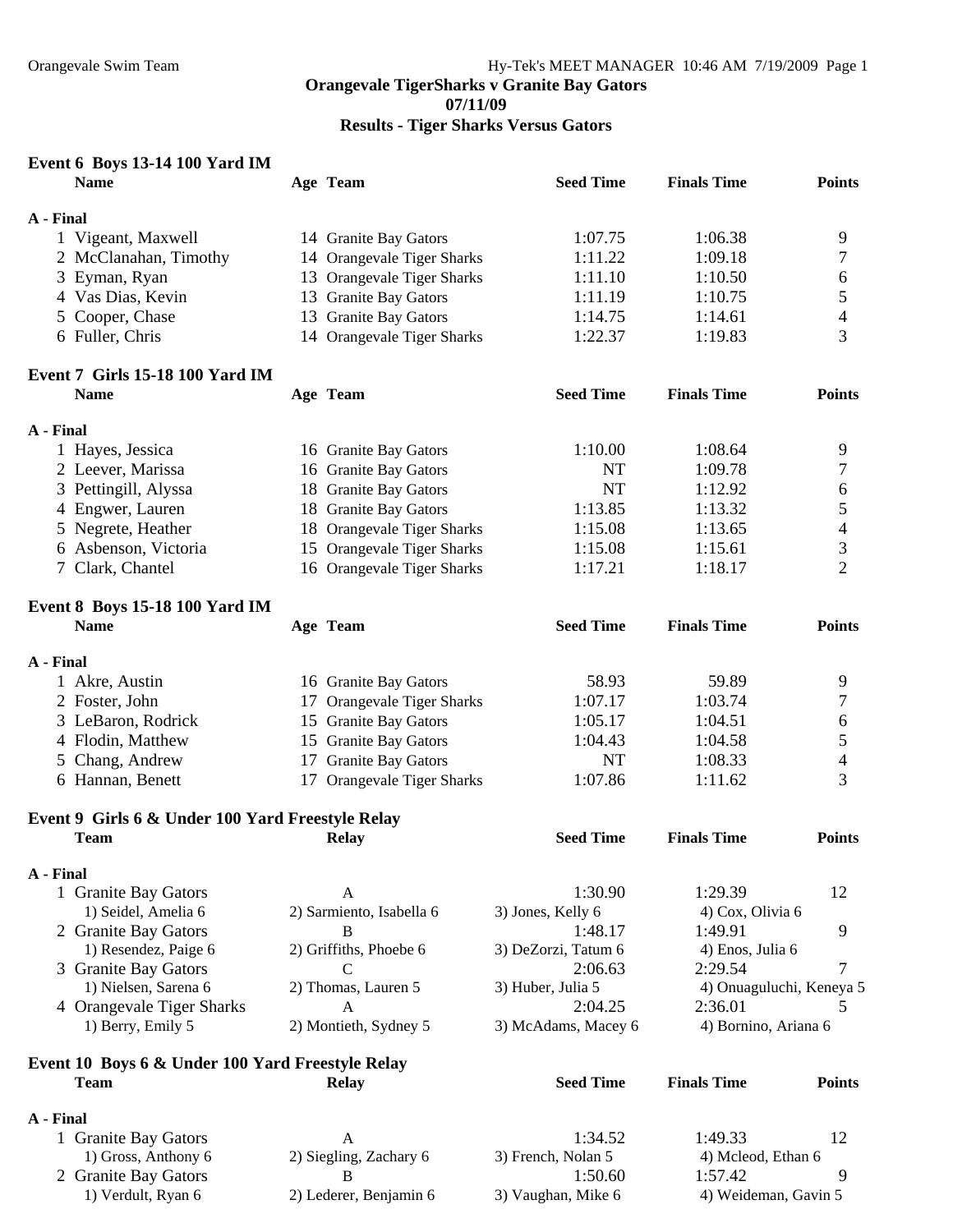**Orangevale TigerSharks v Granite Bay Gators**
**07/11/09**
**Results - Tiger Sharks Versus Gators**

### Event 6 Boys 13-14 100 Yard IM

| | Name | Age | Team | Seed Time | Finals Time | Points |
|---|---|---|---|---|---|---|
| **A - Final** | | | | | | |
| 1 | Vigeant, Maxwell | 14 | Granite Bay Gators | 1:07.75 | 1:06.38 | 9 |
| 2 | McClanahan, Timothy | 14 | Orangevale Tiger Sharks | 1:11.22 | 1:09.18 | 7 |
| 3 | Eyman, Ryan | 13 | Orangevale Tiger Sharks | 1:11.10 | 1:10.50 | 6 |
| 4 | Vas Dias, Kevin | 13 | Granite Bay Gators | 1:11.19 | 1:10.75 | 5 |
| 5 | Cooper, Chase | 13 | Granite Bay Gators | 1:14.75 | 1:14.61 | 4 |
| 6 | Fuller, Chris | 14 | Orangevale Tiger Sharks | 1:22.37 | 1:19.83 | 3 |

### Event 7 Girls 15-18 100 Yard IM

| | Name | Age | Team | Seed Time | Finals Time | Points |
|---|---|---|---|---|---|---|
| **A - Final** | | | | | | |
| 1 | Hayes, Jessica | 16 | Granite Bay Gators | 1:10.00 | 1:08.64 | 9 |
| 2 | Leever, Marissa | 16 | Granite Bay Gators | NT | 1:09.78 | 7 |
| 3 | Pettingill, Alyssa | 18 | Granite Bay Gators | NT | 1:12.92 | 6 |
| 4 | Engwer, Lauren | 18 | Granite Bay Gators | 1:13.85 | 1:13.32 | 5 |
| 5 | Negrete, Heather | 18 | Orangevale Tiger Sharks | 1:15.08 | 1:13.65 | 4 |
| 6 | Asbenson, Victoria | 15 | Orangevale Tiger Sharks | 1:15.08 | 1:15.61 | 3 |
| 7 | Clark, Chantel | 16 | Orangevale Tiger Sharks | 1:17.21 | 1:18.17 | 2 |

### Event 8 Boys 15-18 100 Yard IM

| | Name | Age | Team | Seed Time | Finals Time | Points |
|---|---|---|---|---|---|---|
| **A - Final** | | | | | | |
| 1 | Akre, Austin | 16 | Granite Bay Gators | 58.93 | 59.89 | 9 |
| 2 | Foster, John | 17 | Orangevale Tiger Sharks | 1:07.17 | 1:03.74 | 7 |
| 3 | LeBaron, Rodrick | 15 | Granite Bay Gators | 1:05.17 | 1:04.51 | 6 |
| 4 | Flodin, Matthew | 15 | Granite Bay Gators | 1:04.43 | 1:04.58 | 5 |
| 5 | Chang, Andrew | 17 | Granite Bay Gators | NT | 1:08.33 | 4 |
| 6 | Hannan, Benett | 17 | Orangevale Tiger Sharks | 1:07.86 | 1:11.62 | 3 |

### Event 9 Girls 6 & Under 100 Yard Freestyle Relay

| | Team | Relay | Seed Time | Finals Time | Points |
|---|---|---|---|---|---|
| **A - Final** | | | | | |
| 1 | Granite Bay Gators | A | 1:30.90 | 1:29.39 | 12 |
| | 1) Seidel, Amelia 6 | 2) Sarmiento, Isabella 6 | 3) Jones, Kelly 6 | 4) Cox, Olivia 6 | |
| 2 | Granite Bay Gators | B | 1:48.17 | 1:49.91 | 9 |
| | 1) Resendez, Paige 6 | 2) Griffiths, Phoebe 6 | 3) DeZorzi, Tatum 6 | 4) Enos, Julia 6 | |
| 3 | Granite Bay Gators | C | 2:06.63 | 2:29.54 | 7 |
| | 1) Nielsen, Sarena 6 | 2) Thomas, Lauren 5 | 3) Huber, Julia 5 | 4) Onuaguluchi, Keneya 5 | |
| 4 | Orangevale Tiger Sharks | A | 2:04.25 | 2:36.01 | 5 |
| | 1) Berry, Emily 5 | 2) Montieth, Sydney 5 | 3) McAdams, Macey 6 | 4) Bornino, Ariana 6 | |

### Event 10 Boys 6 & Under 100 Yard Freestyle Relay

| | Team | Relay | Seed Time | Finals Time | Points |
|---|---|---|---|---|---|
| **A - Final** | | | | | |
| 1 | Granite Bay Gators | A | 1:34.52 | 1:49.33 | 12 |
| | 1) Gross, Anthony 6 | 2) Siegling, Zachary 6 | 3) French, Nolan 5 | 4) Mcleod, Ethan 6 | |
| 2 | Granite Bay Gators | B | 1:50.60 | 1:57.42 | 9 |
| | 1) Verdult, Ryan 6 | 2) Lederer, Benjamin 6 | 3) Vaughan, Mike 6 | 4) Weideman, Gavin 5 | |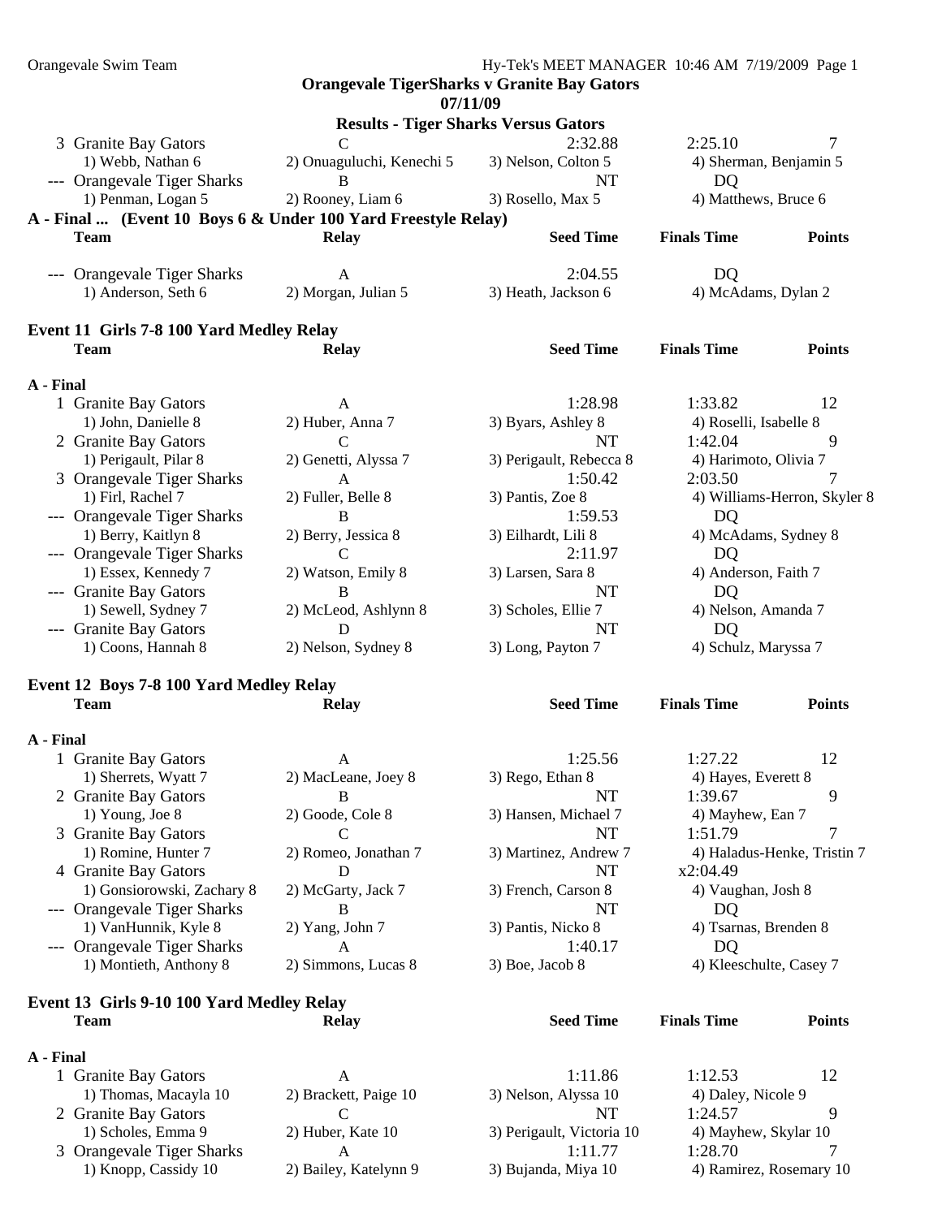**Orangevale TigerSharks v Granite Bay Gators**
**07/11/09**
**Results - Tiger Sharks Versus Gators**

| | Team | Relay | Seed Time | Finals Time | Points |
|---|---|---|---|---|---|
| 3 | Granite Bay Gators | C | 2:32.88 | 2:25.10 | 7 |
| | 1) Webb, Nathan 6 | 2) Onuaguluchi, Kenechi 5 | 3) Nelson, Colton 5 | 4) Sherman, Benjamin 5 | |
| --- | Orangevale Tiger Sharks | B | NT | DQ | |
| | 1) Penman, Logan 5 | 2) Rooney, Liam 6 | 3) Rosello, Max 5 | 4) Matthews, Bruce 6 | |

**A - Final ... (Event 10 Boys 6 & Under 100 Yard Freestyle Relay)**

| | Team | Relay | Seed Time | Finals Time | Points |
|---|---|---|---|---|---|
| --- | Orangevale Tiger Sharks | A | 2:04.55 | DQ | |
| | 1) Anderson, Seth 6 | 2) Morgan, Julian 5 | 3) Heath, Jackson 6 | 4) McAdams, Dylan 2 | |

### Event 11 Girls 7-8 100 Yard Medley Relay

**A - Final**

| | Team | Relay | Seed Time | Finals Time | Points |
|---|---|---|---|---|---|
| 1 | Granite Bay Gators | A | 1:28.98 | 1:33.82 | 12 |
| | 1) John, Danielle 8 | 2) Huber, Anna 7 | 3) Byars, Ashley 8 | 4) Roselli, Isabelle 8 | |
| 2 | Granite Bay Gators | C | NT | 1:42.04 | 9 |
| | 1) Perigault, Pilar 8 | 2) Genetti, Alyssa 7 | 3) Perigault, Rebecca 8 | 4) Harimoto, Olivia 7 | |
| 3 | Orangevale Tiger Sharks | A | 1:50.42 | 2:03.50 | 7 |
| | 1) Firl, Rachel 7 | 2) Fuller, Belle 8 | 3) Pantis, Zoe 8 | 4) Williams-Herron, Skyler 8 | |
| --- | Orangevale Tiger Sharks | B | 1:59.53 | DQ | |
| | 1) Berry, Kaitlyn 8 | 2) Berry, Jessica 8 | 3) Eilhardt, Lili 8 | 4) McAdams, Sydney 8 | |
| --- | Orangevale Tiger Sharks | C | 2:11.97 | DQ | |
| | 1) Essex, Kennedy 7 | 2) Watson, Emily 8 | 3) Larsen, Sara 8 | 4) Anderson, Faith 7 | |
| --- | Granite Bay Gators | B | NT | DQ | |
| | 1) Sewell, Sydney 7 | 2) McLeod, Ashlynn 8 | 3) Scholes, Ellie 7 | 4) Nelson, Amanda 7 | |
| --- | Granite Bay Gators | D | NT | DQ | |
| | 1) Coons, Hannah 8 | 2) Nelson, Sydney 8 | 3) Long, Payton 7 | 4) Schulz, Maryssa 7 | |

### Event 12 Boys 7-8 100 Yard Medley Relay

**A - Final**

| | Team | Relay | Seed Time | Finals Time | Points |
|---|---|---|---|---|---|
| 1 | Granite Bay Gators | A | 1:25.56 | 1:27.22 | 12 |
| | 1) Sherrets, Wyatt 7 | 2) MacLeane, Joey 8 | 3) Rego, Ethan 8 | 4) Hayes, Everett 8 | |
| 2 | Granite Bay Gators | B | NT | 1:39.67 | 9 |
| | 1) Young, Joe 8 | 2) Goode, Cole 8 | 3) Hansen, Michael 7 | 4) Mayhew, Ean 7 | |
| 3 | Granite Bay Gators | C | NT | 1:51.79 | 7 |
| | 1) Romine, Hunter 7 | 2) Romeo, Jonathan 7 | 3) Martinez, Andrew 7 | 4) Haladus-Henke, Tristin 7 | |
| 4 | Granite Bay Gators | D | NT | x2:04.49 | |
| | 1) Gonsiorowski, Zachary 8 | 2) McGarty, Jack 7 | 3) French, Carson 8 | 4) Vaughan, Josh 8 | |
| --- | Orangevale Tiger Sharks | B | NT | DQ | |
| | 1) VanHunnik, Kyle 8 | 2) Yang, John 7 | 3) Pantis, Nicko 8 | 4) Tsarnas, Brenden 8 | |
| --- | Orangevale Tiger Sharks | A | 1:40.17 | DQ | |
| | 1) Montieth, Anthony 8 | 2) Simmons, Lucas 8 | 3) Boe, Jacob 8 | 4) Kleeschulte, Casey 7 | |

### Event 13 Girls 9-10 100 Yard Medley Relay

**A - Final**

| | Team | Relay | Seed Time | Finals Time | Points |
|---|---|---|---|---|---|
| 1 | Granite Bay Gators | A | 1:11.86 | 1:12.53 | 12 |
| | 1) Thomas, Macayla 10 | 2) Brackett, Paige 10 | 3) Nelson, Alyssa 10 | 4) Daley, Nicole 9 | |
| 2 | Granite Bay Gators | C | NT | 1:24.57 | 9 |
| | 1) Scholes, Emma 9 | 2) Huber, Kate 10 | 3) Perigault, Victoria 10 | 4) Mayhew, Skylar 10 | |
| 3 | Orangevale Tiger Sharks | A | 1:11.77 | 1:28.70 | 7 |
| | 1) Knopp, Cassidy 10 | 2) Bailey, Katelynn 9 | 3) Bujanda, Miya 10 | 4) Ramirez, Rosemary 10 | |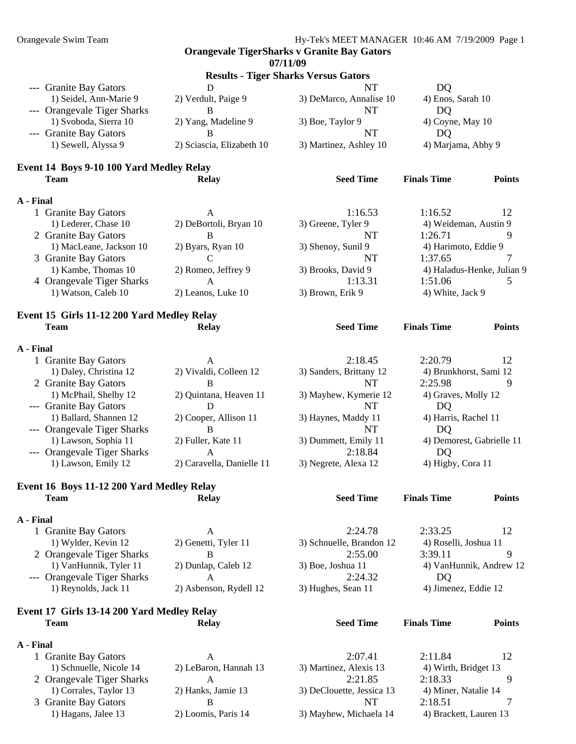**Orangevale TigerSharks v Granite Bay Gators**
**07/11/09**
**Results - Tiger Sharks Versus Gators**

| | Team | Relay | Seed Time | Finals Time | Points |
|---|---|---|---|---|---|
| --- | Granite Bay Gators | D | NT | DQ | |
| | 1) Seidel, Ann-Marie 9 | 2) Verdult, Paige 9 | 3) DeMarco, Annalise 10 | 4) Enos, Sarah 10 | |
| --- | Orangevale Tiger Sharks | B | NT | DQ | |
| | 1) Svoboda, Sierra 10 | 2) Yang, Madeline 9 | 3) Boe, Taylor 9 | 4) Coyne, May 10 | |
| --- | Granite Bay Gators | B | NT | DQ | |
| | 1) Sewell, Alyssa 9 | 2) Sciascia, Elizabeth 10 | 3) Martinez, Ashley 10 | 4) Marjama, Abby 9 | |

## Event 14 Boys 9-10 100 Yard Medley Relay

| | Team | Relay | Seed Time | Finals Time | Points |
|---|---|---|---|---|---|
| **A - Final** | | | | | |
| 1 | Granite Bay Gators | A | 1:16.53 | 1:16.52 | 12 |
| | 1) Lederer, Chase 10 | 2) DeBortoli, Bryan 10 | 3) Greene, Tyler 9 | 4) Weideman, Austin 9 | |
| 2 | Granite Bay Gators | B | NT | 1:26.71 | 9 |
| | 1) MacLeane, Jackson 10 | 2) Byars, Ryan 10 | 3) Shenoy, Sunil 9 | 4) Harimoto, Eddie 9 | |
| 3 | Granite Bay Gators | C | NT | 1:37.65 | 7 |
| | 1) Kambe, Thomas 10 | 2) Romeo, Jeffrey 9 | 3) Brooks, David 9 | 4) Haladus-Henke, Julian 9 | |
| 4 | Orangevale Tiger Sharks | A | 1:13.31 | 1:51.06 | 5 |
| | 1) Watson, Caleb 10 | 2) Leanos, Luke 10 | 3) Brown, Erik 9 | 4) White, Jack 9 | |

## Event 15 Girls 11-12 200 Yard Medley Relay

| | Team | Relay | Seed Time | Finals Time | Points |
|---|---|---|---|---|---|
| **A - Final** | | | | | |
| 1 | Granite Bay Gators | A | 2:18.45 | 2:20.79 | 12 |
| | 1) Daley, Christina 12 | 2) Vivaldi, Colleen 12 | 3) Sanders, Brittany 12 | 4) Brunkhorst, Sami 12 | |
| 2 | Granite Bay Gators | B | NT | 2:25.98 | 9 |
| | 1) McPhail, Shelby 12 | 2) Quintana, Heaven 11 | 3) Mayhew, Kymerie 12 | 4) Graves, Molly 12 | |
| --- | Granite Bay Gators | D | NT | DQ | |
| | 1) Ballard, Shannen 12 | 2) Cooper, Allison 11 | 3) Haynes, Maddy 11 | 4) Harris, Rachel 11 | |
| --- | Orangevale Tiger Sharks | B | NT | DQ | |
| | 1) Lawson, Sophia 11 | 2) Fuller, Kate 11 | 3) Dummett, Emily 11 | 4) Demorest, Gabrielle 11 | |
| --- | Orangevale Tiger Sharks | A | 2:18.84 | DQ | |
| | 1) Lawson, Emily 12 | 2) Caravella, Danielle 11 | 3) Negrete, Alexa 12 | 4) Higby, Cora 11 | |

## Event 16 Boys 11-12 200 Yard Medley Relay

| | Team | Relay | Seed Time | Finals Time | Points |
|---|---|---|---|---|---|
| **A - Final** | | | | | |
| 1 | Granite Bay Gators | A | 2:24.78 | 2:33.25 | 12 |
| | 1) Wylder, Kevin 12 | 2) Genetti, Tyler 11 | 3) Schnuelle, Brandon 12 | 4) Roselli, Joshua 11 | |
| 2 | Orangevale Tiger Sharks | B | 2:55.00 | 3:39.11 | 9 |
| | 1) VanHunnik, Tyler 11 | 2) Dunlap, Caleb 12 | 3) Boe, Joshua 11 | 4) VanHunnik, Andrew 12 | |
| --- | Orangevale Tiger Sharks | A | 2:24.32 | DQ | |
| | 1) Reynolds, Jack 11 | 2) Asbenson, Rydell 12 | 3) Hughes, Sean 11 | 4) Jimenez, Eddie 12 | |

## Event 17 Girls 13-14 200 Yard Medley Relay

| | Team | Relay | Seed Time | Finals Time | Points |
|---|---|---|---|---|---|
| **A - Final** | | | | | |
| 1 | Granite Bay Gators | A | 2:07.41 | 2:11.84 | 12 |
| | 1) Schnuelle, Nicole 14 | 2) LeBaron, Hannah 13 | 3) Martinez, Alexis 13 | 4) Wirth, Bridget 13 | |
| 2 | Orangevale Tiger Sharks | A | 2:21.85 | 2:18.33 | 9 |
| | 1) Corrales, Taylor 13 | 2) Hanks, Jamie 13 | 3) DeClouette, Jessica 13 | 4) Miner, Natalie 14 | |
| 3 | Granite Bay Gators | B | NT | 2:18.51 | 7 |
| | 1) Hagans, Jalee 13 | 2) Loomis, Paris 14 | 3) Mayhew, Michaela 14 | 4) Brackett, Lauren 13 | |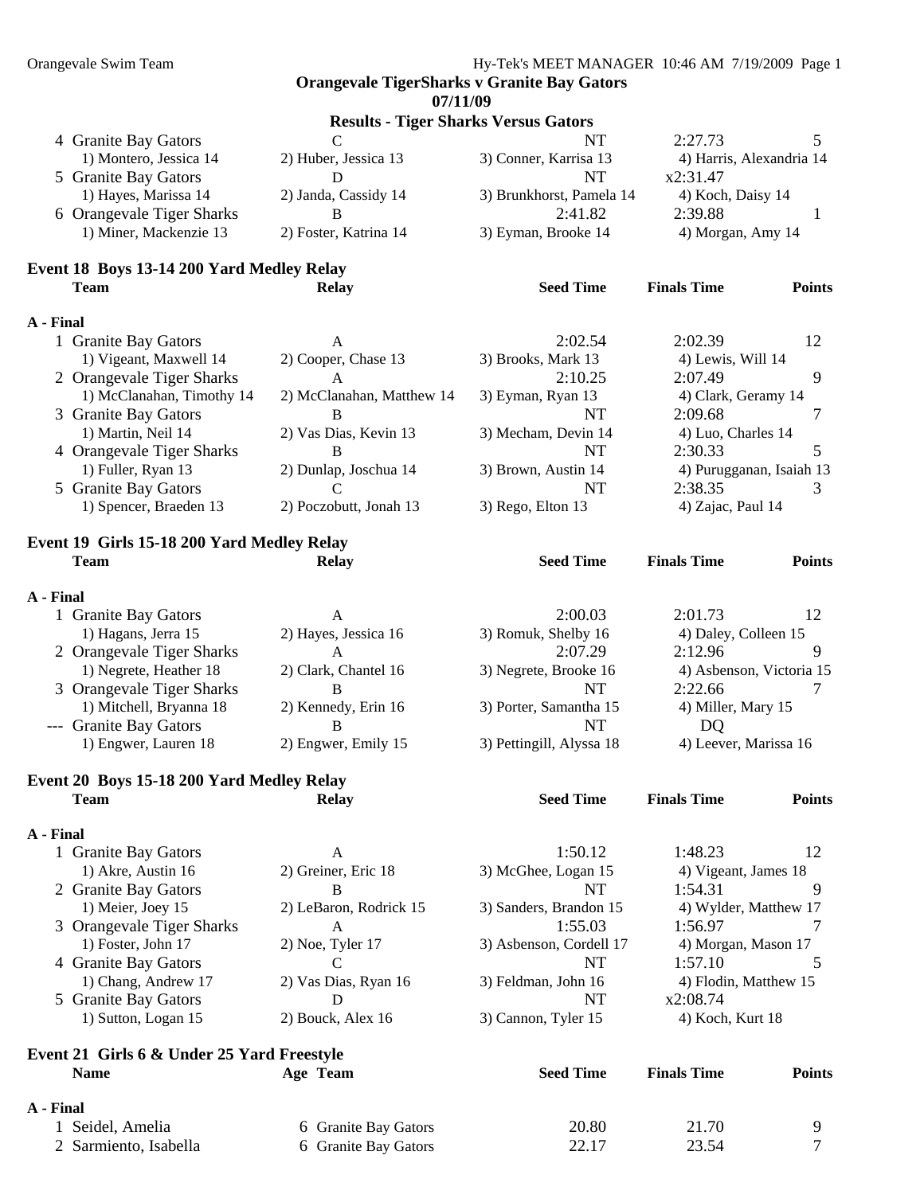## Orangevale TigerSharks v Granite Bay Gators

**07/11/09**

### Results - Tiger Sharks Versus Gators

| Team | Relay | Seed Time | Finals Time | Points |
|---|---|---|---|---|
| 4 Granite Bay Gators | C | NT | 2:27.73 | 5 |
| 1) Montero, Jessica 14 | 2) Huber, Jessica 13 | 3) Conner, Karrisa 13 | 4) Harris, Alexandria 14 | |
| 5 Granite Bay Gators | D | NT | x2:31.47 | |
| 1) Hayes, Marissa 14 | 2) Janda, Cassidy 14 | 3) Brunkhorst, Pamela 14 | 4) Koch, Daisy 14 | |
| 6 Orangevale Tiger Sharks | B | 2:41.82 | 2:39.88 | 1 |
| 1) Miner, Mackenzie 13 | 2) Foster, Katrina 14 | 3) Eyman, Brooke 14 | 4) Morgan, Amy 14 | |

### Event 18 Boys 13-14 200 Yard Medley Relay

| Team | Relay | Seed Time | Finals Time | Points |
|---|---|---|---|---|
| **A - Final** | | | | |
| 1 Granite Bay Gators | A | 2:02.54 | 2:02.39 | 12 |
| 1) Vigeant, Maxwell 14 | 2) Cooper, Chase 13 | 3) Brooks, Mark 13 | 4) Lewis, Will 14 | |
| 2 Orangevale Tiger Sharks | A | 2:10.25 | 2:07.49 | 9 |
| 1) McClanahan, Timothy 14 | 2) McClanahan, Matthew 14 | 3) Eyman, Ryan 13 | 4) Clark, Geramy 14 | |
| 3 Granite Bay Gators | B | NT | 2:09.68 | 7 |
| 1) Martin, Neil 14 | 2) Vas Dias, Kevin 13 | 3) Mecham, Devin 14 | 4) Luo, Charles 14 | |
| 4 Orangevale Tiger Sharks | B | NT | 2:30.33 | 5 |
| 1) Fuller, Ryan 13 | 2) Dunlap, Joschua 14 | 3) Brown, Austin 14 | 4) Purugganan, Isaiah 13 | |
| 5 Granite Bay Gators | C | NT | 2:38.35 | 3 |
| 1) Spencer, Braeden 13 | 2) Poczobutt, Jonah 13 | 3) Rego, Elton 13 | 4) Zajac, Paul 14 | |

### Event 19 Girls 15-18 200 Yard Medley Relay

| Team | Relay | Seed Time | Finals Time | Points |
|---|---|---|---|---|
| **A - Final** | | | | |
| 1 Granite Bay Gators | A | 2:00.03 | 2:01.73 | 12 |
| 1) Hagans, Jerra 15 | 2) Hayes, Jessica 16 | 3) Romuk, Shelby 16 | 4) Daley, Colleen 15 | |
| 2 Orangevale Tiger Sharks | A | 2:07.29 | 2:12.96 | 9 |
| 1) Negrete, Heather 18 | 2) Clark, Chantel 16 | 3) Negrete, Brooke 16 | 4) Asbenson, Victoria 15 | |
| 3 Orangevale Tiger Sharks | B | NT | 2:22.66 | 7 |
| 1) Mitchell, Bryanna 18 | 2) Kennedy, Erin 16 | 3) Porter, Samantha 15 | 4) Miller, Mary 15 | |
| --- Granite Bay Gators | B | NT | DQ | |
| 1) Engwer, Lauren 18 | 2) Engwer, Emily 15 | 3) Pettingill, Alyssa 18 | 4) Leever, Marissa 16 | |

### Event 20 Boys 15-18 200 Yard Medley Relay

| Team | Relay | Seed Time | Finals Time | Points |
|---|---|---|---|---|
| **A - Final** | | | | |
| 1 Granite Bay Gators | A | 1:50.12 | 1:48.23 | 12 |
| 1) Akre, Austin 16 | 2) Greiner, Eric 18 | 3) McGhee, Logan 15 | 4) Vigeant, James 18 | |
| 2 Granite Bay Gators | B | NT | 1:54.31 | 9 |
| 1) Meier, Joey 15 | 2) LeBaron, Rodrick 15 | 3) Sanders, Brandon 15 | 4) Wylder, Matthew 17 | |
| 3 Orangevale Tiger Sharks | A | 1:55.03 | 1:56.97 | 7 |
| 1) Foster, John 17 | 2) Noe, Tyler 17 | 3) Asbenson, Cordell 17 | 4) Morgan, Mason 17 | |
| 4 Granite Bay Gators | C | NT | 1:57.10 | 5 |
| 1) Chang, Andrew 17 | 2) Vas Dias, Ryan 16 | 3) Feldman, John 16 | 4) Flodin, Matthew 15 | |
| 5 Granite Bay Gators | D | NT | x2:08.74 | |
| 1) Sutton, Logan 15 | 2) Bouck, Alex 16 | 3) Cannon, Tyler 15 | 4) Koch, Kurt 18 | |

### Event 21 Girls 6 & Under 25 Yard Freestyle

| Name | Age | Team | Seed Time | Finals Time | Points |
|---|---|---|---|---|---|
| **A - Final** | | | | | |
| 1 Seidel, Amelia | 6 | Granite Bay Gators | 20.80 | 21.70 | 9 |
| 2 Sarmiento, Isabella | 6 | Granite Bay Gators | 22.17 | 23.54 | 7 |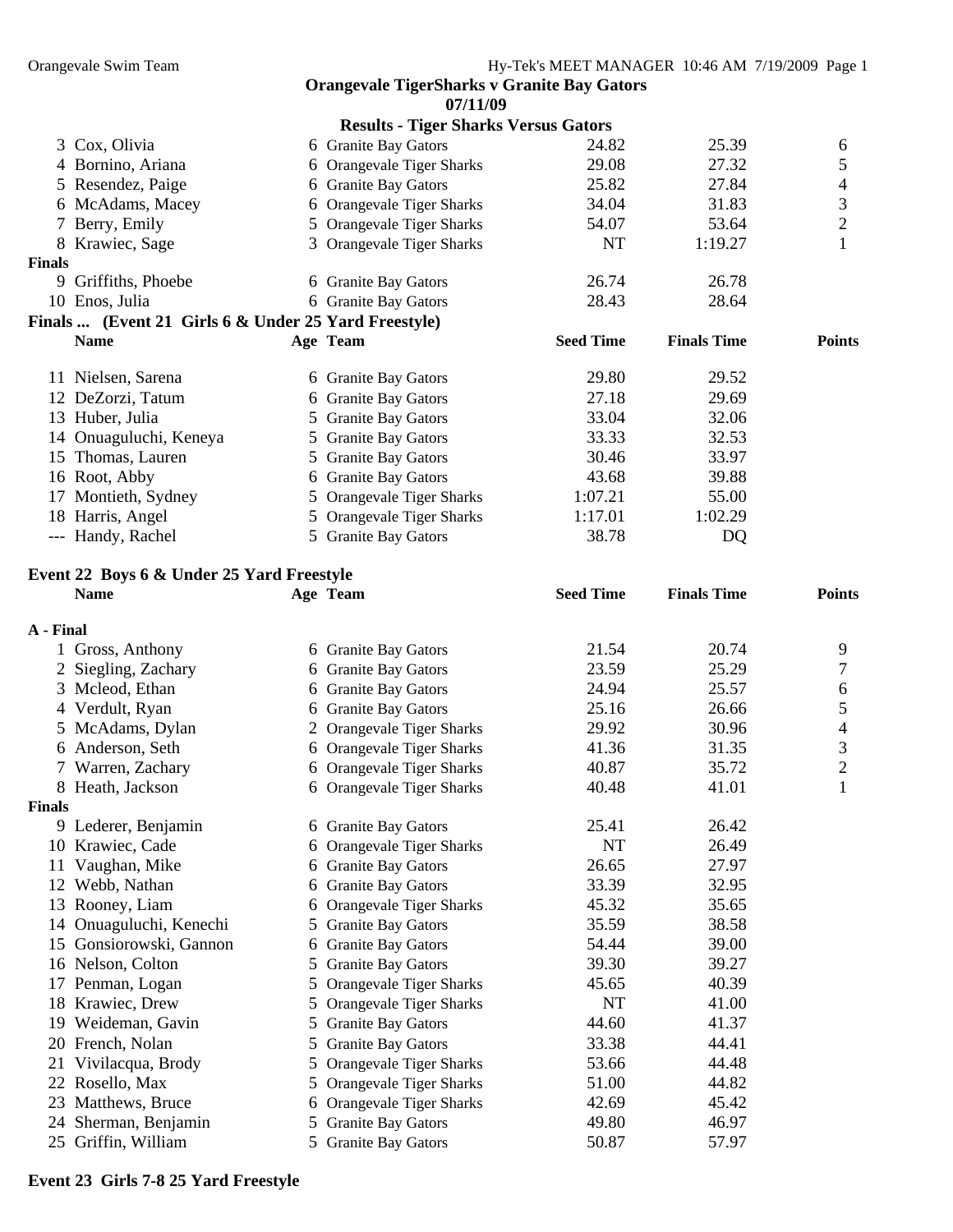**Orangevale TigerSharks v Granite Bay Gators**
**07/11/09**
**Results - Tiger Sharks Versus Gators**

| | Name | Age | Team | Seed Time | Finals Time | Points |
|---|---|---|---|---|---|---|
| 3 | Cox, Olivia | 6 | Granite Bay Gators | 24.82 | 25.39 | 6 |
| 4 | Bornino, Ariana | 6 | Orangevale Tiger Sharks | 29.08 | 27.32 | 5 |
| 5 | Resendez, Paige | 6 | Granite Bay Gators | 25.82 | 27.84 | 4 |
| 6 | McAdams, Macey | 6 | Orangevale Tiger Sharks | 34.04 | 31.83 | 3 |
| 7 | Berry, Emily | 5 | Orangevale Tiger Sharks | 54.07 | 53.64 | 2 |
| 8 | Krawiec, Sage | 3 | Orangevale Tiger Sharks | NT | 1:19.27 | 1 |
| **Finals** | | | | | | |
| 9 | Griffiths, Phoebe | 6 | Granite Bay Gators | 26.74 | 26.78 | |
| 10 | Enos, Julia | 6 | Granite Bay Gators | 28.43 | 28.64 | |

**Finals ... (Event 21 Girls 6 & Under 25 Yard Freestyle)**

| | Name | Age | Team | Seed Time | Finals Time | Points |
|---|---|---|---|---|---|---|
| 11 | Nielsen, Sarena | 6 | Granite Bay Gators | 29.80 | 29.52 | |
| 12 | DeZorzi, Tatum | 6 | Granite Bay Gators | 27.18 | 29.69 | |
| 13 | Huber, Julia | 5 | Granite Bay Gators | 33.04 | 32.06 | |
| 14 | Onuaguluchi, Keneya | 5 | Granite Bay Gators | 33.33 | 32.53 | |
| 15 | Thomas, Lauren | 5 | Granite Bay Gators | 30.46 | 33.97 | |
| 16 | Root, Abby | 6 | Granite Bay Gators | 43.68 | 39.88 | |
| 17 | Montieth, Sydney | 5 | Orangevale Tiger Sharks | 1:07.21 | 55.00 | |
| 18 | Harris, Angel | 5 | Orangevale Tiger Sharks | 1:17.01 | 1:02.29 | |
| --- | Handy, Rachel | 5 | Granite Bay Gators | 38.78 | DQ | |

**Event 22 Boys 6 & Under 25 Yard Freestyle**

| | Name | Age | Team | Seed Time | Finals Time | Points |
|---|---|---|---|---|---|---|
| **A - Final** | | | | | | |
| 1 | Gross, Anthony | 6 | Granite Bay Gators | 21.54 | 20.74 | 9 |
| 2 | Siegling, Zachary | 6 | Granite Bay Gators | 23.59 | 25.29 | 7 |
| 3 | Mcleod, Ethan | 6 | Granite Bay Gators | 24.94 | 25.57 | 6 |
| 4 | Verdult, Ryan | 6 | Granite Bay Gators | 25.16 | 26.66 | 5 |
| 5 | McAdams, Dylan | 2 | Orangevale Tiger Sharks | 29.92 | 30.96 | 4 |
| 6 | Anderson, Seth | 6 | Orangevale Tiger Sharks | 41.36 | 31.35 | 3 |
| 7 | Warren, Zachary | 6 | Orangevale Tiger Sharks | 40.87 | 35.72 | 2 |
| 8 | Heath, Jackson | 6 | Orangevale Tiger Sharks | 40.48 | 41.01 | 1 |
| **Finals** | | | | | | |
| 9 | Lederer, Benjamin | 6 | Granite Bay Gators | 25.41 | 26.42 | |
| 10 | Krawiec, Cade | 6 | Orangevale Tiger Sharks | NT | 26.49 | |
| 11 | Vaughan, Mike | 6 | Granite Bay Gators | 26.65 | 27.97 | |
| 12 | Webb, Nathan | 6 | Granite Bay Gators | 33.39 | 32.95 | |
| 13 | Rooney, Liam | 6 | Orangevale Tiger Sharks | 45.32 | 35.65 | |
| 14 | Onuaguluchi, Kenechi | 5 | Granite Bay Gators | 35.59 | 38.58 | |
| 15 | Gonsiorowski, Gannon | 6 | Granite Bay Gators | 54.44 | 39.00 | |
| 16 | Nelson, Colton | 5 | Granite Bay Gators | 39.30 | 39.27 | |
| 17 | Penman, Logan | 5 | Orangevale Tiger Sharks | 45.65 | 40.39 | |
| 18 | Krawiec, Drew | 5 | Orangevale Tiger Sharks | NT | 41.00 | |
| 19 | Weideman, Gavin | 5 | Granite Bay Gators | 44.60 | 41.37 | |
| 20 | French, Nolan | 5 | Granite Bay Gators | 33.38 | 44.41 | |
| 21 | Vivilacqua, Brody | 5 | Orangevale Tiger Sharks | 53.66 | 44.48 | |
| 22 | Rosello, Max | 5 | Orangevale Tiger Sharks | 51.00 | 44.82 | |
| 23 | Matthews, Bruce | 6 | Orangevale Tiger Sharks | 42.69 | 45.42 | |
| 24 | Sherman, Benjamin | 5 | Granite Bay Gators | 49.80 | 46.97 | |
| 25 | Griffin, William | 5 | Granite Bay Gators | 50.87 | 57.97 | |

**Event 23 Girls 7-8 25 Yard Freestyle**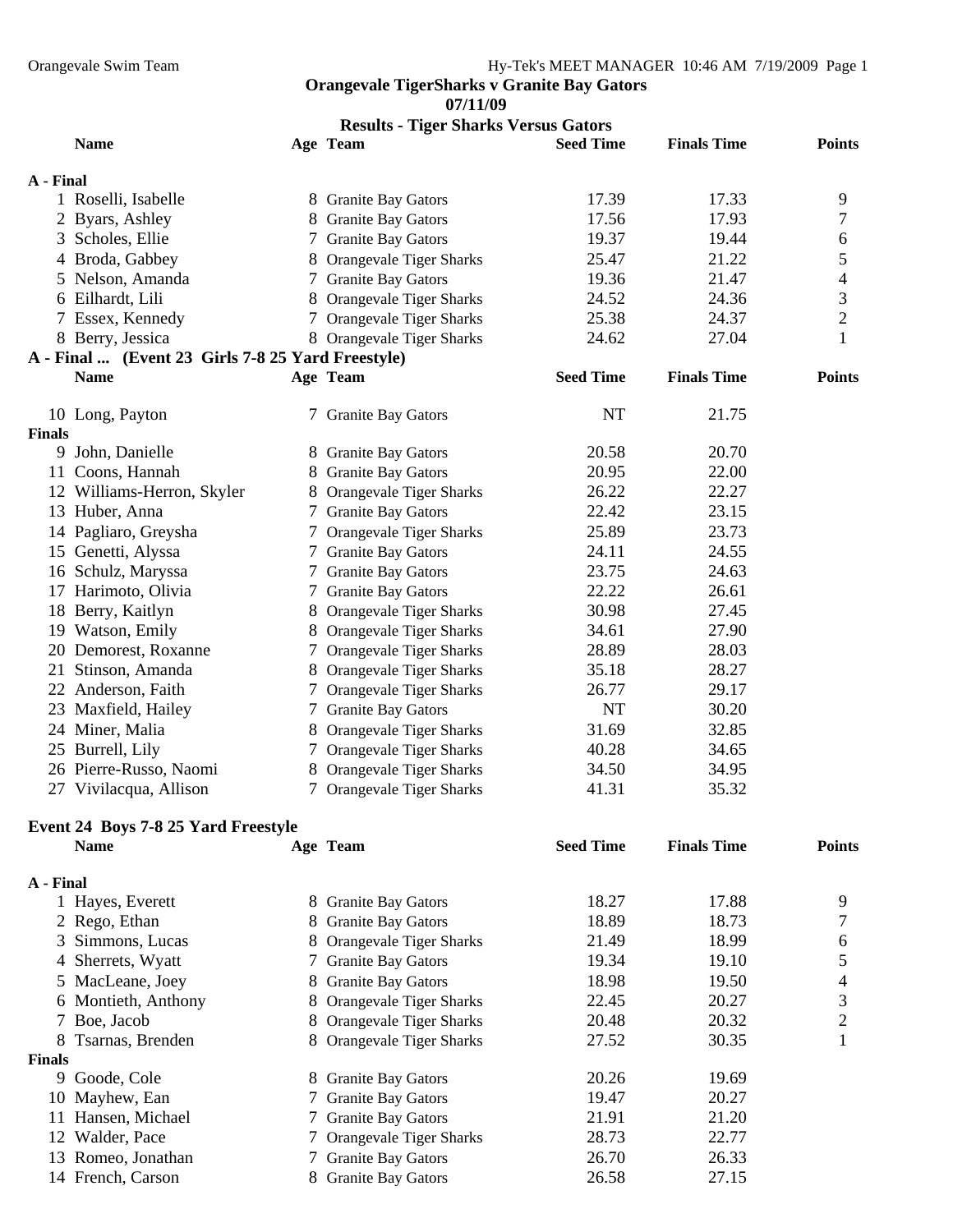**Orangevale TigerSharks v Granite Bay Gators**
**07/11/09**
**Results - Tiger Sharks Versus Gators**

| | Name | Age | Team | Seed Time | Finals Time | Points |
|---|---|---|---|---|---|---|
| **A - Final** | | | | | | |
| 1 | Roselli, Isabelle | 8 | Granite Bay Gators | 17.39 | 17.33 | 9 |
| 2 | Byars, Ashley | 8 | Granite Bay Gators | 17.56 | 17.93 | 7 |
| 3 | Scholes, Ellie | 7 | Granite Bay Gators | 19.37 | 19.44 | 6 |
| 4 | Broda, Gabbey | 8 | Orangevale Tiger Sharks | 25.47 | 21.22 | 5 |
| 5 | Nelson, Amanda | 7 | Granite Bay Gators | 19.36 | 21.47 | 4 |
| 6 | Eilhardt, Lili | 8 | Orangevale Tiger Sharks | 24.52 | 24.36 | 3 |
| 7 | Essex, Kennedy | 7 | Orangevale Tiger Sharks | 25.38 | 24.37 | 2 |
| 8 | Berry, Jessica | 8 | Orangevale Tiger Sharks | 24.62 | 27.04 | 1 |

**A - Final ... (Event 23 Girls 7-8 25 Yard Freestyle)**

| | Name | Age | Team | Seed Time | Finals Time | Points |
|---|---|---|---|---|---|---|
| 10 | Long, Payton | 7 | Granite Bay Gators | NT | 21.75 | |
| **Finals** | | | | | | |
| 9 | John, Danielle | 8 | Granite Bay Gators | 20.58 | 20.70 | |
| 11 | Coons, Hannah | 8 | Granite Bay Gators | 20.95 | 22.00 | |
| 12 | Williams-Herron, Skyler | 8 | Orangevale Tiger Sharks | 26.22 | 22.27 | |
| 13 | Huber, Anna | 7 | Granite Bay Gators | 22.42 | 23.15 | |
| 14 | Pagliaro, Greysha | 7 | Orangevale Tiger Sharks | 25.89 | 23.73 | |
| 15 | Genetti, Alyssa | 7 | Granite Bay Gators | 24.11 | 24.55 | |
| 16 | Schulz, Maryssa | 7 | Granite Bay Gators | 23.75 | 24.63 | |
| 17 | Harimoto, Olivia | 7 | Granite Bay Gators | 22.22 | 26.61 | |
| 18 | Berry, Kaitlyn | 8 | Orangevale Tiger Sharks | 30.98 | 27.45 | |
| 19 | Watson, Emily | 8 | Orangevale Tiger Sharks | 34.61 | 27.90 | |
| 20 | Demorest, Roxanne | 7 | Orangevale Tiger Sharks | 28.89 | 28.03 | |
| 21 | Stinson, Amanda | 8 | Orangevale Tiger Sharks | 35.18 | 28.27 | |
| 22 | Anderson, Faith | 7 | Orangevale Tiger Sharks | 26.77 | 29.17 | |
| 23 | Maxfield, Hailey | 7 | Granite Bay Gators | NT | 30.20 | |
| 24 | Miner, Malia | 8 | Orangevale Tiger Sharks | 31.69 | 32.85 | |
| 25 | Burrell, Lily | 7 | Orangevale Tiger Sharks | 40.28 | 34.65 | |
| 26 | Pierre-Russo, Naomi | 8 | Orangevale Tiger Sharks | 34.50 | 34.95 | |
| 27 | Vivilacqua, Allison | 7 | Orangevale Tiger Sharks | 41.31 | 35.32 | |

**Event 24 Boys 7-8 25 Yard Freestyle**

| | Name | Age | Team | Seed Time | Finals Time | Points |
|---|---|---|---|---|---|---|
| **A - Final** | | | | | | |
| 1 | Hayes, Everett | 8 | Granite Bay Gators | 18.27 | 17.88 | 9 |
| 2 | Rego, Ethan | 8 | Granite Bay Gators | 18.89 | 18.73 | 7 |
| 3 | Simmons, Lucas | 8 | Orangevale Tiger Sharks | 21.49 | 18.99 | 6 |
| 4 | Sherrets, Wyatt | 7 | Granite Bay Gators | 19.34 | 19.10 | 5 |
| 5 | MacLeane, Joey | 8 | Granite Bay Gators | 18.98 | 19.50 | 4 |
| 6 | Montieth, Anthony | 8 | Orangevale Tiger Sharks | 22.45 | 20.27 | 3 |
| 7 | Boe, Jacob | 8 | Orangevale Tiger Sharks | 20.48 | 20.32 | 2 |
| 8 | Tsarnas, Brenden | 8 | Orangevale Tiger Sharks | 27.52 | 30.35 | 1 |
| **Finals** | | | | | | |
| 9 | Goode, Cole | 8 | Granite Bay Gators | 20.26 | 19.69 | |
| 10 | Mayhew, Ean | 7 | Granite Bay Gators | 19.47 | 20.27 | |
| 11 | Hansen, Michael | 7 | Granite Bay Gators | 21.91 | 21.20 | |
| 12 | Walder, Pace | 7 | Orangevale Tiger Sharks | 28.73 | 22.77 | |
| 13 | Romeo, Jonathan | 7 | Granite Bay Gators | 26.70 | 26.33 | |
| 14 | French, Carson | 8 | Granite Bay Gators | 26.58 | 27.15 | |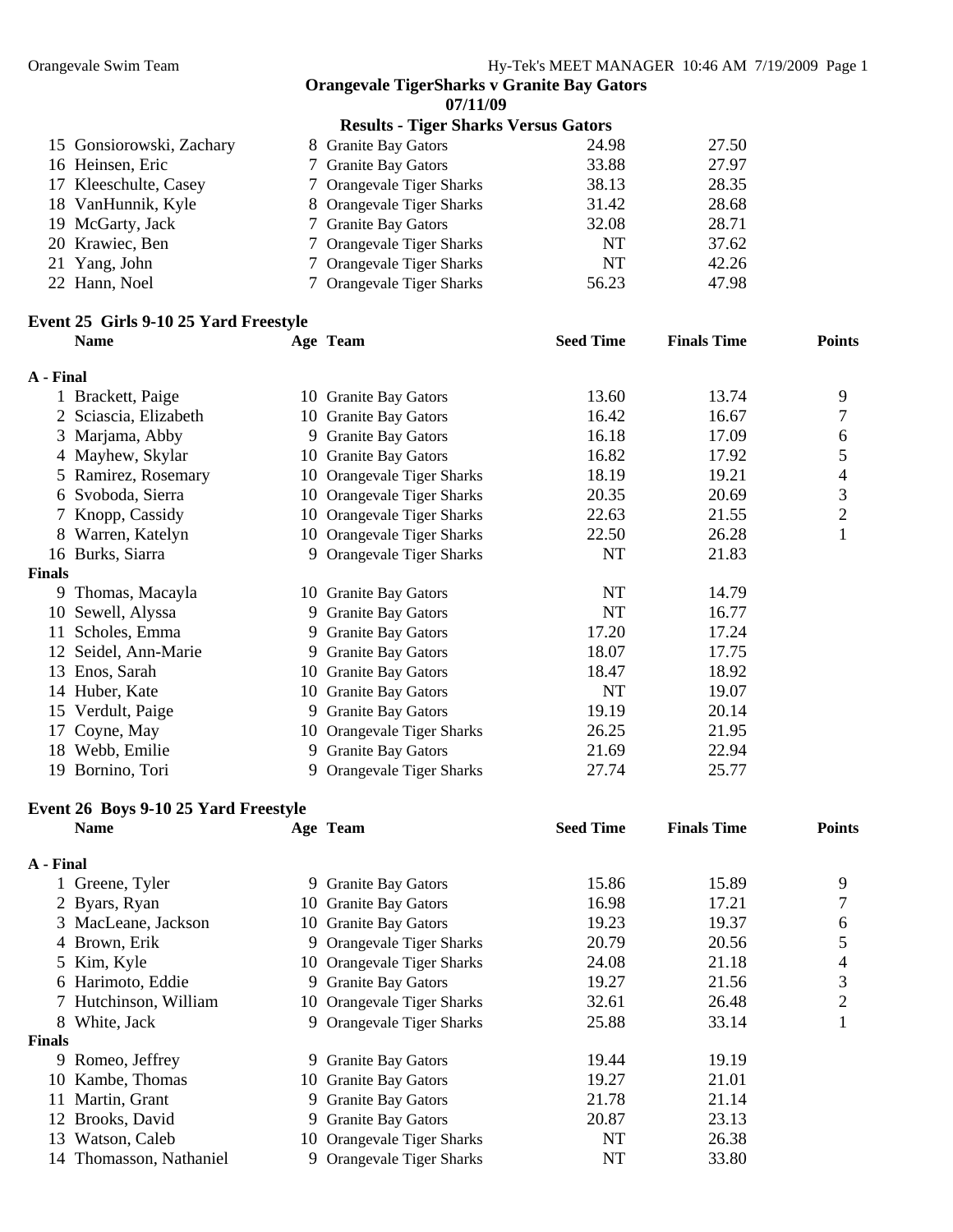## Orangevale TigerSharks v Granite Bay Gators
### 07/11/09
### Results - Tiger Sharks Versus Gators

| | Name | Age | Team | Seed Time | Finals Time | Points |
|---|---|---|---|---|---|---|
| 15 | Gonsiorowski, Zachary | 8 | Granite Bay Gators | 24.98 | 27.50 | |
| 16 | Heinsen, Eric | 7 | Granite Bay Gators | 33.88 | 27.97 | |
| 17 | Kleeschulte, Casey | 7 | Orangevale Tiger Sharks | 38.13 | 28.35 | |
| 18 | VanHunnik, Kyle | 8 | Orangevale Tiger Sharks | 31.42 | 28.68 | |
| 19 | McGarty, Jack | 7 | Granite Bay Gators | 32.08 | 28.71 | |
| 20 | Krawiec, Ben | 7 | Orangevale Tiger Sharks | NT | 37.62 | |
| 21 | Yang, John | 7 | Orangevale Tiger Sharks | NT | 42.26 | |
| 22 | Hann, Noel | 7 | Orangevale Tiger Sharks | 56.23 | 47.98 | |

### Event 25 Girls 9-10 25 Yard Freestyle

| | Name | Age | Team | Seed Time | Finals Time | Points |
|---|---|---|---|---|---|---|
| **A - Final** | | | | | | |
| 1 | Brackett, Paige | 10 | Granite Bay Gators | 13.60 | 13.74 | 9 |
| 2 | Sciascia, Elizabeth | 10 | Granite Bay Gators | 16.42 | 16.67 | 7 |
| 3 | Marjama, Abby | 9 | Granite Bay Gators | 16.18 | 17.09 | 6 |
| 4 | Mayhew, Skylar | 10 | Granite Bay Gators | 16.82 | 17.92 | 5 |
| 5 | Ramirez, Rosemary | 10 | Orangevale Tiger Sharks | 18.19 | 19.21 | 4 |
| 6 | Svoboda, Sierra | 10 | Orangevale Tiger Sharks | 20.35 | 20.69 | 3 |
| 7 | Knopp, Cassidy | 10 | Orangevale Tiger Sharks | 22.63 | 21.55 | 2 |
| 8 | Warren, Katelyn | 10 | Orangevale Tiger Sharks | 22.50 | 26.28 | 1 |
| 16 | Burks, Siarra | 9 | Orangevale Tiger Sharks | NT | 21.83 | |
| **Finals** | | | | | | |
| 9 | Thomas, Macayla | 10 | Granite Bay Gators | NT | 14.79 | |
| 10 | Sewell, Alyssa | 9 | Granite Bay Gators | NT | 16.77 | |
| 11 | Scholes, Emma | 9 | Granite Bay Gators | 17.20 | 17.24 | |
| 12 | Seidel, Ann-Marie | 9 | Granite Bay Gators | 18.07 | 17.75 | |
| 13 | Enos, Sarah | 10 | Granite Bay Gators | 18.47 | 18.92 | |
| 14 | Huber, Kate | 10 | Granite Bay Gators | NT | 19.07 | |
| 15 | Verdult, Paige | 9 | Granite Bay Gators | 19.19 | 20.14 | |
| 17 | Coyne, May | 10 | Orangevale Tiger Sharks | 26.25 | 21.95 | |
| 18 | Webb, Emilie | 9 | Granite Bay Gators | 21.69 | 22.94 | |
| 19 | Bornino, Tori | 9 | Orangevale Tiger Sharks | 27.74 | 25.77 | |

### Event 26 Boys 9-10 25 Yard Freestyle

| | Name | Age | Team | Seed Time | Finals Time | Points |
|---|---|---|---|---|---|---|
| **A - Final** | | | | | | |
| 1 | Greene, Tyler | 9 | Granite Bay Gators | 15.86 | 15.89 | 9 |
| 2 | Byars, Ryan | 10 | Granite Bay Gators | 16.98 | 17.21 | 7 |
| 3 | MacLeane, Jackson | 10 | Granite Bay Gators | 19.23 | 19.37 | 6 |
| 4 | Brown, Erik | 9 | Orangevale Tiger Sharks | 20.79 | 20.56 | 5 |
| 5 | Kim, Kyle | 10 | Orangevale Tiger Sharks | 24.08 | 21.18 | 4 |
| 6 | Harimoto, Eddie | 9 | Granite Bay Gators | 19.27 | 21.56 | 3 |
| 7 | Hutchinson, William | 10 | Orangevale Tiger Sharks | 32.61 | 26.48 | 2 |
| 8 | White, Jack | 9 | Orangevale Tiger Sharks | 25.88 | 33.14 | 1 |
| **Finals** | | | | | | |
| 9 | Romeo, Jeffrey | 9 | Granite Bay Gators | 19.44 | 19.19 | |
| 10 | Kambe, Thomas | 10 | Granite Bay Gators | 19.27 | 21.01 | |
| 11 | Martin, Grant | 9 | Granite Bay Gators | 21.78 | 21.14 | |
| 12 | Brooks, David | 9 | Granite Bay Gators | 20.87 | 23.13 | |
| 13 | Watson, Caleb | 10 | Orangevale Tiger Sharks | NT | 26.38 | |
| 14 | Thomasson, Nathaniel | 9 | Orangevale Tiger Sharks | NT | 33.80 | |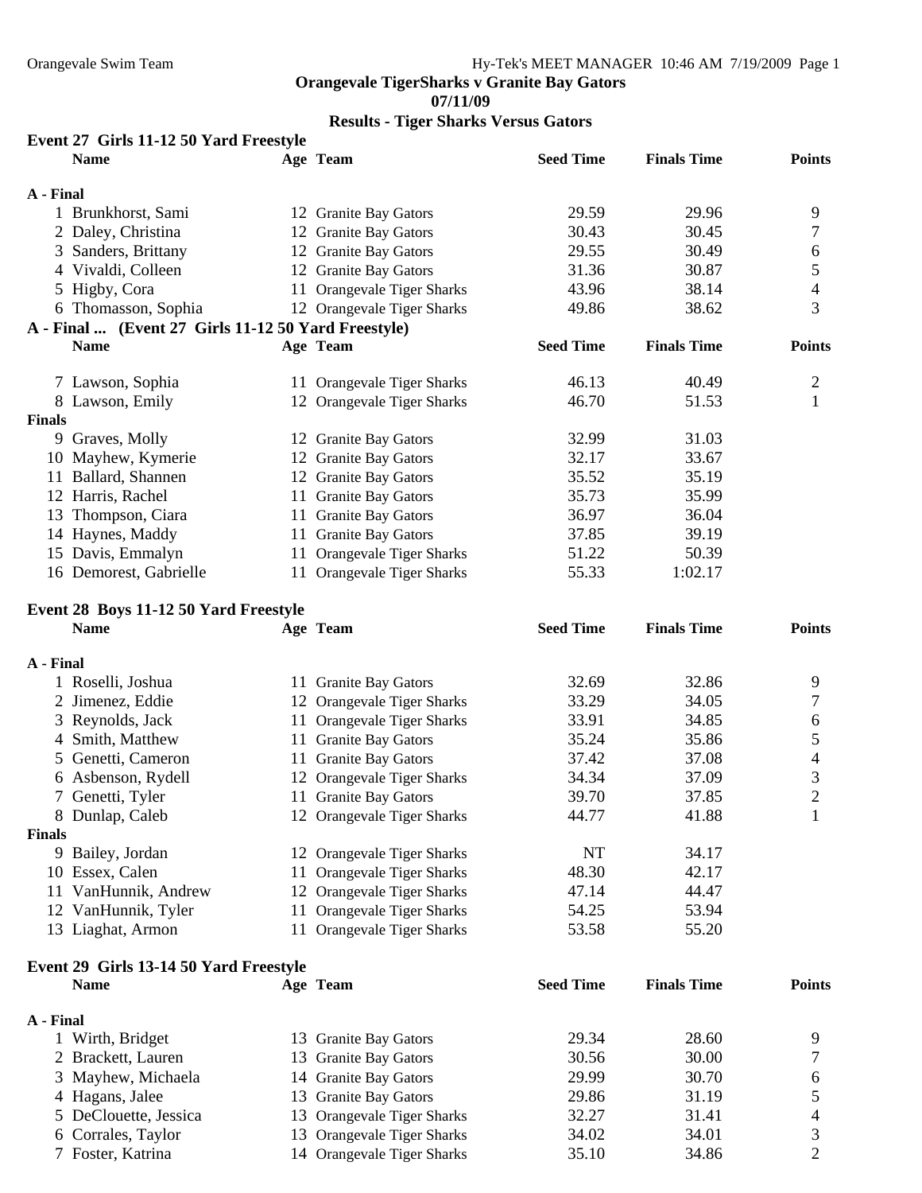**Orangevale TigerSharks v Granite Bay Gators**

**07/11/09**

**Results - Tiger Sharks Versus Gators**

### Event 27 Girls 11-12 50 Yard Freestyle

| | Name | Age | Team | Seed Time | Finals Time | Points |
|---|---|---|---|---|---|---|
| **A - Final** | | | | | | |
| 1 | Brunkhorst, Sami | 12 | Granite Bay Gators | 29.59 | 29.96 | 9 |
| 2 | Daley, Christina | 12 | Granite Bay Gators | 30.43 | 30.45 | 7 |
| 3 | Sanders, Brittany | 12 | Granite Bay Gators | 29.55 | 30.49 | 6 |
| 4 | Vivaldi, Colleen | 12 | Granite Bay Gators | 31.36 | 30.87 | 5 |
| 5 | Higby, Cora | 11 | Orangevale Tiger Sharks | 43.96 | 38.14 | 4 |
| 6 | Thomasson, Sophia | 12 | Orangevale Tiger Sharks | 49.86 | 38.62 | 3 |
| 7 | Lawson, Sophia | 11 | Orangevale Tiger Sharks | 46.13 | 40.49 | 2 |
| 8 | Lawson, Emily | 12 | Orangevale Tiger Sharks | 46.70 | 51.53 | 1 |
| **Finals** | | | | | | |
| 9 | Graves, Molly | 12 | Granite Bay Gators | 32.99 | 31.03 | |
| 10 | Mayhew, Kymerie | 12 | Granite Bay Gators | 32.17 | 33.67 | |
| 11 | Ballard, Shannen | 12 | Granite Bay Gators | 35.52 | 35.19 | |
| 12 | Harris, Rachel | 11 | Granite Bay Gators | 35.73 | 35.99 | |
| 13 | Thompson, Ciara | 11 | Granite Bay Gators | 36.97 | 36.04 | |
| 14 | Haynes, Maddy | 11 | Granite Bay Gators | 37.85 | 39.19 | |
| 15 | Davis, Emmalyn | 11 | Orangevale Tiger Sharks | 51.22 | 50.39 | |
| 16 | Demorest, Gabrielle | 11 | Orangevale Tiger Sharks | 55.33 | 1:02.17 | |

### Event 28 Boys 11-12 50 Yard Freestyle

| | Name | Age | Team | Seed Time | Finals Time | Points |
|---|---|---|---|---|---|---|
| **A - Final** | | | | | | |
| 1 | Roselli, Joshua | 11 | Granite Bay Gators | 32.69 | 32.86 | 9 |
| 2 | Jimenez, Eddie | 12 | Orangevale Tiger Sharks | 33.29 | 34.05 | 7 |
| 3 | Reynolds, Jack | 11 | Orangevale Tiger Sharks | 33.91 | 34.85 | 6 |
| 4 | Smith, Matthew | 11 | Granite Bay Gators | 35.24 | 35.86 | 5 |
| 5 | Genetti, Cameron | 11 | Granite Bay Gators | 37.42 | 37.08 | 4 |
| 6 | Asbenson, Rydell | 12 | Orangevale Tiger Sharks | 34.34 | 37.09 | 3 |
| 7 | Genetti, Tyler | 11 | Granite Bay Gators | 39.70 | 37.85 | 2 |
| 8 | Dunlap, Caleb | 12 | Orangevale Tiger Sharks | 44.77 | 41.88 | 1 |
| **Finals** | | | | | | |
| 9 | Bailey, Jordan | 12 | Orangevale Tiger Sharks | NT | 34.17 | |
| 10 | Essex, Calen | 11 | Orangevale Tiger Sharks | 48.30 | 42.17 | |
| 11 | VanHunnik, Andrew | 12 | Orangevale Tiger Sharks | 47.14 | 44.47 | |
| 12 | VanHunnik, Tyler | 11 | Orangevale Tiger Sharks | 54.25 | 53.94 | |
| 13 | Liaghat, Armon | 11 | Orangevale Tiger Sharks | 53.58 | 55.20 | |

### Event 29 Girls 13-14 50 Yard Freestyle

| | Name | Age | Team | Seed Time | Finals Time | Points |
|---|---|---|---|---|---|---|
| **A - Final** | | | | | | |
| 1 | Wirth, Bridget | 13 | Granite Bay Gators | 29.34 | 28.60 | 9 |
| 2 | Brackett, Lauren | 13 | Granite Bay Gators | 30.56 | 30.00 | 7 |
| 3 | Mayhew, Michaela | 14 | Granite Bay Gators | 29.99 | 30.70 | 6 |
| 4 | Hagans, Jalee | 13 | Granite Bay Gators | 29.86 | 31.19 | 5 |
| 5 | DeClouette, Jessica | 13 | Orangevale Tiger Sharks | 32.27 | 31.41 | 4 |
| 6 | Corrales, Taylor | 13 | Orangevale Tiger Sharks | 34.02 | 34.01 | 3 |
| 7 | Foster, Katrina | 14 | Orangevale Tiger Sharks | 35.10 | 34.86 | 2 |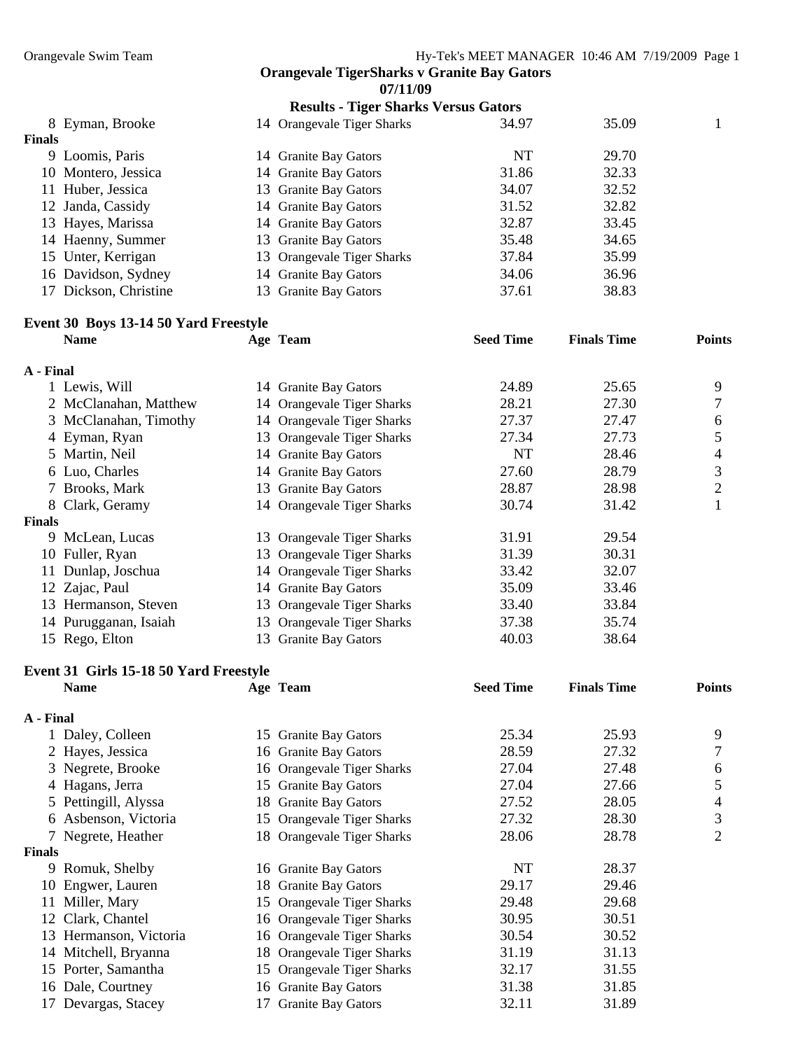**Orangevale TigerSharks v Granite Bay Gators**
**07/11/09**
**Results - Tiger Sharks Versus Gators**

| | Name | Age | Team | Seed Time | Finals Time | Points |
|---|---|---|---|---|---|---|
| 8 | Eyman, Brooke | 14 | Orangevale Tiger Sharks | 34.97 | 35.09 | 1 |
| **Finals** | | | | | | |
| 9 | Loomis, Paris | 14 | Granite Bay Gators | NT | 29.70 | |
| 10 | Montero, Jessica | 14 | Granite Bay Gators | 31.86 | 32.33 | |
| 11 | Huber, Jessica | 13 | Granite Bay Gators | 34.07 | 32.52 | |
| 12 | Janda, Cassidy | 14 | Granite Bay Gators | 31.52 | 32.82 | |
| 13 | Hayes, Marissa | 14 | Granite Bay Gators | 32.87 | 33.45 | |
| 14 | Haenny, Summer | 13 | Granite Bay Gators | 35.48 | 34.65 | |
| 15 | Unter, Kerrigan | 13 | Orangevale Tiger Sharks | 37.84 | 35.99 | |
| 16 | Davidson, Sydney | 14 | Granite Bay Gators | 34.06 | 36.96 | |
| 17 | Dickson, Christine | 13 | Granite Bay Gators | 37.61 | 38.83 | |

### Event 30 Boys 13-14 50 Yard Freestyle

| | Name | Age | Team | Seed Time | Finals Time | Points |
|---|---|---|---|---|---|---|
| **A - Final** | | | | | | |
| 1 | Lewis, Will | 14 | Granite Bay Gators | 24.89 | 25.65 | 9 |
| 2 | McClanahan, Matthew | 14 | Orangevale Tiger Sharks | 28.21 | 27.30 | 7 |
| 3 | McClanahan, Timothy | 14 | Orangevale Tiger Sharks | 27.37 | 27.47 | 6 |
| 4 | Eyman, Ryan | 13 | Orangevale Tiger Sharks | 27.34 | 27.73 | 5 |
| 5 | Martin, Neil | 14 | Granite Bay Gators | NT | 28.46 | 4 |
| 6 | Luo, Charles | 14 | Granite Bay Gators | 27.60 | 28.79 | 3 |
| 7 | Brooks, Mark | 13 | Granite Bay Gators | 28.87 | 28.98 | 2 |
| 8 | Clark, Geramy | 14 | Orangevale Tiger Sharks | 30.74 | 31.42 | 1 |
| **Finals** | | | | | | |
| 9 | McLean, Lucas | 13 | Orangevale Tiger Sharks | 31.91 | 29.54 | |
| 10 | Fuller, Ryan | 13 | Orangevale Tiger Sharks | 31.39 | 30.31 | |
| 11 | Dunlap, Joschua | 14 | Orangevale Tiger Sharks | 33.42 | 32.07 | |
| 12 | Zajac, Paul | 14 | Granite Bay Gators | 35.09 | 33.46 | |
| 13 | Hermanson, Steven | 13 | Orangevale Tiger Sharks | 33.40 | 33.84 | |
| 14 | Purugganan, Isaiah | 13 | Orangevale Tiger Sharks | 37.38 | 35.74 | |
| 15 | Rego, Elton | 13 | Granite Bay Gators | 40.03 | 38.64 | |

### Event 31 Girls 15-18 50 Yard Freestyle

| | Name | Age | Team | Seed Time | Finals Time | Points |
|---|---|---|---|---|---|---|
| **A - Final** | | | | | | |
| 1 | Daley, Colleen | 15 | Granite Bay Gators | 25.34 | 25.93 | 9 |
| 2 | Hayes, Jessica | 16 | Granite Bay Gators | 28.59 | 27.32 | 7 |
| 3 | Negrete, Brooke | 16 | Orangevale Tiger Sharks | 27.04 | 27.48 | 6 |
| 4 | Hagans, Jerra | 15 | Granite Bay Gators | 27.04 | 27.66 | 5 |
| 5 | Pettingill, Alyssa | 18 | Granite Bay Gators | 27.52 | 28.05 | 4 |
| 6 | Asbenson, Victoria | 15 | Orangevale Tiger Sharks | 27.32 | 28.30 | 3 |
| 7 | Negrete, Heather | 18 | Orangevale Tiger Sharks | 28.06 | 28.78 | 2 |
| **Finals** | | | | | | |
| 9 | Romuk, Shelby | 16 | Granite Bay Gators | NT | 28.37 | |
| 10 | Engwer, Lauren | 18 | Granite Bay Gators | 29.17 | 29.46 | |
| 11 | Miller, Mary | 15 | Orangevale Tiger Sharks | 29.48 | 29.68 | |
| 12 | Clark, Chantel | 16 | Orangevale Tiger Sharks | 30.95 | 30.51 | |
| 13 | Hermanson, Victoria | 16 | Orangevale Tiger Sharks | 30.54 | 30.52 | |
| 14 | Mitchell, Bryanna | 18 | Orangevale Tiger Sharks | 31.19 | 31.13 | |
| 15 | Porter, Samantha | 15 | Orangevale Tiger Sharks | 32.17 | 31.55 | |
| 16 | Dale, Courtney | 16 | Granite Bay Gators | 31.38 | 31.85 | |
| 17 | Devargas, Stacey | 17 | Granite Bay Gators | 32.11 | 31.89 | |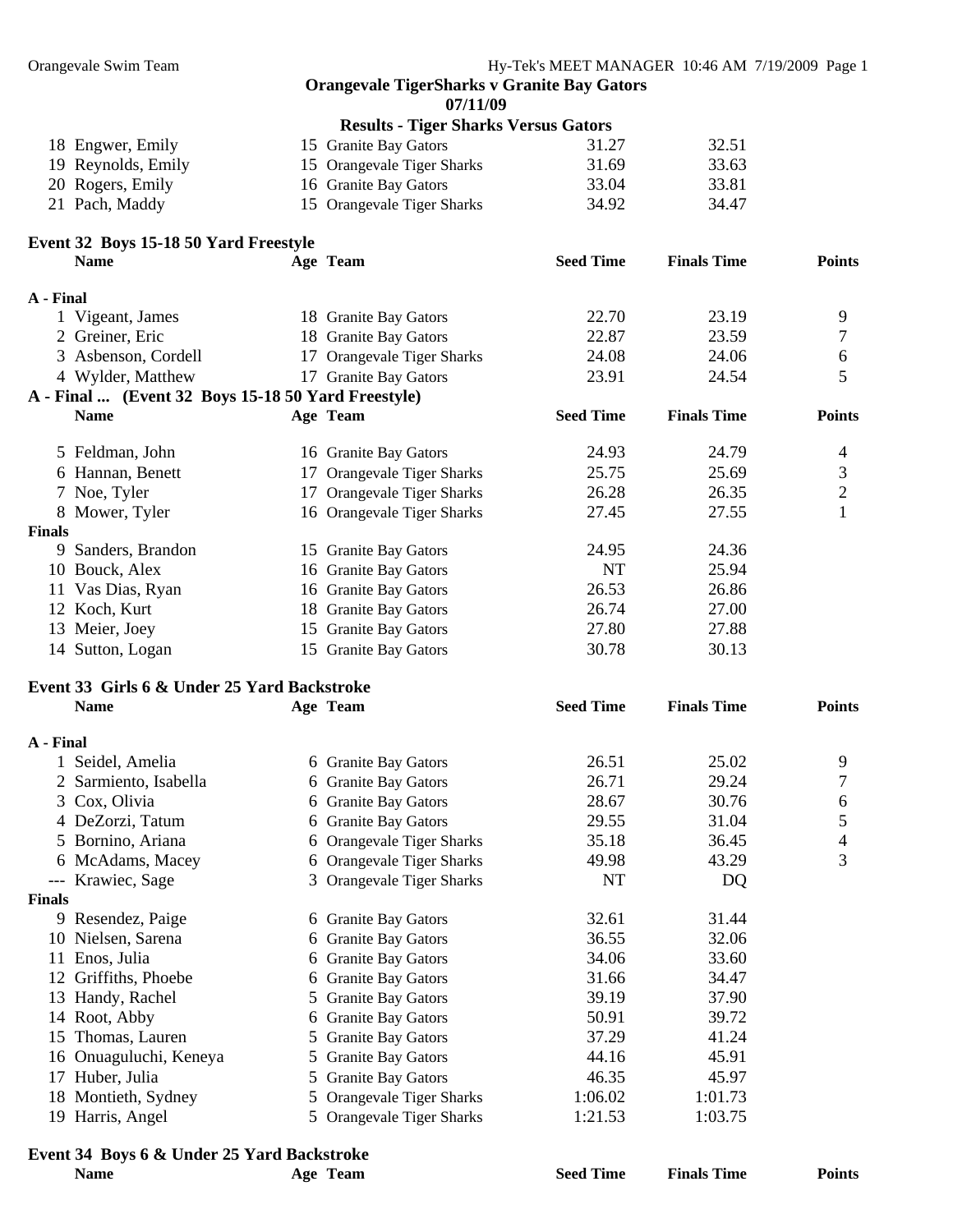## Orangevale TigerSharks v Granite Bay Gators

**07/11/09**

### Results - Tiger Sharks Versus Gators

| | Name | Age | Team | Seed Time | Finals Time | Points |
|---|---|---|---|---|---|---|
| 18 | Engwer, Emily | 15 | Granite Bay Gators | 31.27 | 32.51 | |
| 19 | Reynolds, Emily | 15 | Orangevale Tiger Sharks | 31.69 | 33.63 | |
| 20 | Rogers, Emily | 16 | Granite Bay Gators | 33.04 | 33.81 | |
| 21 | Pach, Maddy | 15 | Orangevale Tiger Sharks | 34.92 | 34.47 | |

### Event 32 Boys 15-18 50 Yard Freestyle

| | Name | Age | Team | Seed Time | Finals Time | Points |
|---|---|---|---|---|---|---|
| **A - Final** | | | | | | |
| 1 | Vigeant, James | 18 | Granite Bay Gators | 22.70 | 23.19 | 9 |
| 2 | Greiner, Eric | 18 | Granite Bay Gators | 22.87 | 23.59 | 7 |
| 3 | Asbenson, Cordell | 17 | Orangevale Tiger Sharks | 24.08 | 24.06 | 6 |
| 4 | Wylder, Matthew | 17 | Granite Bay Gators | 23.91 | 24.54 | 5 |
| 5 | Feldman, John | 16 | Granite Bay Gators | 24.93 | 24.79 | 4 |
| 6 | Hannan, Benett | 17 | Orangevale Tiger Sharks | 25.75 | 25.69 | 3 |
| 7 | Noe, Tyler | 17 | Orangevale Tiger Sharks | 26.28 | 26.35 | 2 |
| 8 | Mower, Tyler | 16 | Orangevale Tiger Sharks | 27.45 | 27.55 | 1 |
| **Finals** | | | | | | |
| 9 | Sanders, Brandon | 15 | Granite Bay Gators | 24.95 | 24.36 | |
| 10 | Bouck, Alex | 16 | Granite Bay Gators | NT | 25.94 | |
| 11 | Vas Dias, Ryan | 16 | Granite Bay Gators | 26.53 | 26.86 | |
| 12 | Koch, Kurt | 18 | Granite Bay Gators | 26.74 | 27.00 | |
| 13 | Meier, Joey | 15 | Granite Bay Gators | 27.80 | 27.88 | |
| 14 | Sutton, Logan | 15 | Granite Bay Gators | 30.78 | 30.13 | |

### Event 33 Girls 6 & Under 25 Yard Backstroke

| | Name | Age | Team | Seed Time | Finals Time | Points |
|---|---|---|---|---|---|---|
| **A - Final** | | | | | | |
| 1 | Seidel, Amelia | 6 | Granite Bay Gators | 26.51 | 25.02 | 9 |
| 2 | Sarmiento, Isabella | 6 | Granite Bay Gators | 26.71 | 29.24 | 7 |
| 3 | Cox, Olivia | 6 | Granite Bay Gators | 28.67 | 30.76 | 6 |
| 4 | DeZorzi, Tatum | 6 | Granite Bay Gators | 29.55 | 31.04 | 5 |
| 5 | Bornino, Ariana | 6 | Orangevale Tiger Sharks | 35.18 | 36.45 | 4 |
| 6 | McAdams, Macey | 6 | Orangevale Tiger Sharks | 49.98 | 43.29 | 3 |
| --- | Krawiec, Sage | 3 | Orangevale Tiger Sharks | NT | DQ | |
| **Finals** | | | | | | |
| 9 | Resendez, Paige | 6 | Granite Bay Gators | 32.61 | 31.44 | |
| 10 | Nielsen, Sarena | 6 | Granite Bay Gators | 36.55 | 32.06 | |
| 11 | Enos, Julia | 6 | Granite Bay Gators | 34.06 | 33.60 | |
| 12 | Griffiths, Phoebe | 6 | Granite Bay Gators | 31.66 | 34.47 | |
| 13 | Handy, Rachel | 5 | Granite Bay Gators | 39.19 | 37.90 | |
| 14 | Root, Abby | 6 | Granite Bay Gators | 50.91 | 39.72 | |
| 15 | Thomas, Lauren | 5 | Granite Bay Gators | 37.29 | 41.24 | |
| 16 | Onuaguluchi, Keneya | 5 | Granite Bay Gators | 44.16 | 45.91 | |
| 17 | Huber, Julia | 5 | Granite Bay Gators | 46.35 | 45.97 | |
| 18 | Montieth, Sydney | 5 | Orangevale Tiger Sharks | 1:06.02 | 1:01.73 | |
| 19 | Harris, Angel | 5 | Orangevale Tiger Sharks | 1:21.53 | 1:03.75 | |

### Event 34 Boys 6 & Under 25 Yard Backstroke

| | Name | Age | Team | Seed Time | Finals Time | Points |
|---|---|---|---|---|---|---|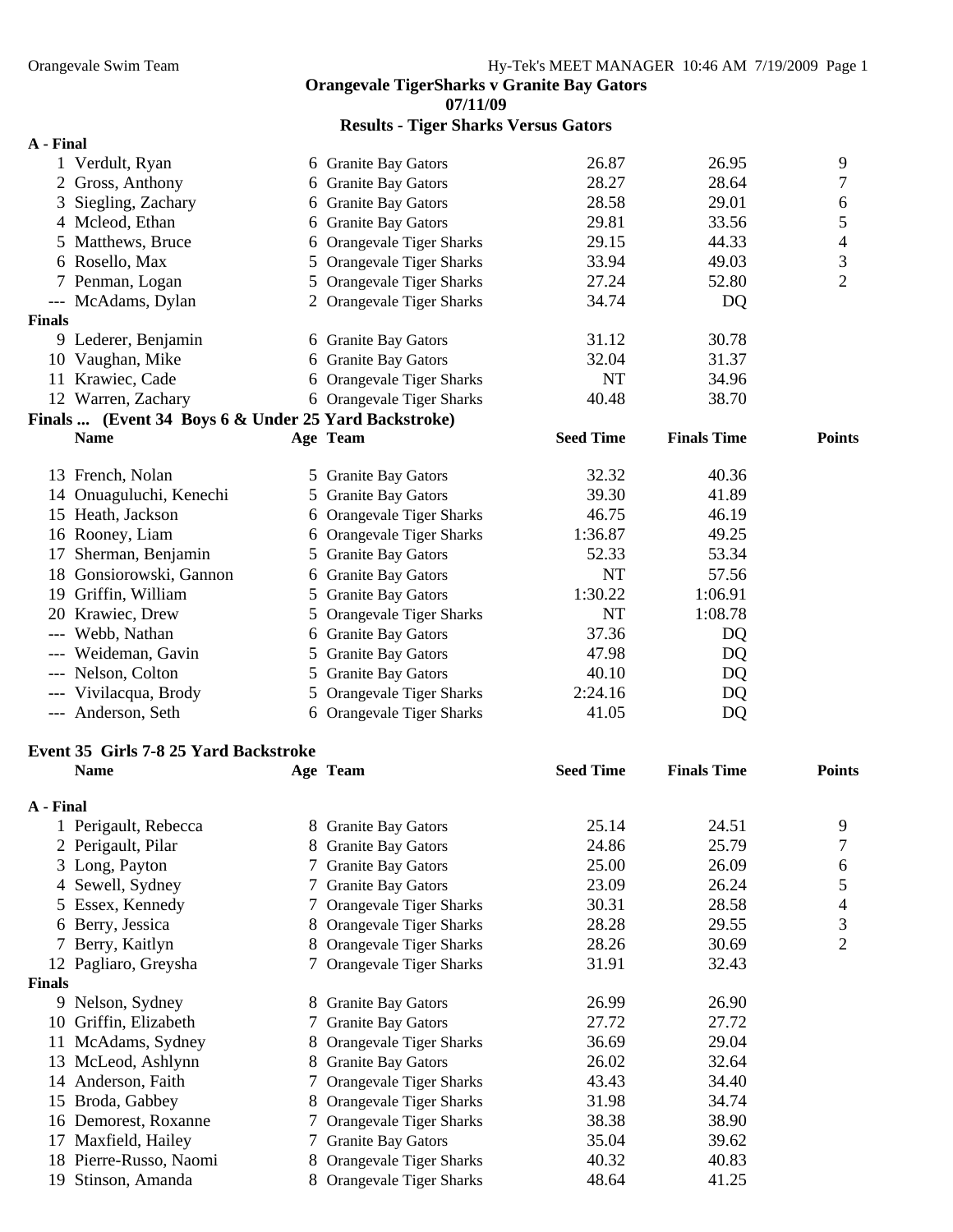**Orangevale TigerSharks v Granite Bay Gators**
**07/11/09**
**Results - Tiger Sharks Versus Gators**

| | Name | Age | Team | Seed Time | Finals Time | Points |
|---|---|---|---|---|---|---|
| **A - Final** | | | | | | |
| 1 | Verdult, Ryan | 6 | Granite Bay Gators | 26.87 | 26.95 | 9 |
| 2 | Gross, Anthony | 6 | Granite Bay Gators | 28.27 | 28.64 | 7 |
| 3 | Siegling, Zachary | 6 | Granite Bay Gators | 28.58 | 29.01 | 6 |
| 4 | Mcleod, Ethan | 6 | Granite Bay Gators | 29.81 | 33.56 | 5 |
| 5 | Matthews, Bruce | 6 | Orangevale Tiger Sharks | 29.15 | 44.33 | 4 |
| 6 | Rosello, Max | 5 | Orangevale Tiger Sharks | 33.94 | 49.03 | 3 |
| 7 | Penman, Logan | 5 | Orangevale Tiger Sharks | 27.24 | 52.80 | 2 |
| --- | McAdams, Dylan | 2 | Orangevale Tiger Sharks | 34.74 | DQ | |
| **Finals** | | | | | | |
| 9 | Lederer, Benjamin | 6 | Granite Bay Gators | 31.12 | 30.78 | |
| 10 | Vaughan, Mike | 6 | Granite Bay Gators | 32.04 | 31.37 | |
| 11 | Krawiec, Cade | 6 | Orangevale Tiger Sharks | NT | 34.96 | |
| 12 | Warren, Zachary | 6 | Orangevale Tiger Sharks | 40.48 | 38.70 | |

**Finals ... (Event 34 Boys 6 & Under 25 Yard Backstroke)**

| | Name | Age | Team | Seed Time | Finals Time | Points |
|---|---|---|---|---|---|---|
| 13 | French, Nolan | 5 | Granite Bay Gators | 32.32 | 40.36 | |
| 14 | Onuaguluchi, Kenechi | 5 | Granite Bay Gators | 39.30 | 41.89 | |
| 15 | Heath, Jackson | 6 | Orangevale Tiger Sharks | 46.75 | 46.19 | |
| 16 | Rooney, Liam | 6 | Orangevale Tiger Sharks | 1:36.87 | 49.25 | |
| 17 | Sherman, Benjamin | 5 | Granite Bay Gators | 52.33 | 53.34 | |
| 18 | Gonsiorowski, Gannon | 6 | Granite Bay Gators | NT | 57.56 | |
| 19 | Griffin, William | 5 | Granite Bay Gators | 1:30.22 | 1:06.91 | |
| 20 | Krawiec, Drew | 5 | Orangevale Tiger Sharks | NT | 1:08.78 | |
| --- | Webb, Nathan | 6 | Granite Bay Gators | 37.36 | DQ | |
| --- | Weideman, Gavin | 5 | Granite Bay Gators | 47.98 | DQ | |
| --- | Nelson, Colton | 5 | Granite Bay Gators | 40.10 | DQ | |
| --- | Vivilacqua, Brody | 5 | Orangevale Tiger Sharks | 2:24.16 | DQ | |
| --- | Anderson, Seth | 6 | Orangevale Tiger Sharks | 41.05 | DQ | |

**Event 35 Girls 7-8 25 Yard Backstroke**

| | Name | Age | Team | Seed Time | Finals Time | Points |
|---|---|---|---|---|---|---|
| **A - Final** | | | | | | |
| 1 | Perigault, Rebecca | 8 | Granite Bay Gators | 25.14 | 24.51 | 9 |
| 2 | Perigault, Pilar | 8 | Granite Bay Gators | 24.86 | 25.79 | 7 |
| 3 | Long, Payton | 7 | Granite Bay Gators | 25.00 | 26.09 | 6 |
| 4 | Sewell, Sydney | 7 | Granite Bay Gators | 23.09 | 26.24 | 5 |
| 5 | Essex, Kennedy | 7 | Orangevale Tiger Sharks | 30.31 | 28.58 | 4 |
| 6 | Berry, Jessica | 8 | Orangevale Tiger Sharks | 28.28 | 29.55 | 3 |
| 7 | Berry, Kaitlyn | 8 | Orangevale Tiger Sharks | 28.26 | 30.69 | 2 |
| 12 | Pagliaro, Greysha | 7 | Orangevale Tiger Sharks | 31.91 | 32.43 | |
| **Finals** | | | | | | |
| 9 | Nelson, Sydney | 8 | Granite Bay Gators | 26.99 | 26.90 | |
| 10 | Griffin, Elizabeth | 7 | Granite Bay Gators | 27.72 | 27.72 | |
| 11 | McAdams, Sydney | 8 | Orangevale Tiger Sharks | 36.69 | 29.04 | |
| 13 | McLeod, Ashlynn | 8 | Granite Bay Gators | 26.02 | 32.64 | |
| 14 | Anderson, Faith | 7 | Orangevale Tiger Sharks | 43.43 | 34.40 | |
| 15 | Broda, Gabbey | 8 | Orangevale Tiger Sharks | 31.98 | 34.74 | |
| 16 | Demorest, Roxanne | 7 | Orangevale Tiger Sharks | 38.38 | 38.90 | |
| 17 | Maxfield, Hailey | 7 | Granite Bay Gators | 35.04 | 39.62 | |
| 18 | Pierre-Russo, Naomi | 8 | Orangevale Tiger Sharks | 40.32 | 40.83 | |
| 19 | Stinson, Amanda | 8 | Orangevale Tiger Sharks | 48.64 | 41.25 | |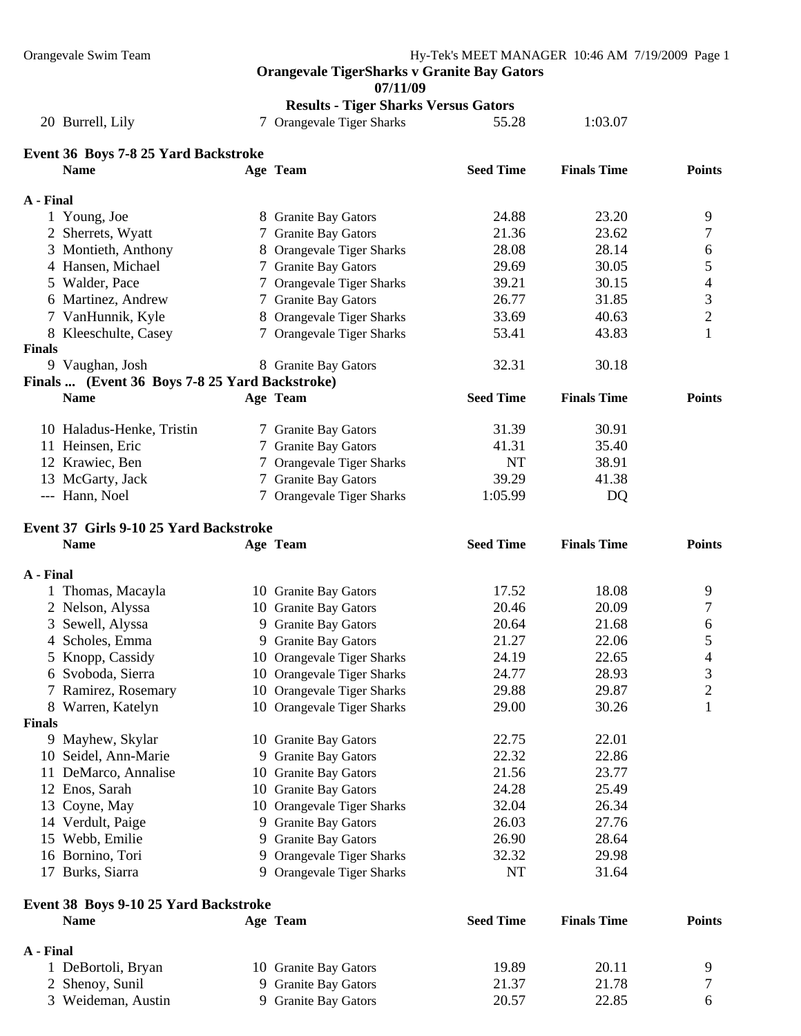**Orangevale TigerSharks v Granite Bay Gators**
**07/11/09**
**Results - Tiger Sharks Versus Gators**

| | Name | Age | Team | Seed Time | Finals Time | Points |
|---|---|---|---|---|---|---|
| 20 | Burrell, Lily | 7 | Orangevale Tiger Sharks | 55.28 | 1:03.07 | |

### Event 36 Boys 7-8 25 Yard Backstroke

| | Name | Age | Team | Seed Time | Finals Time | Points |
|---|---|---|---|---|---|---|
| **A - Final** | | | | | | |
| 1 | Young, Joe | 8 | Granite Bay Gators | 24.88 | 23.20 | 9 |
| 2 | Sherrets, Wyatt | 7 | Granite Bay Gators | 21.36 | 23.62 | 7 |
| 3 | Montieth, Anthony | 8 | Orangevale Tiger Sharks | 28.08 | 28.14 | 6 |
| 4 | Hansen, Michael | 7 | Granite Bay Gators | 29.69 | 30.05 | 5 |
| 5 | Walder, Pace | 7 | Orangevale Tiger Sharks | 39.21 | 30.15 | 4 |
| 6 | Martinez, Andrew | 7 | Granite Bay Gators | 26.77 | 31.85 | 3 |
| 7 | VanHunnik, Kyle | 8 | Orangevale Tiger Sharks | 33.69 | 40.63 | 2 |
| 8 | Kleeschulte, Casey | 7 | Orangevale Tiger Sharks | 53.41 | 43.83 | 1 |
| **Finals** | | | | | | |
| 9 | Vaughan, Josh | 8 | Granite Bay Gators | 32.31 | 30.18 | |
| 10 | Haladus-Henke, Tristin | 7 | Granite Bay Gators | 31.39 | 30.91 | |
| 11 | Heinsen, Eric | 7 | Granite Bay Gators | 41.31 | 35.40 | |
| 12 | Krawiec, Ben | 7 | Orangevale Tiger Sharks | NT | 38.91 | |
| 13 | McGarty, Jack | 7 | Granite Bay Gators | 39.29 | 41.38 | |
| --- | Hann, Noel | 7 | Orangevale Tiger Sharks | 1:05.99 | DQ | |

### Event 37 Girls 9-10 25 Yard Backstroke

| | Name | Age | Team | Seed Time | Finals Time | Points |
|---|---|---|---|---|---|---|
| **A - Final** | | | | | | |
| 1 | Thomas, Macayla | 10 | Granite Bay Gators | 17.52 | 18.08 | 9 |
| 2 | Nelson, Alyssa | 10 | Granite Bay Gators | 20.46 | 20.09 | 7 |
| 3 | Sewell, Alyssa | 9 | Granite Bay Gators | 20.64 | 21.68 | 6 |
| 4 | Scholes, Emma | 9 | Granite Bay Gators | 21.27 | 22.06 | 5 |
| 5 | Knopp, Cassidy | 10 | Orangevale Tiger Sharks | 24.19 | 22.65 | 4 |
| 6 | Svoboda, Sierra | 10 | Orangevale Tiger Sharks | 24.77 | 28.93 | 3 |
| 7 | Ramirez, Rosemary | 10 | Orangevale Tiger Sharks | 29.88 | 29.87 | 2 |
| 8 | Warren, Katelyn | 10 | Orangevale Tiger Sharks | 29.00 | 30.26 | 1 |
| **Finals** | | | | | | |
| 9 | Mayhew, Skylar | 10 | Granite Bay Gators | 22.75 | 22.01 | |
| 10 | Seidel, Ann-Marie | 9 | Granite Bay Gators | 22.32 | 22.86 | |
| 11 | DeMarco, Annalise | 10 | Granite Bay Gators | 21.56 | 23.77 | |
| 12 | Enos, Sarah | 10 | Granite Bay Gators | 24.28 | 25.49 | |
| 13 | Coyne, May | 10 | Orangevale Tiger Sharks | 32.04 | 26.34 | |
| 14 | Verdult, Paige | 9 | Granite Bay Gators | 26.03 | 27.76 | |
| 15 | Webb, Emilie | 9 | Granite Bay Gators | 26.90 | 28.64 | |
| 16 | Bornino, Tori | 9 | Orangevale Tiger Sharks | 32.32 | 29.98 | |
| 17 | Burks, Siarra | 9 | Orangevale Tiger Sharks | NT | 31.64 | |

### Event 38 Boys 9-10 25 Yard Backstroke

| | Name | Age | Team | Seed Time | Finals Time | Points |
|---|---|---|---|---|---|---|
| **A - Final** | | | | | | |
| 1 | DeBortoli, Bryan | 10 | Granite Bay Gators | 19.89 | 20.11 | 9 |
| 2 | Shenoy, Sunil | 9 | Granite Bay Gators | 21.37 | 21.78 | 7 |
| 3 | Weideman, Austin | 9 | Granite Bay Gators | 20.57 | 22.85 | 6 |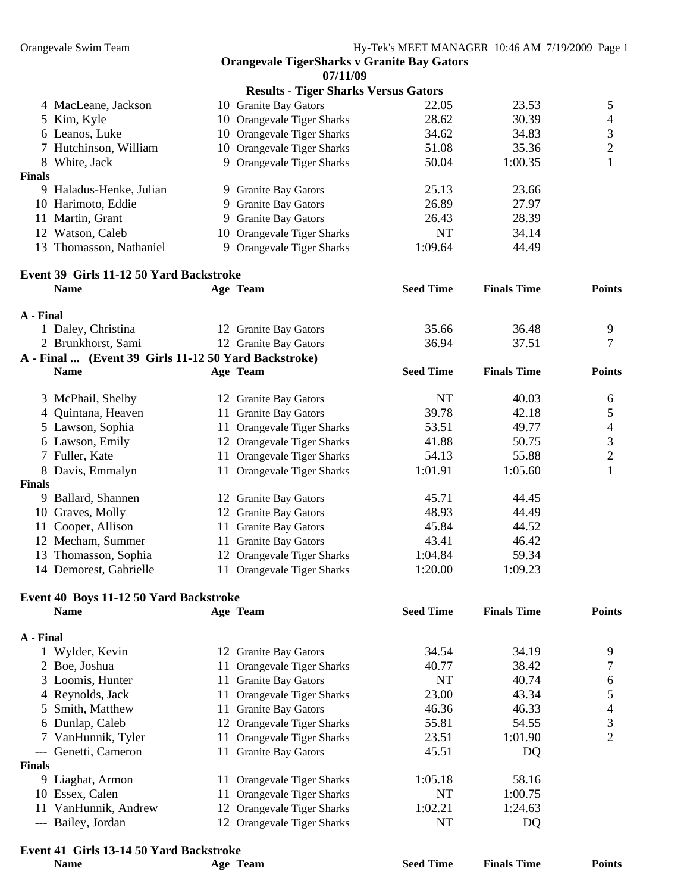**Orangevale TigerSharks v Granite Bay Gators**
**07/11/09**
**Results - Tiger Sharks Versus Gators**

| | Name | Age | Team | Seed Time | Finals Time | Points |
|---|---|---|---|---|---|---|
| 4 | MacLeane, Jackson | 10 | Granite Bay Gators | 22.05 | 23.53 | 5 |
| 5 | Kim, Kyle | 10 | Orangevale Tiger Sharks | 28.62 | 30.39 | 4 |
| 6 | Leanos, Luke | 10 | Orangevale Tiger Sharks | 34.62 | 34.83 | 3 |
| 7 | Hutchinson, William | 10 | Orangevale Tiger Sharks | 51.08 | 35.36 | 2 |
| 8 | White, Jack | 9 | Orangevale Tiger Sharks | 50.04 | 1:00.35 | 1 |
| **Finals** | | | | | | |
| 9 | Haladus-Henke, Julian | 9 | Granite Bay Gators | 25.13 | 23.66 | |
| 10 | Harimoto, Eddie | 9 | Granite Bay Gators | 26.89 | 27.97 | |
| 11 | Martin, Grant | 9 | Granite Bay Gators | 26.43 | 28.39 | |
| 12 | Watson, Caleb | 10 | Orangevale Tiger Sharks | NT | 34.14 | |
| 13 | Thomasson, Nathaniel | 9 | Orangevale Tiger Sharks | 1:09.64 | 44.49 | |

### Event 39 Girls 11-12 50 Yard Backstroke

| | Name | Age | Team | Seed Time | Finals Time | Points |
|---|---|---|---|---|---|---|
| **A - Final** | | | | | | |
| 1 | Daley, Christina | 12 | Granite Bay Gators | 35.66 | 36.48 | 9 |
| 2 | Brunkhorst, Sami | 12 | Granite Bay Gators | 36.94 | 37.51 | 7 |
| 3 | McPhail, Shelby | 12 | Granite Bay Gators | NT | 40.03 | 6 |
| 4 | Quintana, Heaven | 11 | Granite Bay Gators | 39.78 | 42.18 | 5 |
| 5 | Lawson, Sophia | 11 | Orangevale Tiger Sharks | 53.51 | 49.77 | 4 |
| 6 | Lawson, Emily | 12 | Orangevale Tiger Sharks | 41.88 | 50.75 | 3 |
| 7 | Fuller, Kate | 11 | Orangevale Tiger Sharks | 54.13 | 55.88 | 2 |
| 8 | Davis, Emmalyn | 11 | Orangevale Tiger Sharks | 1:01.91 | 1:05.60 | 1 |
| **Finals** | | | | | | |
| 9 | Ballard, Shannen | 12 | Granite Bay Gators | 45.71 | 44.45 | |
| 10 | Graves, Molly | 12 | Granite Bay Gators | 48.93 | 44.49 | |
| 11 | Cooper, Allison | 11 | Granite Bay Gators | 45.84 | 44.52 | |
| 12 | Mecham, Summer | 11 | Granite Bay Gators | 43.41 | 46.42 | |
| 13 | Thomasson, Sophia | 12 | Orangevale Tiger Sharks | 1:04.84 | 59.34 | |
| 14 | Demorest, Gabrielle | 11 | Orangevale Tiger Sharks | 1:20.00 | 1:09.23 | |

### Event 40 Boys 11-12 50 Yard Backstroke

| | Name | Age | Team | Seed Time | Finals Time | Points |
|---|---|---|---|---|---|---|
| **A - Final** | | | | | | |
| 1 | Wylder, Kevin | 12 | Granite Bay Gators | 34.54 | 34.19 | 9 |
| 2 | Boe, Joshua | 11 | Orangevale Tiger Sharks | 40.77 | 38.42 | 7 |
| 3 | Loomis, Hunter | 11 | Granite Bay Gators | NT | 40.74 | 6 |
| 4 | Reynolds, Jack | 11 | Orangevale Tiger Sharks | 23.00 | 43.34 | 5 |
| 5 | Smith, Matthew | 11 | Granite Bay Gators | 46.36 | 46.33 | 4 |
| 6 | Dunlap, Caleb | 12 | Orangevale Tiger Sharks | 55.81 | 54.55 | 3 |
| 7 | VanHunnik, Tyler | 11 | Orangevale Tiger Sharks | 23.51 | 1:01.90 | 2 |
| --- | Genetti, Cameron | 11 | Granite Bay Gators | 45.51 | DQ | |
| **Finals** | | | | | | |
| 9 | Liaghat, Armon | 11 | Orangevale Tiger Sharks | 1:05.18 | 58.16 | |
| 10 | Essex, Calen | 11 | Orangevale Tiger Sharks | NT | 1:00.75 | |
| 11 | VanHunnik, Andrew | 12 | Orangevale Tiger Sharks | 1:02.21 | 1:24.63 | |
| --- | Bailey, Jordan | 12 | Orangevale Tiger Sharks | NT | DQ | |

### Event 41 Girls 13-14 50 Yard Backstroke

| Name | Age | Team | Seed Time | Finals Time | Points |
|---|---|---|---|---|---|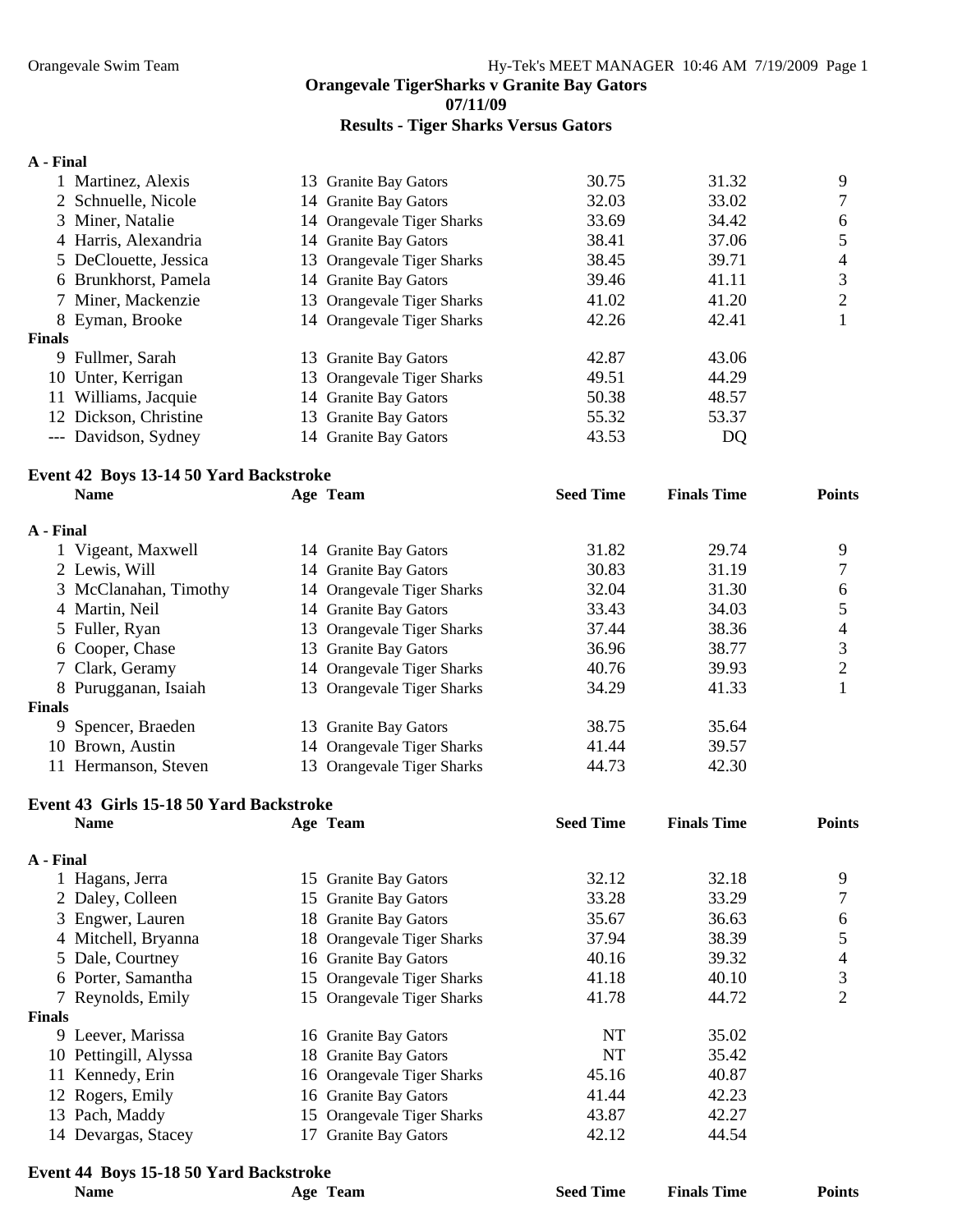**Orangevale TigerSharks v Granite Bay Gators**
**07/11/09**
**Results - Tiger Sharks Versus Gators**

**A - Final**

| | Name | Age | Team | Seed Time | Finals Time | Points |
|---|---|---|---|---|---|---|
| 1 | Martinez, Alexis | 13 | Granite Bay Gators | 30.75 | 31.32 | 9 |
| 2 | Schnuelle, Nicole | 14 | Granite Bay Gators | 32.03 | 33.02 | 7 |
| 3 | Miner, Natalie | 14 | Orangevale Tiger Sharks | 33.69 | 34.42 | 6 |
| 4 | Harris, Alexandria | 14 | Granite Bay Gators | 38.41 | 37.06 | 5 |
| 5 | DeClouette, Jessica | 13 | Orangevale Tiger Sharks | 38.45 | 39.71 | 4 |
| 6 | Brunkhorst, Pamela | 14 | Granite Bay Gators | 39.46 | 41.11 | 3 |
| 7 | Miner, Mackenzie | 13 | Orangevale Tiger Sharks | 41.02 | 41.20 | 2 |
| 8 | Eyman, Brooke | 14 | Orangevale Tiger Sharks | 42.26 | 42.41 | 1 |

**Finals**

| | Name | Age | Team | Seed Time | Finals Time | Points |
|---|---|---|---|---|---|---|
| 9 | Fullmer, Sarah | 13 | Granite Bay Gators | 42.87 | 43.06 | |
| 10 | Unter, Kerrigan | 13 | Orangevale Tiger Sharks | 49.51 | 44.29 | |
| 11 | Williams, Jacquie | 14 | Granite Bay Gators | 50.38 | 48.57 | |
| 12 | Dickson, Christine | 13 | Granite Bay Gators | 55.32 | 53.37 | |
| --- | Davidson, Sydney | 14 | Granite Bay Gators | 43.53 | DQ | |

## Event 42 Boys 13-14 50 Yard Backstroke

**A - Final**

| | Name | Age | Team | Seed Time | Finals Time | Points |
|---|---|---|---|---|---|---|
| 1 | Vigeant, Maxwell | 14 | Granite Bay Gators | 31.82 | 29.74 | 9 |
| 2 | Lewis, Will | 14 | Granite Bay Gators | 30.83 | 31.19 | 7 |
| 3 | McClanahan, Timothy | 14 | Orangevale Tiger Sharks | 32.04 | 31.30 | 6 |
| 4 | Martin, Neil | 14 | Granite Bay Gators | 33.43 | 34.03 | 5 |
| 5 | Fuller, Ryan | 13 | Orangevale Tiger Sharks | 37.44 | 38.36 | 4 |
| 6 | Cooper, Chase | 13 | Granite Bay Gators | 36.96 | 38.77 | 3 |
| 7 | Clark, Geramy | 14 | Orangevale Tiger Sharks | 40.76 | 39.93 | 2 |
| 8 | Purugganan, Isaiah | 13 | Orangevale Tiger Sharks | 34.29 | 41.33 | 1 |

**Finals**

| | Name | Age | Team | Seed Time | Finals Time | Points |
|---|---|---|---|---|---|---|
| 9 | Spencer, Braeden | 13 | Granite Bay Gators | 38.75 | 35.64 | |
| 10 | Brown, Austin | 14 | Orangevale Tiger Sharks | 41.44 | 39.57 | |
| 11 | Hermanson, Steven | 13 | Orangevale Tiger Sharks | 44.73 | 42.30 | |

## Event 43 Girls 15-18 50 Yard Backstroke

**A - Final**

| | Name | Age | Team | Seed Time | Finals Time | Points |
|---|---|---|---|---|---|---|
| 1 | Hagans, Jerra | 15 | Granite Bay Gators | 32.12 | 32.18 | 9 |
| 2 | Daley, Colleen | 15 | Granite Bay Gators | 33.28 | 33.29 | 7 |
| 3 | Engwer, Lauren | 18 | Granite Bay Gators | 35.67 | 36.63 | 6 |
| 4 | Mitchell, Bryanna | 18 | Orangevale Tiger Sharks | 37.94 | 38.39 | 5 |
| 5 | Dale, Courtney | 16 | Granite Bay Gators | 40.16 | 39.32 | 4 |
| 6 | Porter, Samantha | 15 | Orangevale Tiger Sharks | 41.18 | 40.10 | 3 |
| 7 | Reynolds, Emily | 15 | Orangevale Tiger Sharks | 41.78 | 44.72 | 2 |

**Finals**

| | Name | Age | Team | Seed Time | Finals Time | Points |
|---|---|---|---|---|---|---|
| 9 | Leever, Marissa | 16 | Granite Bay Gators | NT | 35.02 | |
| 10 | Pettingill, Alyssa | 18 | Granite Bay Gators | NT | 35.42 | |
| 11 | Kennedy, Erin | 16 | Orangevale Tiger Sharks | 45.16 | 40.87 | |
| 12 | Rogers, Emily | 16 | Granite Bay Gators | 41.44 | 42.23 | |
| 13 | Pach, Maddy | 15 | Orangevale Tiger Sharks | 43.87 | 42.27 | |
| 14 | Devargas, Stacey | 17 | Granite Bay Gators | 42.12 | 44.54 | |

## Event 44 Boys 15-18 50 Yard Backstroke

| Name | Age | Team | Seed Time | Finals Time | Points |
|---|---|---|---|---|---|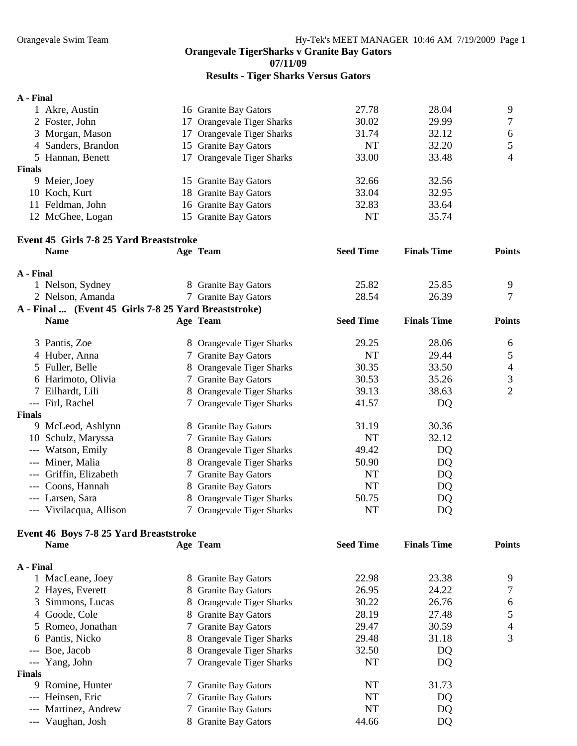**Orangevale TigerSharks v Granite Bay Gators**
**07/11/09**
**Results - Tiger Sharks Versus Gators**

**A - Final**

| | Name | Age | Team | Seed Time | Finals Time | Points |
|---|---|---|---|---|---|---|
| 1 | Akre, Austin | 16 | Granite Bay Gators | 27.78 | 28.04 | 9 |
| 2 | Foster, John | 17 | Orangevale Tiger Sharks | 30.02 | 29.99 | 7 |
| 3 | Morgan, Mason | 17 | Orangevale Tiger Sharks | 31.74 | 32.12 | 6 |
| 4 | Sanders, Brandon | 15 | Granite Bay Gators | NT | 32.20 | 5 |
| 5 | Hannan, Benett | 17 | Orangevale Tiger Sharks | 33.00 | 33.48 | 4 |

**Finals**

| | Name | Age | Team | Seed Time | Finals Time | Points |
|---|---|---|---|---|---|---|
| 9 | Meier, Joey | 15 | Granite Bay Gators | 32.66 | 32.56 | |
| 10 | Koch, Kurt | 18 | Granite Bay Gators | 33.04 | 32.95 | |
| 11 | Feldman, John | 16 | Granite Bay Gators | 32.83 | 33.64 | |
| 12 | McGhee, Logan | 15 | Granite Bay Gators | NT | 35.74 | |

**Event 45 Girls 7-8 25 Yard Breaststroke**

**A - Final**

| | Name | Age | Team | Seed Time | Finals Time | Points |
|---|---|---|---|---|---|---|
| 1 | Nelson, Sydney | 8 | Granite Bay Gators | 25.82 | 25.85 | 9 |
| 2 | Nelson, Amanda | 7 | Granite Bay Gators | 28.54 | 26.39 | 7 |
| 3 | Pantis, Zoe | 8 | Orangevale Tiger Sharks | 29.25 | 28.06 | 6 |
| 4 | Huber, Anna | 7 | Granite Bay Gators | NT | 29.44 | 5 |
| 5 | Fuller, Belle | 8 | Orangevale Tiger Sharks | 30.35 | 33.50 | 4 |
| 6 | Harimoto, Olivia | 7 | Granite Bay Gators | 30.53 | 35.26 | 3 |
| 7 | Eilhardt, Lili | 8 | Orangevale Tiger Sharks | 39.13 | 38.63 | 2 |
| --- | Firl, Rachel | 7 | Orangevale Tiger Sharks | 41.57 | DQ | |

**Finals**

| | Name | Age | Team | Seed Time | Finals Time | Points |
|---|---|---|---|---|---|---|
| 9 | McLeod, Ashlynn | 8 | Granite Bay Gators | 31.19 | 30.36 | |
| 10 | Schulz, Maryssa | 7 | Granite Bay Gators | NT | 32.12 | |
| --- | Watson, Emily | 8 | Orangevale Tiger Sharks | 49.42 | DQ | |
| --- | Miner, Malia | 8 | Orangevale Tiger Sharks | 50.90 | DQ | |
| --- | Griffin, Elizabeth | 7 | Granite Bay Gators | NT | DQ | |
| --- | Coons, Hannah | 8 | Granite Bay Gators | NT | DQ | |
| --- | Larsen, Sara | 8 | Orangevale Tiger Sharks | 50.75 | DQ | |
| --- | Vivilacqua, Allison | 7 | Orangevale Tiger Sharks | NT | DQ | |

**Event 46 Boys 7-8 25 Yard Breaststroke**

**A - Final**

| | Name | Age | Team | Seed Time | Finals Time | Points |
|---|---|---|---|---|---|---|
| 1 | MacLeane, Joey | 8 | Granite Bay Gators | 22.98 | 23.38 | 9 |
| 2 | Hayes, Everett | 8 | Granite Bay Gators | 26.95 | 24.22 | 7 |
| 3 | Simmons, Lucas | 8 | Orangevale Tiger Sharks | 30.22 | 26.76 | 6 |
| 4 | Goode, Cole | 8 | Granite Bay Gators | 28.19 | 27.48 | 5 |
| 5 | Romeo, Jonathan | 7 | Granite Bay Gators | 29.47 | 30.59 | 4 |
| 6 | Pantis, Nicko | 8 | Orangevale Tiger Sharks | 29.48 | 31.18 | 3 |
| --- | Boe, Jacob | 8 | Orangevale Tiger Sharks | 32.50 | DQ | |
| --- | Yang, John | 7 | Orangevale Tiger Sharks | NT | DQ | |

**Finals**

| | Name | Age | Team | Seed Time | Finals Time | Points |
|---|---|---|---|---|---|---|
| 9 | Romine, Hunter | 7 | Granite Bay Gators | NT | 31.73 | |
| --- | Heinsen, Eric | 7 | Granite Bay Gators | NT | DQ | |
| --- | Martinez, Andrew | 7 | Granite Bay Gators | NT | DQ | |
| --- | Vaughan, Josh | 8 | Granite Bay Gators | 44.66 | DQ | |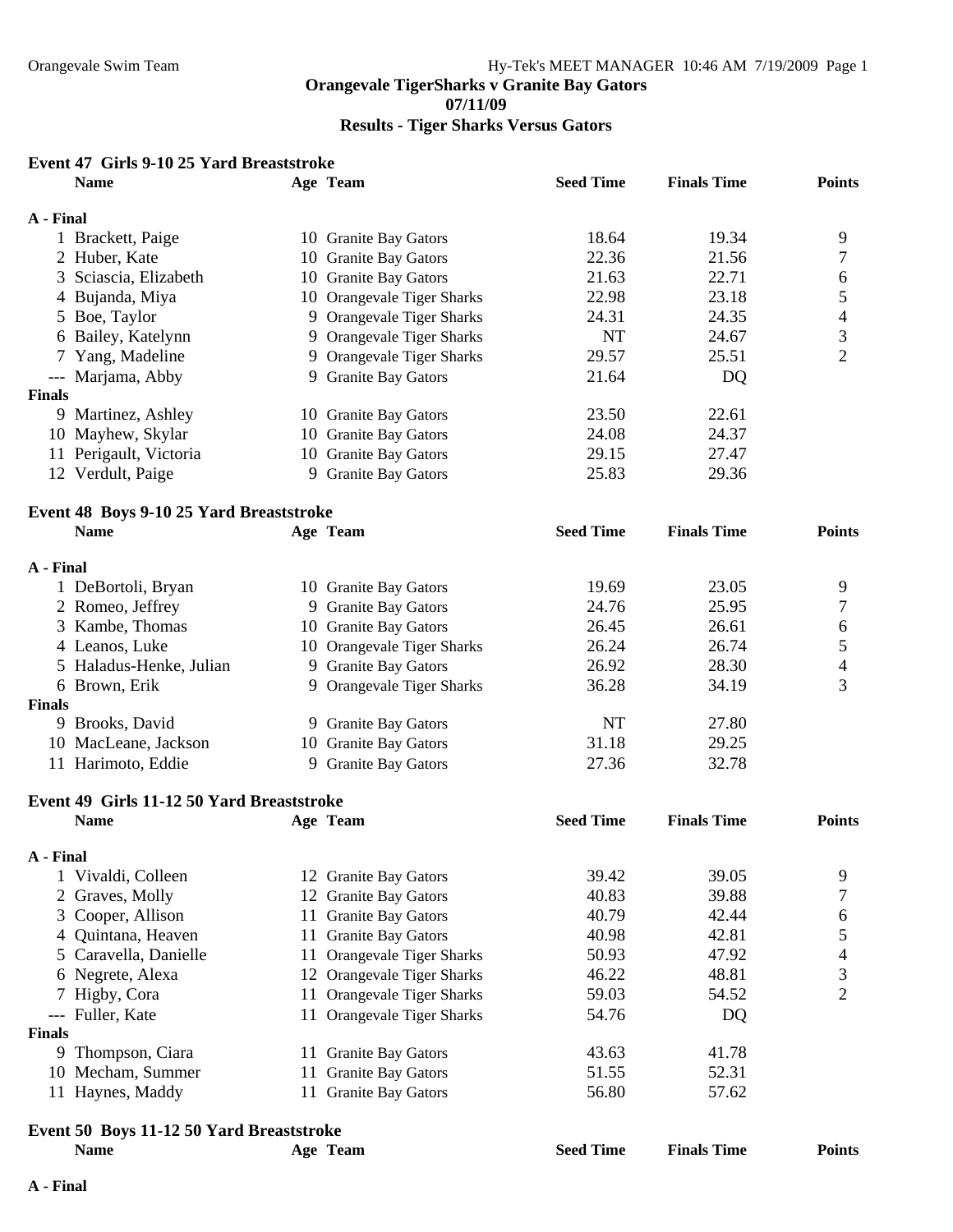**Orangevale TigerSharks v Granite Bay Gators**
**07/11/09**
**Results - Tiger Sharks Versus Gators**

### Event 47 Girls 9-10 25 Yard Breaststroke

| | Name | Age | Team | Seed Time | Finals Time | Points |
|---|---|---|---|---|---|---|
| **A - Final** | | | | | | |
| 1 | Brackett, Paige | 10 | Granite Bay Gators | 18.64 | 19.34 | 9 |
| 2 | Huber, Kate | 10 | Granite Bay Gators | 22.36 | 21.56 | 7 |
| 3 | Sciascia, Elizabeth | 10 | Granite Bay Gators | 21.63 | 22.71 | 6 |
| 4 | Bujanda, Miya | 10 | Orangevale Tiger Sharks | 22.98 | 23.18 | 5 |
| 5 | Boe, Taylor | 9 | Orangevale Tiger Sharks | 24.31 | 24.35 | 4 |
| 6 | Bailey, Katelynn | 9 | Orangevale Tiger Sharks | NT | 24.67 | 3 |
| 7 | Yang, Madeline | 9 | Orangevale Tiger Sharks | 29.57 | 25.51 | 2 |
| --- | Marjama, Abby | 9 | Granite Bay Gators | 21.64 | DQ | |
| **Finals** | | | | | | |
| 9 | Martinez, Ashley | 10 | Granite Bay Gators | 23.50 | 22.61 | |
| 10 | Mayhew, Skylar | 10 | Granite Bay Gators | 24.08 | 24.37 | |
| 11 | Perigault, Victoria | 10 | Granite Bay Gators | 29.15 | 27.47 | |
| 12 | Verdult, Paige | 9 | Granite Bay Gators | 25.83 | 29.36 | |

### Event 48 Boys 9-10 25 Yard Breaststroke

| | Name | Age | Team | Seed Time | Finals Time | Points |
|---|---|---|---|---|---|---|
| **A - Final** | | | | | | |
| 1 | DeBortoli, Bryan | 10 | Granite Bay Gators | 19.69 | 23.05 | 9 |
| 2 | Romeo, Jeffrey | 9 | Granite Bay Gators | 24.76 | 25.95 | 7 |
| 3 | Kambe, Thomas | 10 | Granite Bay Gators | 26.45 | 26.61 | 6 |
| 4 | Leanos, Luke | 10 | Orangevale Tiger Sharks | 26.24 | 26.74 | 5 |
| 5 | Haladus-Henke, Julian | 9 | Granite Bay Gators | 26.92 | 28.30 | 4 |
| 6 | Brown, Erik | 9 | Orangevale Tiger Sharks | 36.28 | 34.19 | 3 |
| **Finals** | | | | | | |
| 9 | Brooks, David | 9 | Granite Bay Gators | NT | 27.80 | |
| 10 | MacLeane, Jackson | 10 | Granite Bay Gators | 31.18 | 29.25 | |
| 11 | Harimoto, Eddie | 9 | Granite Bay Gators | 27.36 | 32.78 | |

### Event 49 Girls 11-12 50 Yard Breaststroke

| | Name | Age | Team | Seed Time | Finals Time | Points |
|---|---|---|---|---|---|---|
| **A - Final** | | | | | | |
| 1 | Vivaldi, Colleen | 12 | Granite Bay Gators | 39.42 | 39.05 | 9 |
| 2 | Graves, Molly | 12 | Granite Bay Gators | 40.83 | 39.88 | 7 |
| 3 | Cooper, Allison | 11 | Granite Bay Gators | 40.79 | 42.44 | 6 |
| 4 | Quintana, Heaven | 11 | Granite Bay Gators | 40.98 | 42.81 | 5 |
| 5 | Caravella, Danielle | 11 | Orangevale Tiger Sharks | 50.93 | 47.92 | 4 |
| 6 | Negrete, Alexa | 12 | Orangevale Tiger Sharks | 46.22 | 48.81 | 3 |
| 7 | Higby, Cora | 11 | Orangevale Tiger Sharks | 59.03 | 54.52 | 2 |
| --- | Fuller, Kate | 11 | Orangevale Tiger Sharks | 54.76 | DQ | |
| **Finals** | | | | | | |
| 9 | Thompson, Ciara | 11 | Granite Bay Gators | 43.63 | 41.78 | |
| 10 | Mecham, Summer | 11 | Granite Bay Gators | 51.55 | 52.31 | |
| 11 | Haynes, Maddy | 11 | Granite Bay Gators | 56.80 | 57.62 | |

### Event 50 Boys 11-12 50 Yard Breaststroke

| | Name | Age | Team | Seed Time | Finals Time | Points |
|---|---|---|---|---|---|---|
| **A - Final** | | | | | | |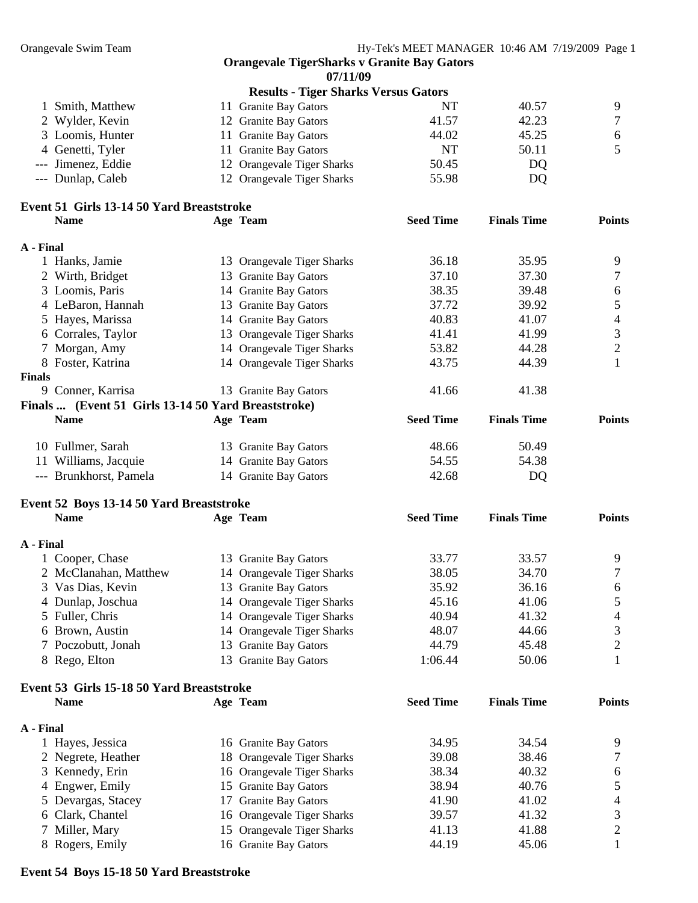## Orangevale TigerSharks v Granite Bay Gators

**07/11/09**

### Results - Tiger Sharks Versus Gators

| | Name | Age | Team | Seed Time | Finals Time | Points |
|---|---|---|---|---|---|---|
| 1 | Smith, Matthew | 11 | Granite Bay Gators | NT | 40.57 | 9 |
| 2 | Wylder, Kevin | 12 | Granite Bay Gators | 41.57 | 42.23 | 7 |
| 3 | Loomis, Hunter | 11 | Granite Bay Gators | 44.02 | 45.25 | 6 |
| 4 | Genetti, Tyler | 11 | Granite Bay Gators | NT | 50.11 | 5 |
| --- | Jimenez, Eddie | 12 | Orangevale Tiger Sharks | 50.45 | DQ | |
| --- | Dunlap, Caleb | 12 | Orangevale Tiger Sharks | 55.98 | DQ | |

### Event 51 Girls 13-14 50 Yard Breaststroke

| | Name | Age | Team | Seed Time | Finals Time | Points |
|---|---|---|---|---|---|---|
| **A - Final** | | | | | | |
| 1 | Hanks, Jamie | 13 | Orangevale Tiger Sharks | 36.18 | 35.95 | 9 |
| 2 | Wirth, Bridget | 13 | Granite Bay Gators | 37.10 | 37.30 | 7 |
| 3 | Loomis, Paris | 14 | Granite Bay Gators | 38.35 | 39.48 | 6 |
| 4 | LeBaron, Hannah | 13 | Granite Bay Gators | 37.72 | 39.92 | 5 |
| 5 | Hayes, Marissa | 14 | Granite Bay Gators | 40.83 | 41.07 | 4 |
| 6 | Corrales, Taylor | 13 | Orangevale Tiger Sharks | 41.41 | 41.99 | 3 |
| 7 | Morgan, Amy | 14 | Orangevale Tiger Sharks | 53.82 | 44.28 | 2 |
| 8 | Foster, Katrina | 14 | Orangevale Tiger Sharks | 43.75 | 44.39 | 1 |
| **Finals** | | | | | | |
| 9 | Conner, Karrisa | 13 | Granite Bay Gators | 41.66 | 41.38 | |

**Finals ... (Event 51 Girls 13-14 50 Yard Breaststroke)**

| | Name | Age | Team | Seed Time | Finals Time | Points |
|---|---|---|---|---|---|---|
| 10 | Fullmer, Sarah | 13 | Granite Bay Gators | 48.66 | 50.49 | |
| 11 | Williams, Jacquie | 14 | Granite Bay Gators | 54.55 | 54.38 | |
| --- | Brunkhorst, Pamela | 14 | Granite Bay Gators | 42.68 | DQ | |

### Event 52 Boys 13-14 50 Yard Breaststroke

| | Name | Age | Team | Seed Time | Finals Time | Points |
|---|---|---|---|---|---|---|
| **A - Final** | | | | | | |
| 1 | Cooper, Chase | 13 | Granite Bay Gators | 33.77 | 33.57 | 9 |
| 2 | McClanahan, Matthew | 14 | Orangevale Tiger Sharks | 38.05 | 34.70 | 7 |
| 3 | Vas Dias, Kevin | 13 | Granite Bay Gators | 35.92 | 36.16 | 6 |
| 4 | Dunlap, Joschua | 14 | Orangevale Tiger Sharks | 45.16 | 41.06 | 5 |
| 5 | Fuller, Chris | 14 | Orangevale Tiger Sharks | 40.94 | 41.32 | 4 |
| 6 | Brown, Austin | 14 | Orangevale Tiger Sharks | 48.07 | 44.66 | 3 |
| 7 | Poczobutt, Jonah | 13 | Granite Bay Gators | 44.79 | 45.48 | 2 |
| 8 | Rego, Elton | 13 | Granite Bay Gators | 1:06.44 | 50.06 | 1 |

### Event 53 Girls 15-18 50 Yard Breaststroke

| | Name | Age | Team | Seed Time | Finals Time | Points |
|---|---|---|---|---|---|---|
| **A - Final** | | | | | | |
| 1 | Hayes, Jessica | 16 | Granite Bay Gators | 34.95 | 34.54 | 9 |
| 2 | Negrete, Heather | 18 | Orangevale Tiger Sharks | 39.08 | 38.46 | 7 |
| 3 | Kennedy, Erin | 16 | Orangevale Tiger Sharks | 38.34 | 40.32 | 6 |
| 4 | Engwer, Emily | 15 | Granite Bay Gators | 38.94 | 40.76 | 5 |
| 5 | Devargas, Stacey | 17 | Granite Bay Gators | 41.90 | 41.02 | 4 |
| 6 | Clark, Chantel | 16 | Orangevale Tiger Sharks | 39.57 | 41.32 | 3 |
| 7 | Miller, Mary | 15 | Orangevale Tiger Sharks | 41.13 | 41.88 | 2 |
| 8 | Rogers, Emily | 16 | Granite Bay Gators | 44.19 | 45.06 | 1 |

### Event 54 Boys 15-18 50 Yard Breaststroke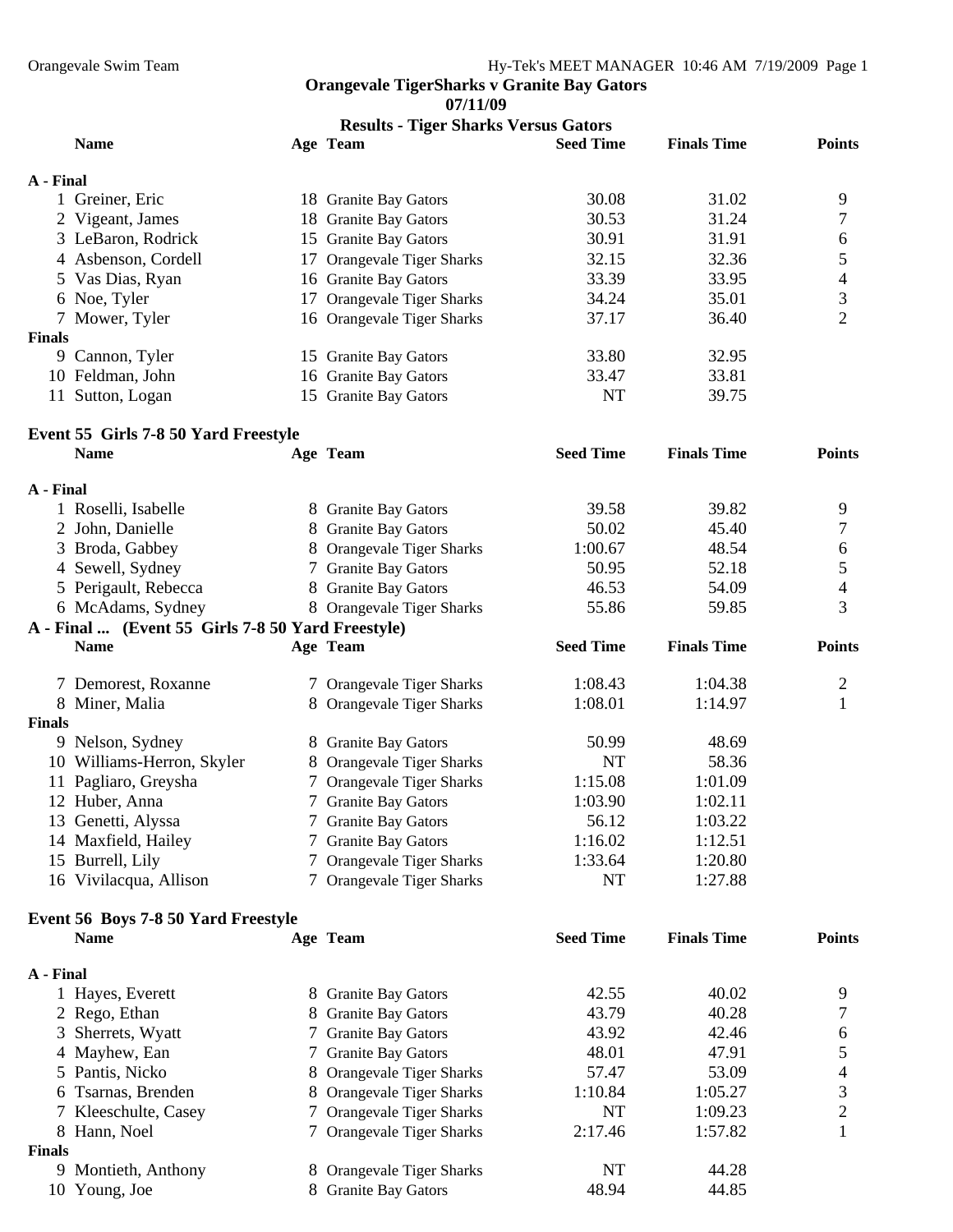**Orangevale TigerSharks v Granite Bay Gators**

**07/11/09**

**Results - Tiger Sharks Versus Gators**

| | Name | Age | Team | Seed Time | Finals Time | Points |
|---|---|---|---|---|---|---|
| **A - Final** | | | | | | |
| 1 | Greiner, Eric | 18 | Granite Bay Gators | 30.08 | 31.02 | 9 |
| 2 | Vigeant, James | 18 | Granite Bay Gators | 30.53 | 31.24 | 7 |
| 3 | LeBaron, Rodrick | 15 | Granite Bay Gators | 30.91 | 31.91 | 6 |
| 4 | Asbenson, Cordell | 17 | Orangevale Tiger Sharks | 32.15 | 32.36 | 5 |
| 5 | Vas Dias, Ryan | 16 | Granite Bay Gators | 33.39 | 33.95 | 4 |
| 6 | Noe, Tyler | 17 | Orangevale Tiger Sharks | 34.24 | 35.01 | 3 |
| 7 | Mower, Tyler | 16 | Orangevale Tiger Sharks | 37.17 | 36.40 | 2 |
| **Finals** | | | | | | |
| 9 | Cannon, Tyler | 15 | Granite Bay Gators | 33.80 | 32.95 | |
| 10 | Feldman, John | 16 | Granite Bay Gators | 33.47 | 33.81 | |
| 11 | Sutton, Logan | 15 | Granite Bay Gators | NT | 39.75 | |

### Event 55 Girls 7-8 50 Yard Freestyle

| | Name | Age | Team | Seed Time | Finals Time | Points |
|---|---|---|---|---|---|---|
| **A - Final** | | | | | | |
| 1 | Roselli, Isabelle | 8 | Granite Bay Gators | 39.58 | 39.82 | 9 |
| 2 | John, Danielle | 8 | Granite Bay Gators | 50.02 | 45.40 | 7 |
| 3 | Broda, Gabbey | 8 | Orangevale Tiger Sharks | 1:00.67 | 48.54 | 6 |
| 4 | Sewell, Sydney | 7 | Granite Bay Gators | 50.95 | 52.18 | 5 |
| 5 | Perigault, Rebecca | 8 | Granite Bay Gators | 46.53 | 54.09 | 4 |
| 6 | McAdams, Sydney | 8 | Orangevale Tiger Sharks | 55.86 | 59.85 | 3 |
| 7 | Demorest, Roxanne | 7 | Orangevale Tiger Sharks | 1:08.43 | 1:04.38 | 2 |
| 8 | Miner, Malia | 8 | Orangevale Tiger Sharks | 1:08.01 | 1:14.97 | 1 |
| **Finals** | | | | | | |
| 9 | Nelson, Sydney | 8 | Granite Bay Gators | 50.99 | 48.69 | |
| 10 | Williams-Herron, Skyler | 8 | Orangevale Tiger Sharks | NT | 58.36 | |
| 11 | Pagliaro, Greysha | 7 | Orangevale Tiger Sharks | 1:15.08 | 1:01.09 | |
| 12 | Huber, Anna | 7 | Granite Bay Gators | 1:03.90 | 1:02.11 | |
| 13 | Genetti, Alyssa | 7 | Granite Bay Gators | 56.12 | 1:03.22 | |
| 14 | Maxfield, Hailey | 7 | Granite Bay Gators | 1:16.02 | 1:12.51 | |
| 15 | Burrell, Lily | 7 | Orangevale Tiger Sharks | 1:33.64 | 1:20.80 | |
| 16 | Vivilacqua, Allison | 7 | Orangevale Tiger Sharks | NT | 1:27.88 | |

### Event 56 Boys 7-8 50 Yard Freestyle

| | Name | Age | Team | Seed Time | Finals Time | Points |
|---|---|---|---|---|---|---|
| **A - Final** | | | | | | |
| 1 | Hayes, Everett | 8 | Granite Bay Gators | 42.55 | 40.02 | 9 |
| 2 | Rego, Ethan | 8 | Granite Bay Gators | 43.79 | 40.28 | 7 |
| 3 | Sherrets, Wyatt | 7 | Granite Bay Gators | 43.92 | 42.46 | 6 |
| 4 | Mayhew, Ean | 7 | Granite Bay Gators | 48.01 | 47.91 | 5 |
| 5 | Pantis, Nicko | 8 | Orangevale Tiger Sharks | 57.47 | 53.09 | 4 |
| 6 | Tsarnas, Brenden | 8 | Orangevale Tiger Sharks | 1:10.84 | 1:05.27 | 3 |
| 7 | Kleeschulte, Casey | 7 | Orangevale Tiger Sharks | NT | 1:09.23 | 2 |
| 8 | Hann, Noel | 7 | Orangevale Tiger Sharks | 2:17.46 | 1:57.82 | 1 |
| **Finals** | | | | | | |
| 9 | Montieth, Anthony | 8 | Orangevale Tiger Sharks | NT | 44.28 | |
| 10 | Young, Joe | 8 | Granite Bay Gators | 48.94 | 44.85 | |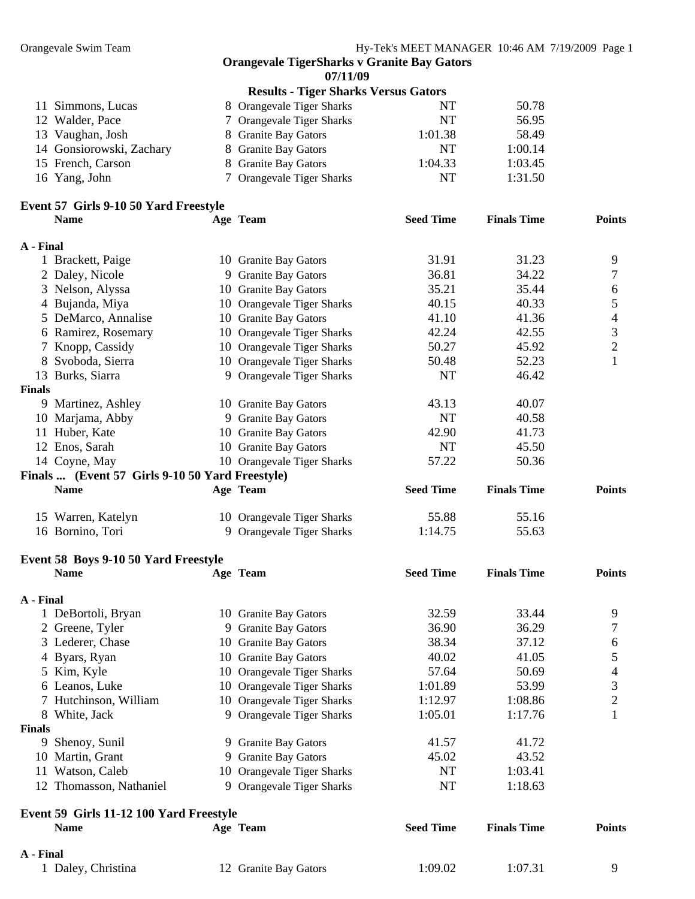**Orangevale TigerSharks v Granite Bay Gators**
**07/11/09**
**Results - Tiger Sharks Versus Gators**

| | Name | Age | Team | Seed Time | Finals Time | Points |
|---|---|---|---|---|---|---|
| 11 | Simmons, Lucas | 8 | Orangevale Tiger Sharks | NT | 50.78 | |
| 12 | Walder, Pace | 7 | Orangevale Tiger Sharks | NT | 56.95 | |
| 13 | Vaughan, Josh | 8 | Granite Bay Gators | 1:01.38 | 58.49 | |
| 14 | Gonsiorowski, Zachary | 8 | Granite Bay Gators | NT | 1:00.14 | |
| 15 | French, Carson | 8 | Granite Bay Gators | 1:04.33 | 1:03.45 | |
| 16 | Yang, John | 7 | Orangevale Tiger Sharks | NT | 1:31.50 | |

### Event 57 Girls 9-10 50 Yard Freestyle

| | Name | Age | Team | Seed Time | Finals Time | Points |
|---|---|---|---|---|---|---|
| **A - Final** | | | | | | |
| 1 | Brackett, Paige | 10 | Granite Bay Gators | 31.91 | 31.23 | 9 |
| 2 | Daley, Nicole | 9 | Granite Bay Gators | 36.81 | 34.22 | 7 |
| 3 | Nelson, Alyssa | 10 | Granite Bay Gators | 35.21 | 35.44 | 6 |
| 4 | Bujanda, Miya | 10 | Orangevale Tiger Sharks | 40.15 | 40.33 | 5 |
| 5 | DeMarco, Annalise | 10 | Granite Bay Gators | 41.10 | 41.36 | 4 |
| 6 | Ramirez, Rosemary | 10 | Orangevale Tiger Sharks | 42.24 | 42.55 | 3 |
| 7 | Knopp, Cassidy | 10 | Orangevale Tiger Sharks | 50.27 | 45.92 | 2 |
| 8 | Svoboda, Sierra | 10 | Orangevale Tiger Sharks | 50.48 | 52.23 | 1 |
| 13 | Burks, Siarra | 9 | Orangevale Tiger Sharks | NT | 46.42 | |
| **Finals** | | | | | | |
| 9 | Martinez, Ashley | 10 | Granite Bay Gators | 43.13 | 40.07 | |
| 10 | Marjama, Abby | 9 | Granite Bay Gators | NT | 40.58 | |
| 11 | Huber, Kate | 10 | Granite Bay Gators | 42.90 | 41.73 | |
| 12 | Enos, Sarah | 10 | Granite Bay Gators | NT | 45.50 | |
| 14 | Coyne, May | 10 | Orangevale Tiger Sharks | 57.22 | 50.36 | |

**Finals ... (Event 57 Girls 9-10 50 Yard Freestyle)**

| | Name | Age | Team | Seed Time | Finals Time | Points |
|---|---|---|---|---|---|---|
| 15 | Warren, Katelyn | 10 | Orangevale Tiger Sharks | 55.88 | 55.16 | |
| 16 | Bornino, Tori | 9 | Orangevale Tiger Sharks | 1:14.75 | 55.63 | |

### Event 58 Boys 9-10 50 Yard Freestyle

| | Name | Age | Team | Seed Time | Finals Time | Points |
|---|---|---|---|---|---|---|
| **A - Final** | | | | | | |
| 1 | DeBortoli, Bryan | 10 | Granite Bay Gators | 32.59 | 33.44 | 9 |
| 2 | Greene, Tyler | 9 | Granite Bay Gators | 36.90 | 36.29 | 7 |
| 3 | Lederer, Chase | 10 | Granite Bay Gators | 38.34 | 37.12 | 6 |
| 4 | Byars, Ryan | 10 | Granite Bay Gators | 40.02 | 41.05 | 5 |
| 5 | Kim, Kyle | 10 | Orangevale Tiger Sharks | 57.64 | 50.69 | 4 |
| 6 | Leanos, Luke | 10 | Orangevale Tiger Sharks | 1:01.89 | 53.99 | 3 |
| 7 | Hutchinson, William | 10 | Orangevale Tiger Sharks | 1:12.97 | 1:08.86 | 2 |
| 8 | White, Jack | 9 | Orangevale Tiger Sharks | 1:05.01 | 1:17.76 | 1 |
| **Finals** | | | | | | |
| 9 | Shenoy, Sunil | 9 | Granite Bay Gators | 41.57 | 41.72 | |
| 10 | Martin, Grant | 9 | Granite Bay Gators | 45.02 | 43.52 | |
| 11 | Watson, Caleb | 10 | Orangevale Tiger Sharks | NT | 1:03.41 | |
| 12 | Thomasson, Nathaniel | 9 | Orangevale Tiger Sharks | NT | 1:18.63 | |

### Event 59 Girls 11-12 100 Yard Freestyle

| | Name | Age | Team | Seed Time | Finals Time | Points |
|---|---|---|---|---|---|---|
| **A - Final** | | | | | | |
| 1 | Daley, Christina | 12 | Granite Bay Gators | 1:09.02 | 1:07.31 | 9 |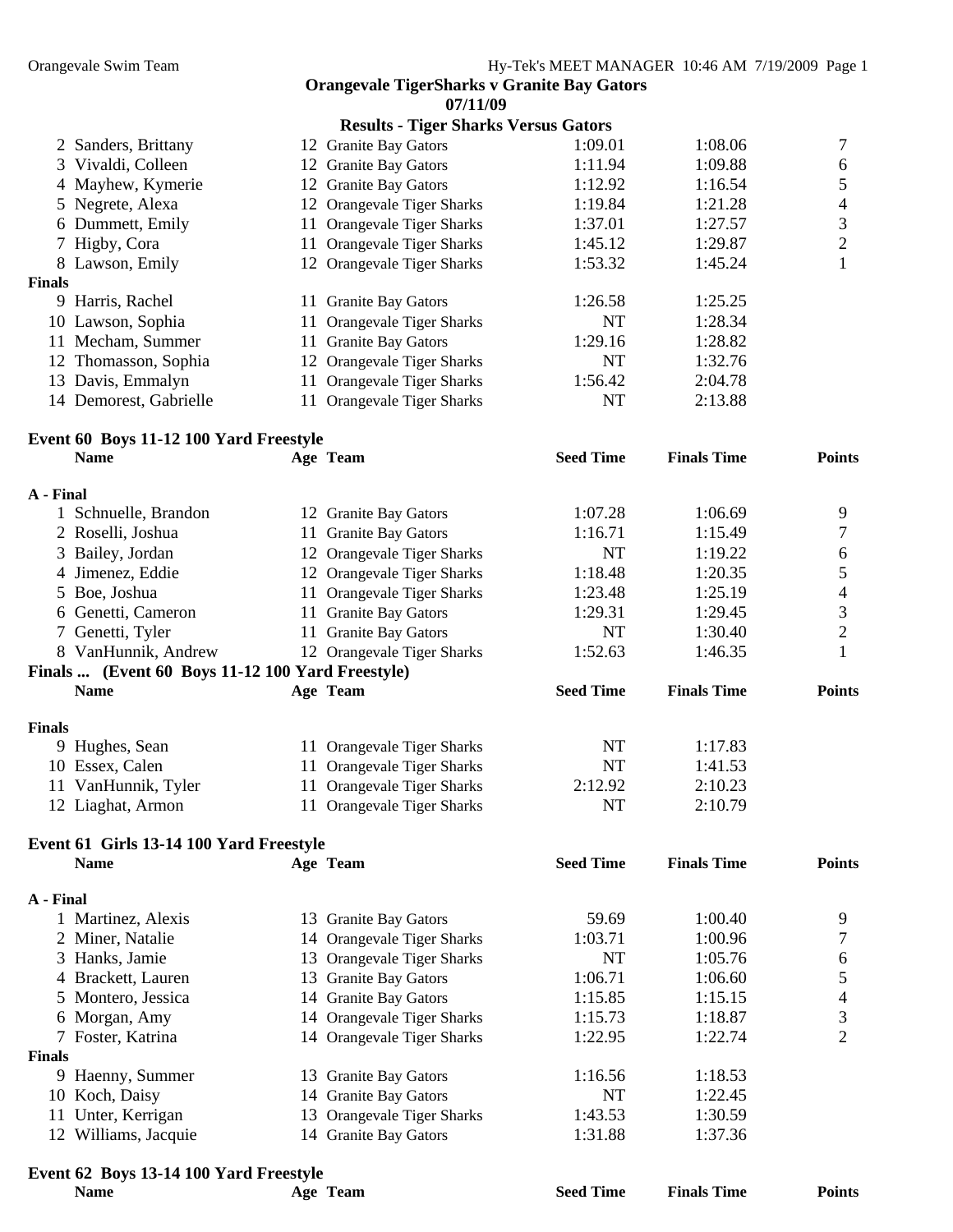**Orangevale TigerSharks v Granite Bay Gators**
**07/11/09**
**Results - Tiger Sharks Versus Gators**

| | Name | Age | Team | Seed Time | Finals Time | Points |
|---|---|---|---|---|---|---|
| 2 | Sanders, Brittany | 12 | Granite Bay Gators | 1:09.01 | 1:08.06 | 7 |
| 3 | Vivaldi, Colleen | 12 | Granite Bay Gators | 1:11.94 | 1:09.88 | 6 |
| 4 | Mayhew, Kymerie | 12 | Granite Bay Gators | 1:12.92 | 1:16.54 | 5 |
| 5 | Negrete, Alexa | 12 | Orangevale Tiger Sharks | 1:19.84 | 1:21.28 | 4 |
| 6 | Dummett, Emily | 11 | Orangevale Tiger Sharks | 1:37.01 | 1:27.57 | 3 |
| 7 | Higby, Cora | 11 | Orangevale Tiger Sharks | 1:45.12 | 1:29.87 | 2 |
| 8 | Lawson, Emily | 12 | Orangevale Tiger Sharks | 1:53.32 | 1:45.24 | 1 |
| **Finals** | | | | | | |
| 9 | Harris, Rachel | 11 | Granite Bay Gators | 1:26.58 | 1:25.25 | |
| 10 | Lawson, Sophia | 11 | Orangevale Tiger Sharks | NT | 1:28.34 | |
| 11 | Mecham, Summer | 11 | Granite Bay Gators | 1:29.16 | 1:28.82 | |
| 12 | Thomasson, Sophia | 12 | Orangevale Tiger Sharks | NT | 1:32.76 | |
| 13 | Davis, Emmalyn | 11 | Orangevale Tiger Sharks | 1:56.42 | 2:04.78 | |
| 14 | Demorest, Gabrielle | 11 | Orangevale Tiger Sharks | NT | 2:13.88 | |

**Event 60 Boys 11-12 100 Yard Freestyle**

| | Name | Age | Team | Seed Time | Finals Time | Points |
|---|---|---|---|---|---|---|
| **A - Final** | | | | | | |
| 1 | Schnuelle, Brandon | 12 | Granite Bay Gators | 1:07.28 | 1:06.69 | 9 |
| 2 | Roselli, Joshua | 11 | Granite Bay Gators | 1:16.71 | 1:15.49 | 7 |
| 3 | Bailey, Jordan | 12 | Orangevale Tiger Sharks | NT | 1:19.22 | 6 |
| 4 | Jimenez, Eddie | 12 | Orangevale Tiger Sharks | 1:18.48 | 1:20.35 | 5 |
| 5 | Boe, Joshua | 11 | Orangevale Tiger Sharks | 1:23.48 | 1:25.19 | 4 |
| 6 | Genetti, Cameron | 11 | Granite Bay Gators | 1:29.31 | 1:29.45 | 3 |
| 7 | Genetti, Tyler | 11 | Granite Bay Gators | NT | 1:30.40 | 2 |
| 8 | VanHunnik, Andrew | 12 | Orangevale Tiger Sharks | 1:52.63 | 1:46.35 | 1 |

**Finals ... (Event 60 Boys 11-12 100 Yard Freestyle)**

| | Name | Age | Team | Seed Time | Finals Time | Points |
|---|---|---|---|---|---|---|
| **Finals** | | | | | | |
| 9 | Hughes, Sean | 11 | Orangevale Tiger Sharks | NT | 1:17.83 | |
| 10 | Essex, Calen | 11 | Orangevale Tiger Sharks | NT | 1:41.53 | |
| 11 | VanHunnik, Tyler | 11 | Orangevale Tiger Sharks | 2:12.92 | 2:10.23 | |
| 12 | Liaghat, Armon | 11 | Orangevale Tiger Sharks | NT | 2:10.79 | |

**Event 61 Girls 13-14 100 Yard Freestyle**

| | Name | Age | Team | Seed Time | Finals Time | Points |
|---|---|---|---|---|---|---|
| **A - Final** | | | | | | |
| 1 | Martinez, Alexis | 13 | Granite Bay Gators | 59.69 | 1:00.40 | 9 |
| 2 | Miner, Natalie | 14 | Orangevale Tiger Sharks | 1:03.71 | 1:00.96 | 7 |
| 3 | Hanks, Jamie | 13 | Orangevale Tiger Sharks | NT | 1:05.76 | 6 |
| 4 | Brackett, Lauren | 13 | Granite Bay Gators | 1:06.71 | 1:06.60 | 5 |
| 5 | Montero, Jessica | 14 | Granite Bay Gators | 1:15.85 | 1:15.15 | 4 |
| 6 | Morgan, Amy | 14 | Orangevale Tiger Sharks | 1:15.73 | 1:18.87 | 3 |
| 7 | Foster, Katrina | 14 | Orangevale Tiger Sharks | 1:22.95 | 1:22.74 | 2 |
| **Finals** | | | | | | |
| 9 | Haenny, Summer | 13 | Granite Bay Gators | 1:16.56 | 1:18.53 | |
| 10 | Koch, Daisy | 14 | Granite Bay Gators | NT | 1:22.45 | |
| 11 | Unter, Kerrigan | 13 | Orangevale Tiger Sharks | 1:43.53 | 1:30.59 | |
| 12 | Williams, Jacquie | 14 | Granite Bay Gators | 1:31.88 | 1:37.36 | |

**Event 62 Boys 13-14 100 Yard Freestyle**

| | Name | Age | Team | Seed Time | Finals Time | Points |
|---|---|---|---|---|---|---|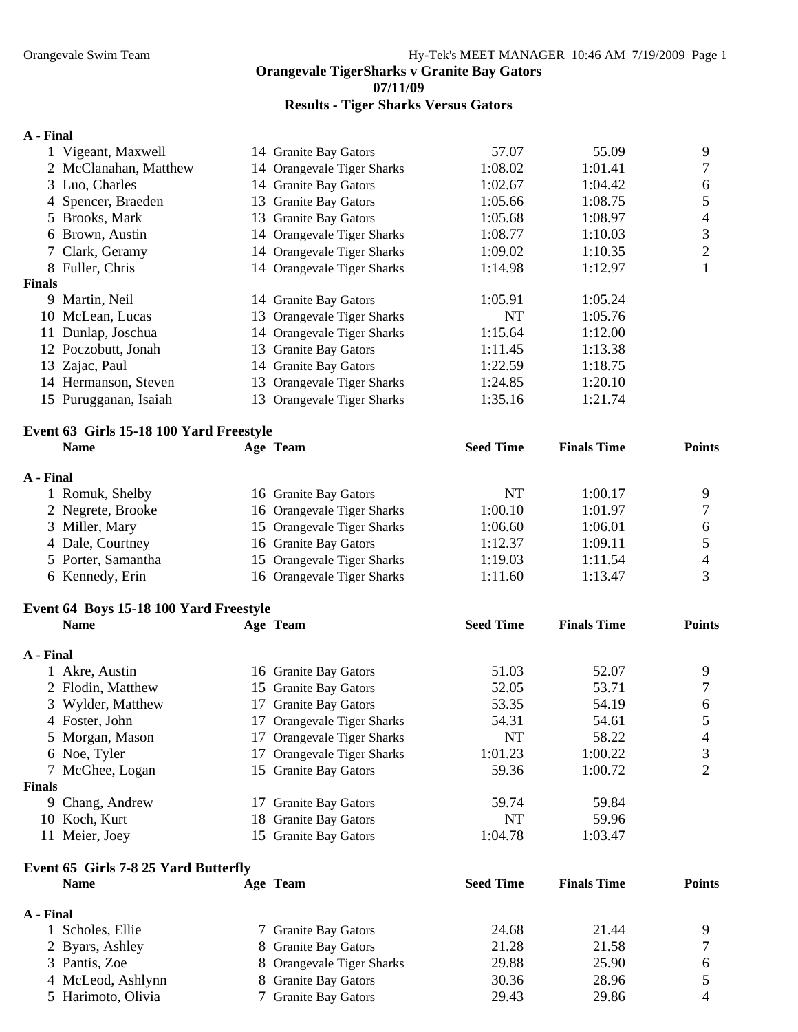**Orangevale TigerSharks v Granite Bay Gators**
**07/11/09**
**Results - Tiger Sharks Versus Gators**

| | Name | Age | Team | Seed Time | Finals Time | Points |
|---|---|---|---|---|---|---|
| **A - Final** | | | | | | |
| 1 | Vigeant, Maxwell | 14 | Granite Bay Gators | 57.07 | 55.09 | 9 |
| 2 | McClanahan, Matthew | 14 | Orangevale Tiger Sharks | 1:08.02 | 1:01.41 | 7 |
| 3 | Luo, Charles | 14 | Granite Bay Gators | 1:02.67 | 1:04.42 | 6 |
| 4 | Spencer, Braeden | 13 | Granite Bay Gators | 1:05.66 | 1:08.75 | 5 |
| 5 | Brooks, Mark | 13 | Granite Bay Gators | 1:05.68 | 1:08.97 | 4 |
| 6 | Brown, Austin | 14 | Orangevale Tiger Sharks | 1:08.77 | 1:10.03 | 3 |
| 7 | Clark, Geramy | 14 | Orangevale Tiger Sharks | 1:09.02 | 1:10.35 | 2 |
| 8 | Fuller, Chris | 14 | Orangevale Tiger Sharks | 1:14.98 | 1:12.97 | 1 |
| **Finals** | | | | | | |
| 9 | Martin, Neil | 14 | Granite Bay Gators | 1:05.91 | 1:05.24 | |
| 10 | McLean, Lucas | 13 | Orangevale Tiger Sharks | NT | 1:05.76 | |
| 11 | Dunlap, Joschua | 14 | Orangevale Tiger Sharks | 1:15.64 | 1:12.00 | |
| 12 | Poczobutt, Jonah | 13 | Granite Bay Gators | 1:11.45 | 1:13.38 | |
| 13 | Zajac, Paul | 14 | Granite Bay Gators | 1:22.59 | 1:18.75 | |
| 14 | Hermanson, Steven | 13 | Orangevale Tiger Sharks | 1:24.85 | 1:20.10 | |
| 15 | Purugganan, Isaiah | 13 | Orangevale Tiger Sharks | 1:35.16 | 1:21.74 | |

### Event 63 Girls 15-18 100 Yard Freestyle

| | Name | Age | Team | Seed Time | Finals Time | Points |
|---|---|---|---|---|---|---|
| **A - Final** | | | | | | |
| 1 | Romuk, Shelby | 16 | Granite Bay Gators | NT | 1:00.17 | 9 |
| 2 | Negrete, Brooke | 16 | Orangevale Tiger Sharks | 1:00.10 | 1:01.97 | 7 |
| 3 | Miller, Mary | 15 | Orangevale Tiger Sharks | 1:06.60 | 1:06.01 | 6 |
| 4 | Dale, Courtney | 16 | Granite Bay Gators | 1:12.37 | 1:09.11 | 5 |
| 5 | Porter, Samantha | 15 | Orangevale Tiger Sharks | 1:19.03 | 1:11.54 | 4 |
| 6 | Kennedy, Erin | 16 | Orangevale Tiger Sharks | 1:11.60 | 1:13.47 | 3 |

### Event 64 Boys 15-18 100 Yard Freestyle

| | Name | Age | Team | Seed Time | Finals Time | Points |
|---|---|---|---|---|---|---|
| **A - Final** | | | | | | |
| 1 | Akre, Austin | 16 | Granite Bay Gators | 51.03 | 52.07 | 9 |
| 2 | Flodin, Matthew | 15 | Granite Bay Gators | 52.05 | 53.71 | 7 |
| 3 | Wylder, Matthew | 17 | Granite Bay Gators | 53.35 | 54.19 | 6 |
| 4 | Foster, John | 17 | Orangevale Tiger Sharks | 54.31 | 54.61 | 5 |
| 5 | Morgan, Mason | 17 | Orangevale Tiger Sharks | NT | 58.22 | 4 |
| 6 | Noe, Tyler | 17 | Orangevale Tiger Sharks | 1:01.23 | 1:00.22 | 3 |
| 7 | McGhee, Logan | 15 | Granite Bay Gators | 59.36 | 1:00.72 | 2 |
| **Finals** | | | | | | |
| 9 | Chang, Andrew | 17 | Granite Bay Gators | 59.74 | 59.84 | |
| 10 | Koch, Kurt | 18 | Granite Bay Gators | NT | 59.96 | |
| 11 | Meier, Joey | 15 | Granite Bay Gators | 1:04.78 | 1:03.47 | |

### Event 65 Girls 7-8 25 Yard Butterfly

| | Name | Age | Team | Seed Time | Finals Time | Points |
|---|---|---|---|---|---|---|
| **A - Final** | | | | | | |
| 1 | Scholes, Ellie | 7 | Granite Bay Gators | 24.68 | 21.44 | 9 |
| 2 | Byars, Ashley | 8 | Granite Bay Gators | 21.28 | 21.58 | 7 |
| 3 | Pantis, Zoe | 8 | Orangevale Tiger Sharks | 29.88 | 25.90 | 6 |
| 4 | McLeod, Ashlynn | 8 | Granite Bay Gators | 30.36 | 28.96 | 5 |
| 5 | Harimoto, Olivia | 7 | Granite Bay Gators | 29.43 | 29.86 | 4 |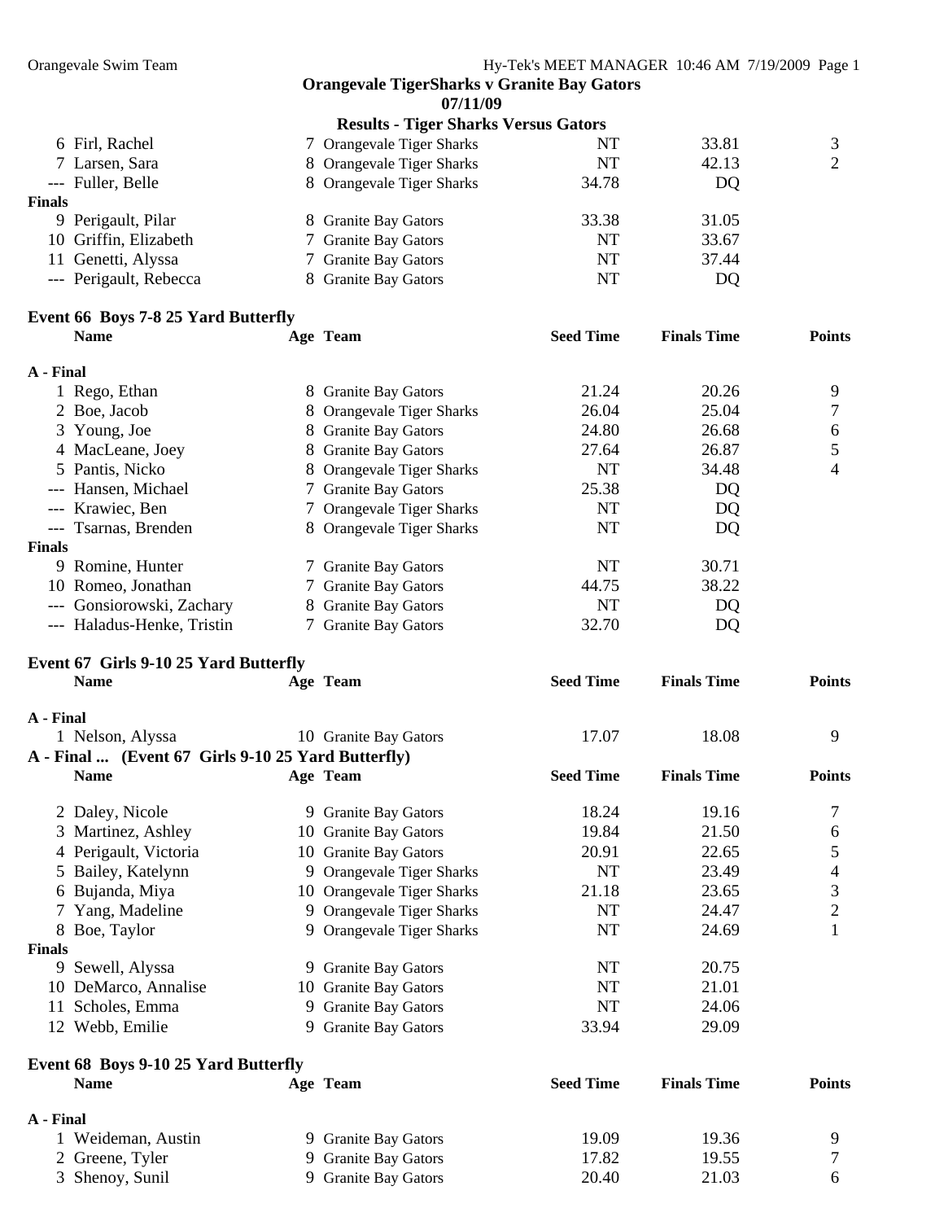## Orangevale TigerSharks v Granite Bay Gators
### 07/11/09
### Results - Tiger Sharks Versus Gators

| | Name | Age | Team | Seed Time | Finals Time | Points |
|---|---|---|---|---|---|---|
| 6 | Firl, Rachel | 7 | Orangevale Tiger Sharks | NT | 33.81 | 3 |
| 7 | Larsen, Sara | 8 | Orangevale Tiger Sharks | NT | 42.13 | 2 |
| --- | Fuller, Belle | 8 | Orangevale Tiger Sharks | 34.78 | DQ | |
| **Finals** | | | | | | |
| 9 | Perigault, Pilar | 8 | Granite Bay Gators | 33.38 | 31.05 | |
| 10 | Griffin, Elizabeth | 7 | Granite Bay Gators | NT | 33.67 | |
| 11 | Genetti, Alyssa | 7 | Granite Bay Gators | NT | 37.44 | |
| --- | Perigault, Rebecca | 8 | Granite Bay Gators | NT | DQ | |

### Event 66 Boys 7-8 25 Yard Butterfly

| | Name | Age | Team | Seed Time | Finals Time | Points |
|---|---|---|---|---|---|---|
| **A - Final** | | | | | | |
| 1 | Rego, Ethan | 8 | Granite Bay Gators | 21.24 | 20.26 | 9 |
| 2 | Boe, Jacob | 8 | Orangevale Tiger Sharks | 26.04 | 25.04 | 7 |
| 3 | Young, Joe | 8 | Granite Bay Gators | 24.80 | 26.68 | 6 |
| 4 | MacLeane, Joey | 8 | Granite Bay Gators | 27.64 | 26.87 | 5 |
| 5 | Pantis, Nicko | 8 | Orangevale Tiger Sharks | NT | 34.48 | 4 |
| --- | Hansen, Michael | 7 | Granite Bay Gators | 25.38 | DQ | |
| --- | Krawiec, Ben | 7 | Orangevale Tiger Sharks | NT | DQ | |
| --- | Tsarnas, Brenden | 8 | Orangevale Tiger Sharks | NT | DQ | |
| **Finals** | | | | | | |
| 9 | Romine, Hunter | 7 | Granite Bay Gators | NT | 30.71 | |
| 10 | Romeo, Jonathan | 7 | Granite Bay Gators | 44.75 | 38.22 | |
| --- | Gonsiorowski, Zachary | 8 | Granite Bay Gators | NT | DQ | |
| --- | Haladus-Henke, Tristin | 7 | Granite Bay Gators | 32.70 | DQ | |

### Event 67 Girls 9-10 25 Yard Butterfly

| | Name | Age | Team | Seed Time | Finals Time | Points |
|---|---|---|---|---|---|---|
| **A - Final** | | | | | | |
| 1 | Nelson, Alyssa | 10 | Granite Bay Gators | 17.07 | 18.08 | 9 |
| 2 | Daley, Nicole | 9 | Granite Bay Gators | 18.24 | 19.16 | 7 |
| 3 | Martinez, Ashley | 10 | Granite Bay Gators | 19.84 | 21.50 | 6 |
| 4 | Perigault, Victoria | 10 | Granite Bay Gators | 20.91 | 22.65 | 5 |
| 5 | Bailey, Katelynn | 9 | Orangevale Tiger Sharks | NT | 23.49 | 4 |
| 6 | Bujanda, Miya | 10 | Orangevale Tiger Sharks | 21.18 | 23.65 | 3 |
| 7 | Yang, Madeline | 9 | Orangevale Tiger Sharks | NT | 24.47 | 2 |
| 8 | Boe, Taylor | 9 | Orangevale Tiger Sharks | NT | 24.69 | 1 |
| **Finals** | | | | | | |
| 9 | Sewell, Alyssa | 9 | Granite Bay Gators | NT | 20.75 | |
| 10 | DeMarco, Annalise | 10 | Granite Bay Gators | NT | 21.01 | |
| 11 | Scholes, Emma | 9 | Granite Bay Gators | NT | 24.06 | |
| 12 | Webb, Emilie | 9 | Granite Bay Gators | 33.94 | 29.09 | |

### Event 68 Boys 9-10 25 Yard Butterfly

| | Name | Age | Team | Seed Time | Finals Time | Points |
|---|---|---|---|---|---|---|
| **A - Final** | | | | | | |
| 1 | Weideman, Austin | 9 | Granite Bay Gators | 19.09 | 19.36 | 9 |
| 2 | Greene, Tyler | 9 | Granite Bay Gators | 17.82 | 19.55 | 7 |
| 3 | Shenoy, Sunil | 9 | Granite Bay Gators | 20.40 | 21.03 | 6 |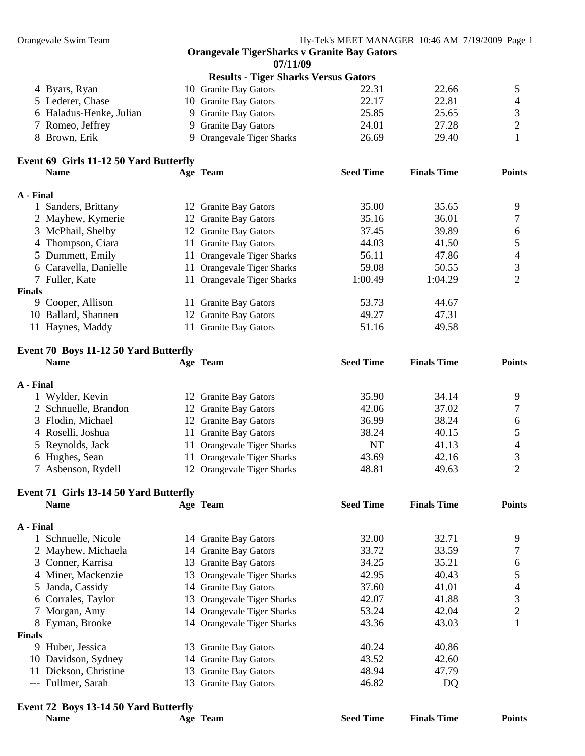## Orangevale TigerSharks v Granite Bay Gators
### 07/11/09
### Results - Tiger Sharks Versus Gators

| | Name | Age | Team | Seed Time | Finals Time | Points |
|---|---|---|---|---|---|---|
| 4 | Byars, Ryan | 10 | Granite Bay Gators | 22.31 | 22.66 | 5 |
| 5 | Lederer, Chase | 10 | Granite Bay Gators | 22.17 | 22.81 | 4 |
| 6 | Haladus-Henke, Julian | 9 | Granite Bay Gators | 25.85 | 25.65 | 3 |
| 7 | Romeo, Jeffrey | 9 | Granite Bay Gators | 24.01 | 27.28 | 2 |
| 8 | Brown, Erik | 9 | Orangevale Tiger Sharks | 26.69 | 29.40 | 1 |

### Event 69 Girls 11-12 50 Yard Butterfly

| | Name | Age | Team | Seed Time | Finals Time | Points |
|---|---|---|---|---|---|---|
| **A - Final** | | | | | | |
| 1 | Sanders, Brittany | 12 | Granite Bay Gators | 35.00 | 35.65 | 9 |
| 2 | Mayhew, Kymerie | 12 | Granite Bay Gators | 35.16 | 36.01 | 7 |
| 3 | McPhail, Shelby | 12 | Granite Bay Gators | 37.45 | 39.89 | 6 |
| 4 | Thompson, Ciara | 11 | Granite Bay Gators | 44.03 | 41.50 | 5 |
| 5 | Dummett, Emily | 11 | Orangevale Tiger Sharks | 56.11 | 47.86 | 4 |
| 6 | Caravella, Danielle | 11 | Orangevale Tiger Sharks | 59.08 | 50.55 | 3 |
| 7 | Fuller, Kate | 11 | Orangevale Tiger Sharks | 1:00.49 | 1:04.29 | 2 |
| **Finals** | | | | | | |
| 9 | Cooper, Allison | 11 | Granite Bay Gators | 53.73 | 44.67 | |
| 10 | Ballard, Shannen | 12 | Granite Bay Gators | 49.27 | 47.31 | |
| 11 | Haynes, Maddy | 11 | Granite Bay Gators | 51.16 | 49.58 | |

### Event 70 Boys 11-12 50 Yard Butterfly

| | Name | Age | Team | Seed Time | Finals Time | Points |
|---|---|---|---|---|---|---|
| **A - Final** | | | | | | |
| 1 | Wylder, Kevin | 12 | Granite Bay Gators | 35.90 | 34.14 | 9 |
| 2 | Schnuelle, Brandon | 12 | Granite Bay Gators | 42.06 | 37.02 | 7 |
| 3 | Flodin, Michael | 12 | Granite Bay Gators | 36.99 | 38.24 | 6 |
| 4 | Roselli, Joshua | 11 | Granite Bay Gators | 38.24 | 40.15 | 5 |
| 5 | Reynolds, Jack | 11 | Orangevale Tiger Sharks | NT | 41.13 | 4 |
| 6 | Hughes, Sean | 11 | Orangevale Tiger Sharks | 43.69 | 42.16 | 3 |
| 7 | Asbenson, Rydell | 12 | Orangevale Tiger Sharks | 48.81 | 49.63 | 2 |

### Event 71 Girls 13-14 50 Yard Butterfly

| | Name | Age | Team | Seed Time | Finals Time | Points |
|---|---|---|---|---|---|---|
| **A - Final** | | | | | | |
| 1 | Schnuelle, Nicole | 14 | Granite Bay Gators | 32.00 | 32.71 | 9 |
| 2 | Mayhew, Michaela | 14 | Granite Bay Gators | 33.72 | 33.59 | 7 |
| 3 | Conner, Karrisa | 13 | Granite Bay Gators | 34.25 | 35.21 | 6 |
| 4 | Miner, Mackenzie | 13 | Orangevale Tiger Sharks | 42.95 | 40.43 | 5 |
| 5 | Janda, Cassidy | 14 | Granite Bay Gators | 37.60 | 41.01 | 4 |
| 6 | Corrales, Taylor | 13 | Orangevale Tiger Sharks | 42.07 | 41.88 | 3 |
| 7 | Morgan, Amy | 14 | Orangevale Tiger Sharks | 53.24 | 42.04 | 2 |
| 8 | Eyman, Brooke | 14 | Orangevale Tiger Sharks | 43.36 | 43.03 | 1 |
| **Finals** | | | | | | |
| 9 | Huber, Jessica | 13 | Granite Bay Gators | 40.24 | 40.86 | |
| 10 | Davidson, Sydney | 14 | Granite Bay Gators | 43.52 | 42.60 | |
| 11 | Dickson, Christine | 13 | Granite Bay Gators | 48.94 | 47.79 | |
| --- | Fullmer, Sarah | 13 | Granite Bay Gators | 46.82 | DQ | |

### Event 72 Boys 13-14 50 Yard Butterfly

| | Name | Age | Team | Seed Time | Finals Time | Points |
|---|---|---|---|---|---|---|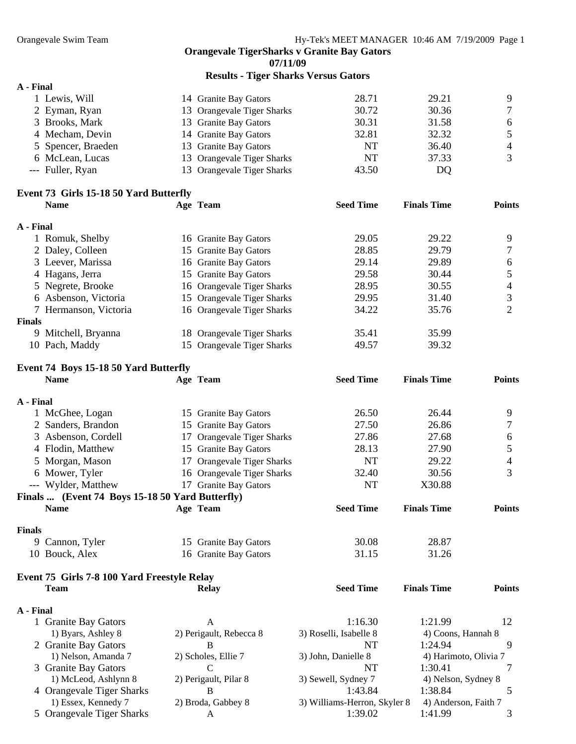## Orangevale TigerSharks v Granite Bay Gators
**07/11/09**
### Results - Tiger Sharks Versus Gators

**A - Final**

| | Name | Age | Team | Seed Time | Finals Time | Points |
|---|---|---|---|---|---|---|
| 1 | Lewis, Will | 14 | Granite Bay Gators | 28.71 | 29.21 | 9 |
| 2 | Eyman, Ryan | 13 | Orangevale Tiger Sharks | 30.72 | 30.36 | 7 |
| 3 | Brooks, Mark | 13 | Granite Bay Gators | 30.31 | 31.58 | 6 |
| 4 | Mecham, Devin | 14 | Granite Bay Gators | 32.81 | 32.32 | 5 |
| 5 | Spencer, Braeden | 13 | Granite Bay Gators | NT | 36.40 | 4 |
| 6 | McLean, Lucas | 13 | Orangevale Tiger Sharks | NT | 37.33 | 3 |
| --- | Fuller, Ryan | 13 | Orangevale Tiger Sharks | 43.50 | DQ | |

### Event 73 Girls 15-18 50 Yard Butterfly

| | Name | Age | Team | Seed Time | Finals Time | Points |
|---|---|---|---|---|---|---|
| **A - Final** | | | | | | |
| 1 | Romuk, Shelby | 16 | Granite Bay Gators | 29.05 | 29.22 | 9 |
| 2 | Daley, Colleen | 15 | Granite Bay Gators | 28.85 | 29.79 | 7 |
| 3 | Leever, Marissa | 16 | Granite Bay Gators | 29.14 | 29.89 | 6 |
| 4 | Hagans, Jerra | 15 | Granite Bay Gators | 29.58 | 30.44 | 5 |
| 5 | Negrete, Brooke | 16 | Orangevale Tiger Sharks | 28.95 | 30.55 | 4 |
| 6 | Asbenson, Victoria | 15 | Orangevale Tiger Sharks | 29.95 | 31.40 | 3 |
| 7 | Hermanson, Victoria | 16 | Orangevale Tiger Sharks | 34.22 | 35.76 | 2 |
| **Finals** | | | | | | |
| 9 | Mitchell, Bryanna | 18 | Orangevale Tiger Sharks | 35.41 | 35.99 | |
| 10 | Pach, Maddy | 15 | Orangevale Tiger Sharks | 49.57 | 39.32 | |

### Event 74 Boys 15-18 50 Yard Butterfly

| | Name | Age | Team | Seed Time | Finals Time | Points |
|---|---|---|---|---|---|---|
| **A - Final** | | | | | | |
| 1 | McGhee, Logan | 15 | Granite Bay Gators | 26.50 | 26.44 | 9 |
| 2 | Sanders, Brandon | 15 | Granite Bay Gators | 27.50 | 26.86 | 7 |
| 3 | Asbenson, Cordell | 17 | Orangevale Tiger Sharks | 27.86 | 27.68 | 6 |
| 4 | Flodin, Matthew | 15 | Granite Bay Gators | 28.13 | 27.90 | 5 |
| 5 | Morgan, Mason | 17 | Orangevale Tiger Sharks | NT | 29.22 | 4 |
| 6 | Mower, Tyler | 16 | Orangevale Tiger Sharks | 32.40 | 30.56 | 3 |
| --- | Wylder, Matthew | 17 | Granite Bay Gators | NT | X30.88 | |

**Finals ... (Event 74 Boys 15-18 50 Yard Butterfly)**

| | Name | Age | Team | Seed Time | Finals Time | Points |
|---|---|---|---|---|---|---|
| **Finals** | | | | | | |
| 9 | Cannon, Tyler | 15 | Granite Bay Gators | 30.08 | 28.87 | |
| 10 | Bouck, Alex | 16 | Granite Bay Gators | 31.15 | 31.26 | |

### Event 75 Girls 7-8 100 Yard Freestyle Relay

| | Team | Relay | Seed Time | Finals Time | Points |
|---|---|---|---|---|---|
| **A - Final** | | | | | |
| 1 | Granite Bay Gators | A | 1:16.30 | 1:21.99 | 12 |
| | 1) Byars, Ashley 8 | 2) Perigault, Rebecca 8 | 3) Roselli, Isabelle 8 | 4) Coons, Hannah 8 | |
| 2 | Granite Bay Gators | B | NT | 1:24.94 | 9 |
| | 1) Nelson, Amanda 7 | 2) Scholes, Ellie 7 | 3) John, Danielle 8 | 4) Harimoto, Olivia 7 | |
| 3 | Granite Bay Gators | C | NT | 1:30.41 | 7 |
| | 1) McLeod, Ashlynn 8 | 2) Perigault, Pilar 8 | 3) Sewell, Sydney 7 | 4) Nelson, Sydney 8 | |
| 4 | Orangevale Tiger Sharks | B | 1:43.84 | 1:38.84 | 5 |
| | 1) Essex, Kennedy 7 | 2) Broda, Gabbey 8 | 3) Williams-Herron, Skyler 8 | 4) Anderson, Faith 7 | |
| 5 | Orangevale Tiger Sharks | A | 1:39.02 | 1:41.99 | 3 |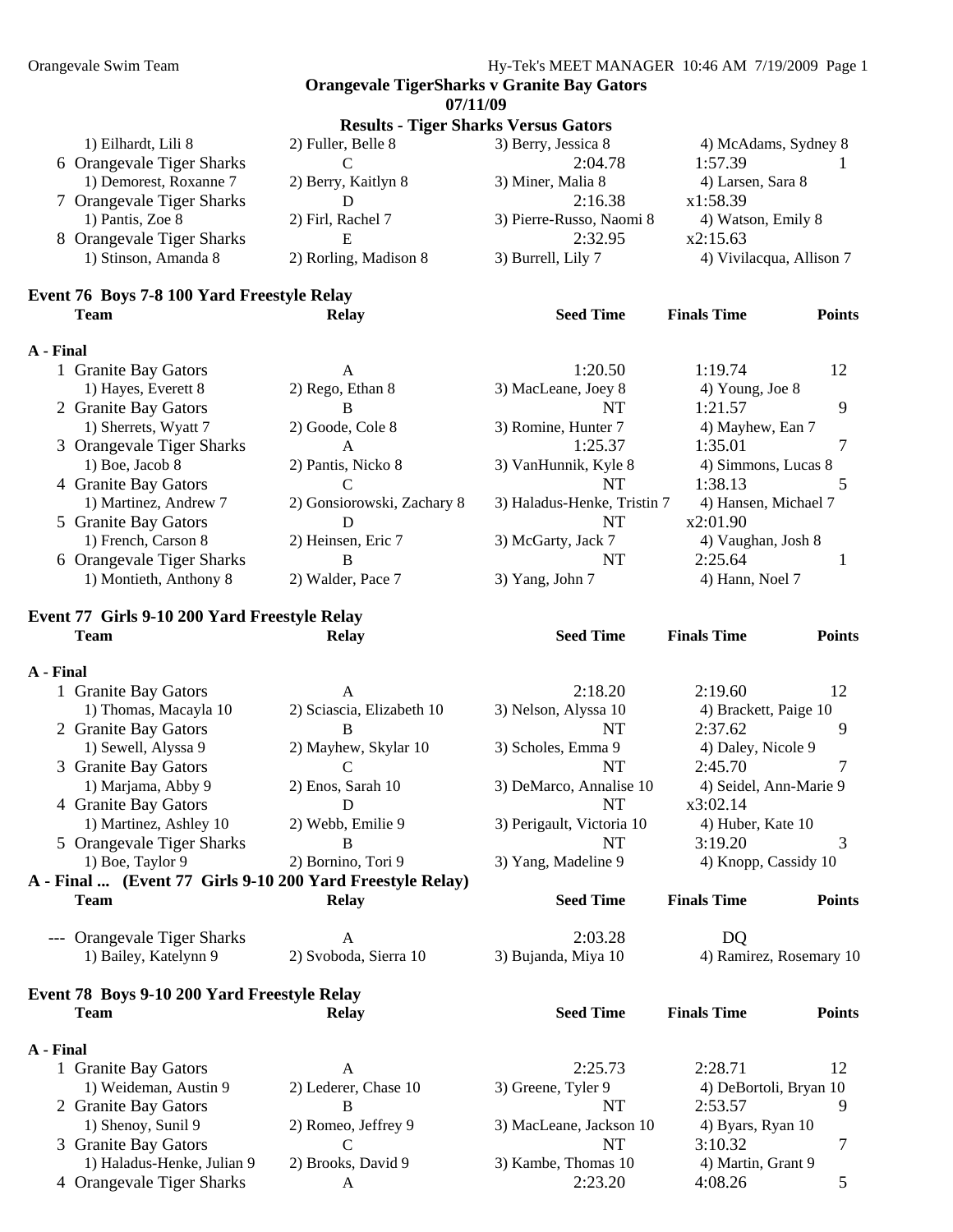## Orangevale TigerSharks v Granite Bay Gators

**07/11/09**

### Results - Tiger Sharks Versus Gators

| | Team | Relay | Seed Time | Finals Time | Points |
|---|---|---|---|---|---|
| | 1) Eilhardt, Lili 8 | 2) Fuller, Belle 8 | 3) Berry, Jessica 8 | 4) McAdams, Sydney 8 | |
| 6 | Orangevale Tiger Sharks | C | 2:04.78 | 1:57.39 | 1 |
| | 1) Demorest, Roxanne 7 | 2) Berry, Kaitlyn 8 | 3) Miner, Malia 8 | 4) Larsen, Sara 8 | |
| 7 | Orangevale Tiger Sharks | D | 2:16.38 | x1:58.39 | |
| | 1) Pantis, Zoe 8 | 2) Firl, Rachel 7 | 3) Pierre-Russo, Naomi 8 | 4) Watson, Emily 8 | |
| 8 | Orangevale Tiger Sharks | E | 2:32.95 | x2:15.63 | |
| | 1) Stinson, Amanda 8 | 2) Rorling, Madison 8 | 3) Burrell, Lily 7 | 4) Vivilacqua, Allison 7 | |

### Event 76 Boys 7-8 100 Yard Freestyle Relay

**A - Final**

| | Team | Relay | Seed Time | Finals Time | Points |
|---|---|---|---|---|---|
| 1 | Granite Bay Gators | A | 1:20.50 | 1:19.74 | 12 |
| | 1) Hayes, Everett 8 | 2) Rego, Ethan 8 | 3) MacLeane, Joey 8 | 4) Young, Joe 8 | |
| 2 | Granite Bay Gators | B | NT | 1:21.57 | 9 |
| | 1) Sherrets, Wyatt 7 | 2) Goode, Cole 8 | 3) Romine, Hunter 7 | 4) Mayhew, Ean 7 | |
| 3 | Orangevale Tiger Sharks | A | 1:25.37 | 1:35.01 | 7 |
| | 1) Boe, Jacob 8 | 2) Pantis, Nicko 8 | 3) VanHunnik, Kyle 8 | 4) Simmons, Lucas 8 | |
| 4 | Granite Bay Gators | C | NT | 1:38.13 | 5 |
| | 1) Martinez, Andrew 7 | 2) Gonsiorowski, Zachary 8 | 3) Haladus-Henke, Tristin 7 | 4) Hansen, Michael 7 | |
| 5 | Granite Bay Gators | D | NT | x2:01.90 | |
| | 1) French, Carson 8 | 2) Heinsen, Eric 7 | 3) McGarty, Jack 7 | 4) Vaughan, Josh 8 | |
| 6 | Orangevale Tiger Sharks | B | NT | 2:25.64 | 1 |
| | 1) Montieth, Anthony 8 | 2) Walder, Pace 7 | 3) Yang, John 7 | 4) Hann, Noel 7 | |

### Event 77 Girls 9-10 200 Yard Freestyle Relay

**A - Final**

| | Team | Relay | Seed Time | Finals Time | Points |
|---|---|---|---|---|---|
| 1 | Granite Bay Gators | A | 2:18.20 | 2:19.60 | 12 |
| | 1) Thomas, Macayla 10 | 2) Sciascia, Elizabeth 10 | 3) Nelson, Alyssa 10 | 4) Brackett, Paige 10 | |
| 2 | Granite Bay Gators | B | NT | 2:37.62 | 9 |
| | 1) Sewell, Alyssa 9 | 2) Mayhew, Skylar 10 | 3) Scholes, Emma 9 | 4) Daley, Nicole 9 | |
| 3 | Granite Bay Gators | C | NT | 2:45.70 | 7 |
| | 1) Marjama, Abby 9 | 2) Enos, Sarah 10 | 3) DeMarco, Annalise 10 | 4) Seidel, Ann-Marie 9 | |
| 4 | Granite Bay Gators | D | NT | x3:02.14 | |
| | 1) Martinez, Ashley 10 | 2) Webb, Emilie 9 | 3) Perigault, Victoria 10 | 4) Huber, Kate 10 | |
| 5 | Orangevale Tiger Sharks | B | NT | 3:19.20 | 3 |
| | 1) Boe, Taylor 9 | 2) Bornino, Tori 9 | 3) Yang, Madeline 9 | 4) Knopp, Cassidy 10 | |

**A - Final ... (Event 77 Girls 9-10 200 Yard Freestyle Relay)**

| | Team | Relay | Seed Time | Finals Time | Points |
|---|---|---|---|---|---|
| --- | Orangevale Tiger Sharks | A | 2:03.28 | DQ | |
| | 1) Bailey, Katelynn 9 | 2) Svoboda, Sierra 10 | 3) Bujanda, Miya 10 | 4) Ramirez, Rosemary 10 | |

### Event 78 Boys 9-10 200 Yard Freestyle Relay

**A - Final**

| | Team | Relay | Seed Time | Finals Time | Points |
|---|---|---|---|---|---|
| 1 | Granite Bay Gators | A | 2:25.73 | 2:28.71 | 12 |
| | 1) Weideman, Austin 9 | 2) Lederer, Chase 10 | 3) Greene, Tyler 9 | 4) DeBortoli, Bryan 10 | |
| 2 | Granite Bay Gators | B | NT | 2:53.57 | 9 |
| | 1) Shenoy, Sunil 9 | 2) Romeo, Jeffrey 9 | 3) MacLeane, Jackson 10 | 4) Byars, Ryan 10 | |
| 3 | Granite Bay Gators | C | NT | 3:10.32 | 7 |
| | 1) Haladus-Henke, Julian 9 | 2) Brooks, David 9 | 3) Kambe, Thomas 10 | 4) Martin, Grant 9 | |
| 4 | Orangevale Tiger Sharks | A | 2:23.20 | 4:08.26 | 5 |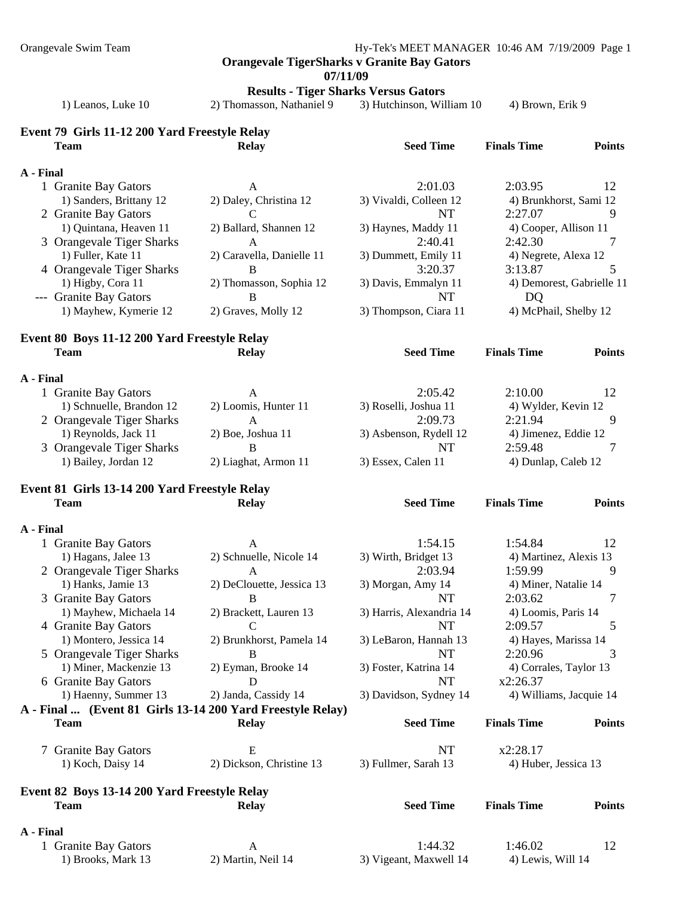**Orangevale TigerSharks v Granite Bay Gators**
**07/11/09**
**Results - Tiger Sharks Versus Gators**

1) Leanos, Luke 10 | 2) Thomasson, Nathaniel 9 | 3) Hutchinson, William 10 | 4) Brown, Erik 9

### Event 79 Girls 11-12 200 Yard Freestyle Relay

| | Team | Relay | Seed Time | Finals Time | Points |
|---|---|---|---|---|---|
| **A - Final** | | | | | |
| 1 | Granite Bay Gators | A | 2:01.03 | 2:03.95 | 12 |
| | 1) Sanders, Brittany 12 | 2) Daley, Christina 12 | 3) Vivaldi, Colleen 12 | 4) Brunkhorst, Sami 12 | |
| 2 | Granite Bay Gators | C | NT | 2:27.07 | 9 |
| | 1) Quintana, Heaven 11 | 2) Ballard, Shannen 12 | 3) Haynes, Maddy 11 | 4) Cooper, Allison 11 | |
| 3 | Orangevale Tiger Sharks | A | 2:40.41 | 2:42.30 | 7 |
| | 1) Fuller, Kate 11 | 2) Caravella, Danielle 11 | 3) Dummett, Emily 11 | 4) Negrete, Alexa 12 | |
| 4 | Orangevale Tiger Sharks | B | 3:20.37 | 3:13.87 | 5 |
| | 1) Higby, Cora 11 | 2) Thomasson, Sophia 12 | 3) Davis, Emmalyn 11 | 4) Demorest, Gabrielle 11 | |
| --- | Granite Bay Gators | B | NT | DQ | |
| | 1) Mayhew, Kymerie 12 | 2) Graves, Molly 12 | 3) Thompson, Ciara 11 | 4) McPhail, Shelby 12 | |

### Event 80 Boys 11-12 200 Yard Freestyle Relay

| | Team | Relay | Seed Time | Finals Time | Points |
|---|---|---|---|---|---|
| **A - Final** | | | | | |
| 1 | Granite Bay Gators | A | 2:05.42 | 2:10.00 | 12 |
| | 1) Schnuelle, Brandon 12 | 2) Loomis, Hunter 11 | 3) Roselli, Joshua 11 | 4) Wylder, Kevin 12 | |
| 2 | Orangevale Tiger Sharks | A | 2:09.73 | 2:21.94 | 9 |
| | 1) Reynolds, Jack 11 | 2) Boe, Joshua 11 | 3) Asbenson, Rydell 12 | 4) Jimenez, Eddie 12 | |
| 3 | Orangevale Tiger Sharks | B | NT | 2:59.48 | 7 |
| | 1) Bailey, Jordan 12 | 2) Liaghat, Armon 11 | 3) Essex, Calen 11 | 4) Dunlap, Caleb 12 | |

### Event 81 Girls 13-14 200 Yard Freestyle Relay

| | Team | Relay | Seed Time | Finals Time | Points |
|---|---|---|---|---|---|
| **A - Final** | | | | | |
| 1 | Granite Bay Gators | A | 1:54.15 | 1:54.84 | 12 |
| | 1) Hagans, Jalee 13 | 2) Schnuelle, Nicole 14 | 3) Wirth, Bridget 13 | 4) Martinez, Alexis 13 | |
| 2 | Orangevale Tiger Sharks | A | 2:03.94 | 1:59.99 | 9 |
| | 1) Hanks, Jamie 13 | 2) DeClouette, Jessica 13 | 3) Morgan, Amy 14 | 4) Miner, Natalie 14 | |
| 3 | Granite Bay Gators | B | NT | 2:03.62 | 7 |
| | 1) Mayhew, Michaela 14 | 2) Brackett, Lauren 13 | 3) Harris, Alexandria 14 | 4) Loomis, Paris 14 | |
| 4 | Granite Bay Gators | C | NT | 2:09.57 | 5 |
| | 1) Montero, Jessica 14 | 2) Brunkhorst, Pamela 14 | 3) LeBaron, Hannah 13 | 4) Hayes, Marissa 14 | |
| 5 | Orangevale Tiger Sharks | B | NT | 2:20.96 | 3 |
| | 1) Miner, Mackenzie 13 | 2) Eyman, Brooke 14 | 3) Foster, Katrina 14 | 4) Corrales, Taylor 13 | |
| 6 | Granite Bay Gators | D | NT | x2:26.37 | |
| | 1) Haenny, Summer 13 | 2) Janda, Cassidy 14 | 3) Davidson, Sydney 14 | 4) Williams, Jacquie 14 | |
| 7 | Granite Bay Gators | E | NT | x2:28.17 | |
| | 1) Koch, Daisy 14 | 2) Dickson, Christine 13 | 3) Fullmer, Sarah 13 | 4) Huber, Jessica 13 | |

### Event 82 Boys 13-14 200 Yard Freestyle Relay

| | Team | Relay | Seed Time | Finals Time | Points |
|---|---|---|---|---|---|
| **A - Final** | | | | | |
| 1 | Granite Bay Gators | A | 1:44.32 | 1:46.02 | 12 |
| | 1) Brooks, Mark 13 | 2) Martin, Neil 14 | 3) Vigeant, Maxwell 14 | 4) Lewis, Will 14 | |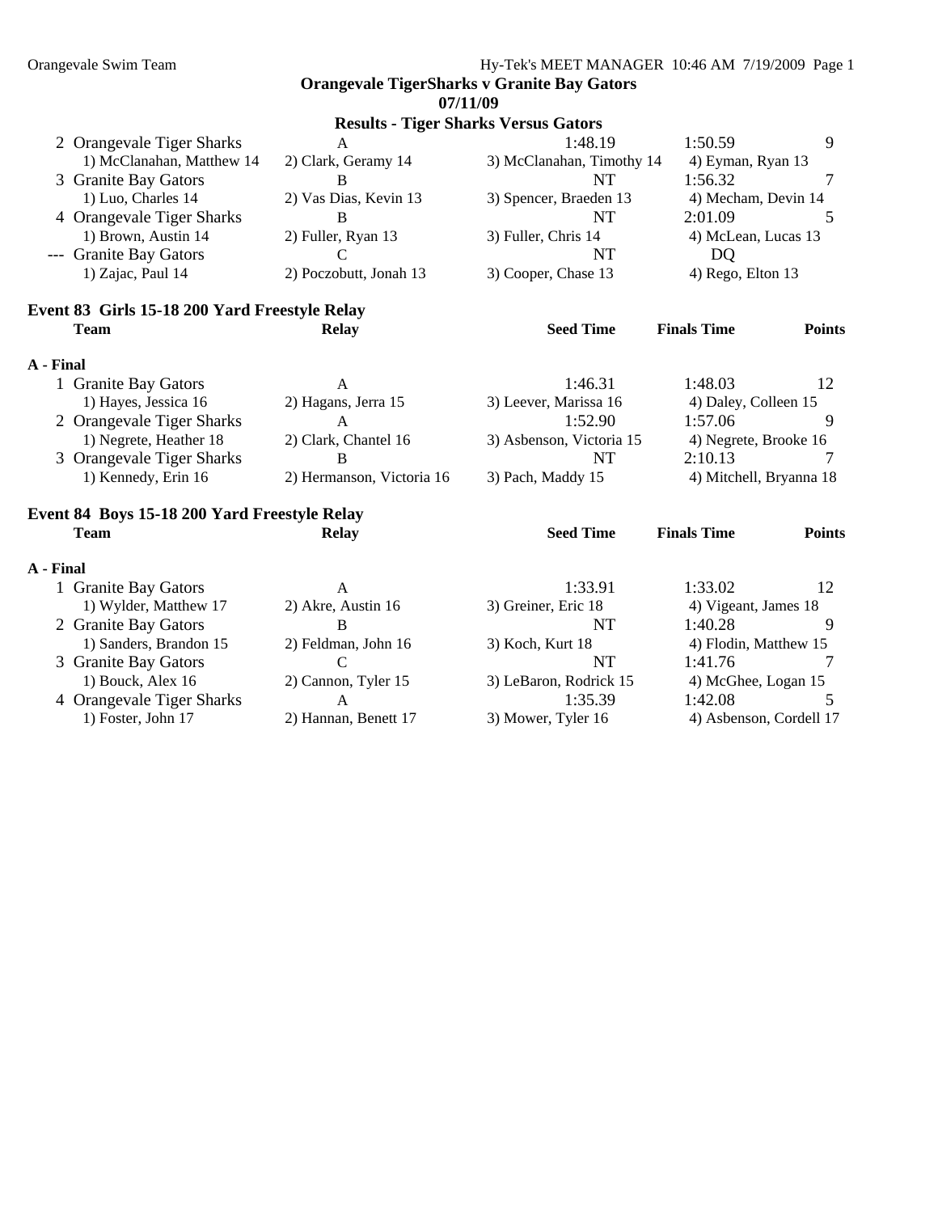## Orangevale TigerSharks v Granite Bay Gators

**07/11/09**

### Results - Tiger Sharks Versus Gators

| | | | | |
|---|---|---|---|---|
| 2 Orangevale Tiger Sharks | A | 1:48.19 | 1:50.59 | 9 |
| 1) McClanahan, Matthew 14 | 2) Clark, Geramy 14 | 3) McClanahan, Timothy 14 | 4) Eyman, Ryan 13 | |
| 3 Granite Bay Gators | B | NT | 1:56.32 | 7 |
| 1) Luo, Charles 14 | 2) Vas Dias, Kevin 13 | 3) Spencer, Braeden 13 | 4) Mecham, Devin 14 | |
| 4 Orangevale Tiger Sharks | B | NT | 2:01.09 | 5 |
| 1) Brown, Austin 14 | 2) Fuller, Ryan 13 | 3) Fuller, Chris 14 | 4) McLean, Lucas 13 | |
| --- Granite Bay Gators | C | NT | DQ | |
| 1) Zajac, Paul 14 | 2) Poczobutt, Jonah 13 | 3) Cooper, Chase 13 | 4) Rego, Elton 13 | |

### Event 83 Girls 15-18 200 Yard Freestyle Relay

| Team | Relay | Seed Time | Finals Time | Points |
|---|---|---|---|---|
| **A - Final** | | | | |
| 1 Granite Bay Gators | A | 1:46.31 | 1:48.03 | 12 |
| 1) Hayes, Jessica 16 | 2) Hagans, Jerra 15 | 3) Leever, Marissa 16 | 4) Daley, Colleen 15 | |
| 2 Orangevale Tiger Sharks | A | 1:52.90 | 1:57.06 | 9 |
| 1) Negrete, Heather 18 | 2) Clark, Chantel 16 | 3) Asbenson, Victoria 15 | 4) Negrete, Brooke 16 | |
| 3 Orangevale Tiger Sharks | B | NT | 2:10.13 | 7 |
| 1) Kennedy, Erin 16 | 2) Hermanson, Victoria 16 | 3) Pach, Maddy 15 | 4) Mitchell, Bryanna 18 | |

### Event 84 Boys 15-18 200 Yard Freestyle Relay

| Team | Relay | Seed Time | Finals Time | Points |
|---|---|---|---|---|
| **A - Final** | | | | |
| 1 Granite Bay Gators | A | 1:33.91 | 1:33.02 | 12 |
| 1) Wylder, Matthew 17 | 2) Akre, Austin 16 | 3) Greiner, Eric 18 | 4) Vigeant, James 18 | |
| 2 Granite Bay Gators | B | NT | 1:40.28 | 9 |
| 1) Sanders, Brandon 15 | 2) Feldman, John 16 | 3) Koch, Kurt 18 | 4) Flodin, Matthew 15 | |
| 3 Granite Bay Gators | C | NT | 1:41.76 | 7 |
| 1) Bouck, Alex 16 | 2) Cannon, Tyler 15 | 3) LeBaron, Rodrick 15 | 4) McGhee, Logan 15 | |
| 4 Orangevale Tiger Sharks | A | 1:35.39 | 1:42.08 | 5 |
| 1) Foster, John 17 | 2) Hannan, Benett 17 | 3) Mower, Tyler 16 | 4) Asbenson, Cordell 17 | |